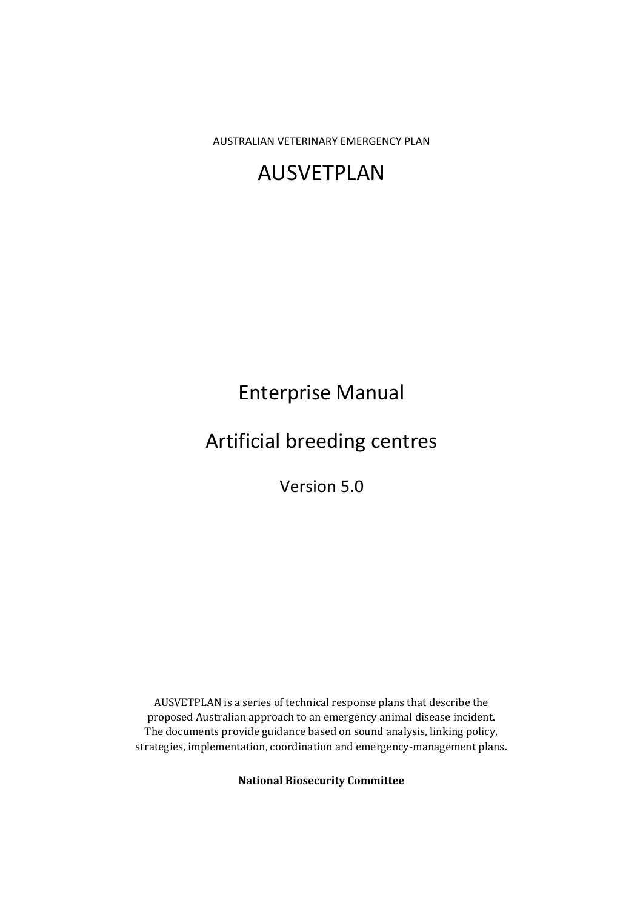AUSTRALIAN VETERINARY EMERGENCY PLAN

# AUSVETPLAN

# Enterprise Manual

# Artificial breeding centres

Version 5.0

AUSVETPLAN is a series of technical response plans that describe the proposed Australian approach to an emergency animal disease incident. The documents provide guidance based on sound analysis, linking policy, strategies, implementation, coordination and emergency-management plans.

**National Biosecurity Committee**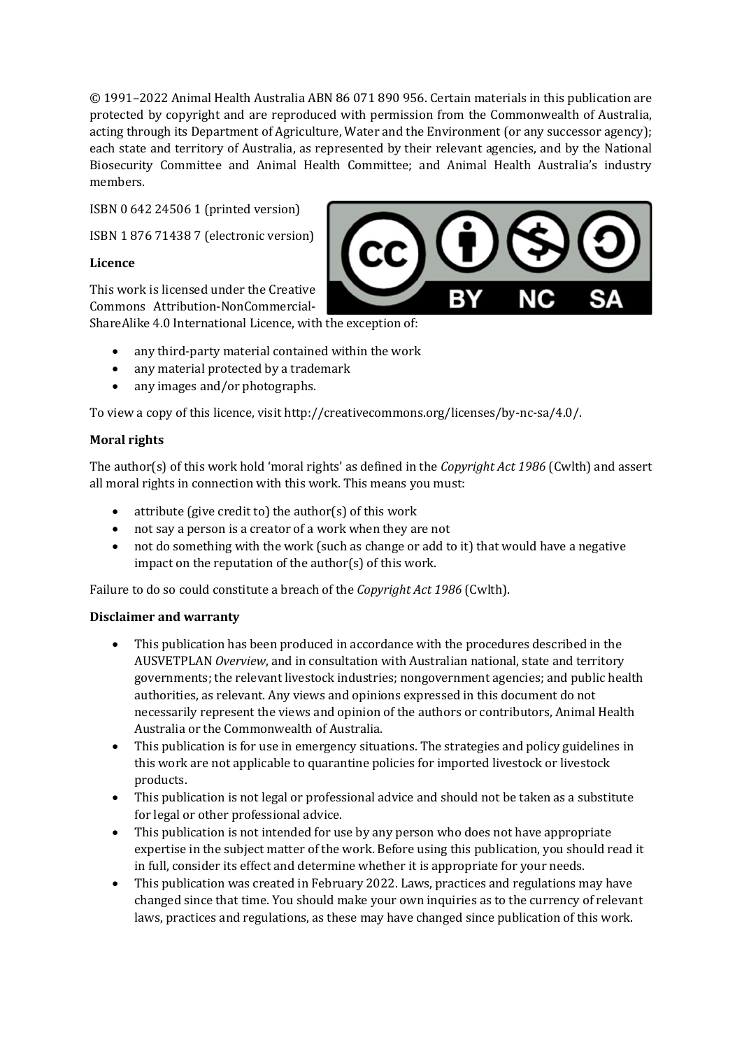© 1991–2022 Animal Health Australia ABN 86 071 890 956. Certain materials in this publication are protected by copyright and are reproduced with permission from the Commonwealth of Australia, acting through its Department of Agriculture, Water and the Environment (or any successor agency); each state and territory of Australia, as represented by their relevant agencies, and by the National Biosecurity Committee and Animal Health Committee; and Animal Health Australia's industry members.

ISBN 0 642 24506 1 (printed version)

ISBN 1 876 71438 7 (electronic version)

**Licence**

This work is licensed under the Creative Commons Attribution-NonCommercial-ShareAlike 4.0 International Licence, with the exception of:

- any third-party material contained within the work
- any material protected by a trademark
- any images and/or photographs.

To view a copy of this licence, visit http://creativecommons.org/licenses/by-nc-sa/4.0/.

**Moral rights**

The author(s) of this work hold 'moral rights' as defined in the *Copyright Act 1986* (Cwlth) and assert all moral rights in connection with this work. This means you must:

- attribute (give credit to) the author(s) of this work
- not say a person is a creator of a work when they are not
- not do something with the work (such as change or add to it) that would have a negative impact on the reputation of the author(s) of this work.

Failure to do so could constitute a breach of the *Copyright Act 1986* (Cwlth).

**Disclaimer and warranty**

- This publication has been produced in accordance with the procedures described in the AUSVETPLAN *Overview*, and in consultation with Australian national, state and territory governments; the relevant livestock industries; nongovernment agencies; and public health authorities, as relevant. Any views and opinions expressed in this document do not necessarily represent the views and opinion of the authors or contributors, Animal Health Australia or the Commonwealth of Australia.
- This publication is for use in emergency situations. The strategies and policy guidelines in this work are not applicable to quarantine policies for imported livestock or livestock products.
- This publication is not legal or professional advice and should not be taken as a substitute for legal or other professional advice.
- This publication is not intended for use by any person who does not have appropriate expertise in the subject matter of the work. Before using this publication, you should read it in full, consider its effect and determine whether it is appropriate for your needs.
- This publication was created in February 2022. Laws, practices and regulations may have changed since that time. You should make your own inquiries as to the currency of relevant laws, practices and regulations, as these may have changed since publication of this work.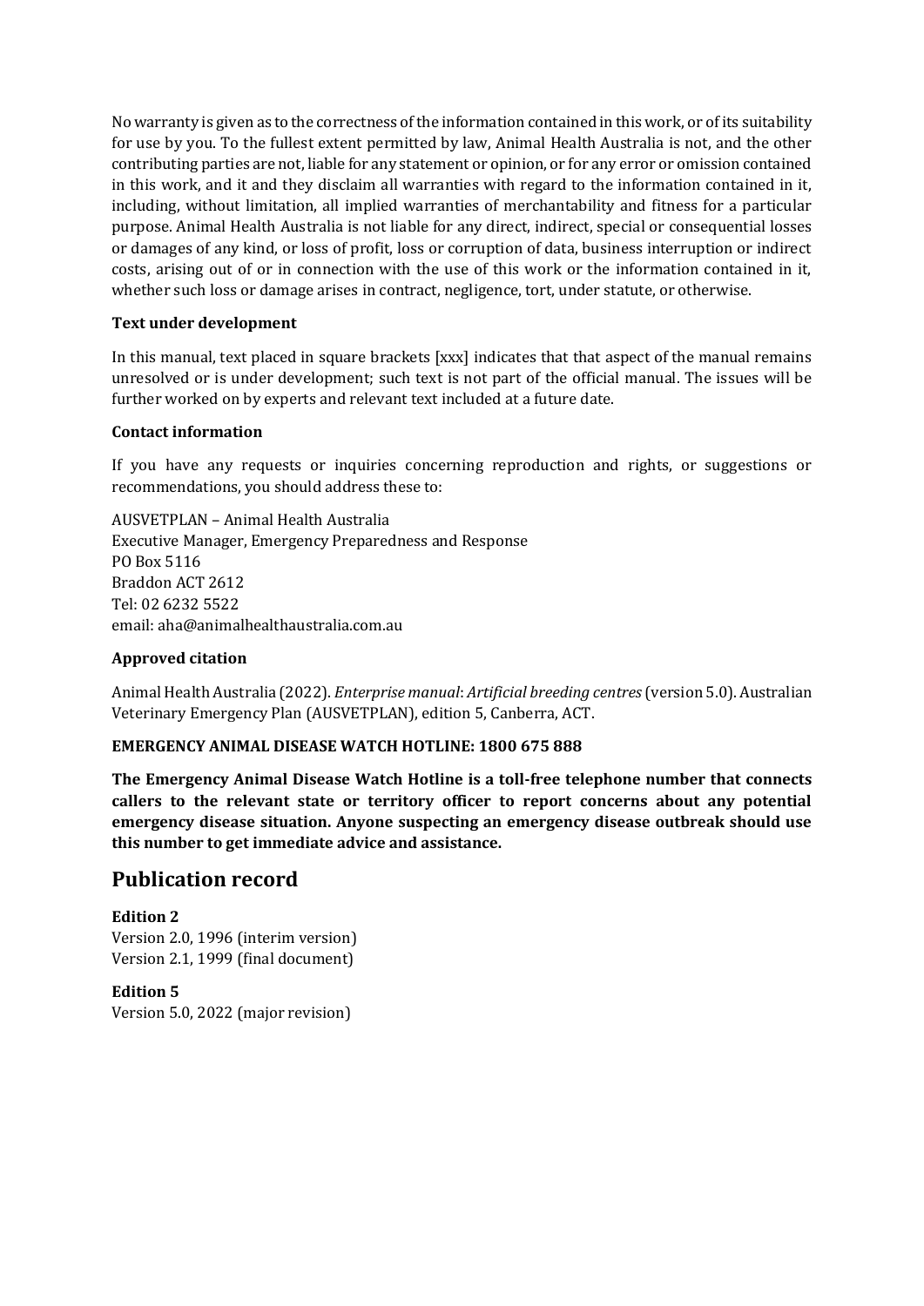No warranty is given as to the correctness of the information contained in this work, or of its suitability for use by you. To the fullest extent permitted by law, Animal Health Australia is not, and the other contributing parties are not, liable for any statement or opinion, or for any error or omission contained in this work, and it and they disclaim all warranties with regard to the information contained in it, including, without limitation, all implied warranties of merchantability and fitness for a particular purpose. Animal Health Australia is not liable for any direct, indirect, special or consequential losses or damages of any kind, or loss of profit, loss or corruption of data, business interruption or indirect costs, arising out of or in connection with the use of this work or the information contained in it, whether such loss or damage arises in contract, negligence, tort, under statute, or otherwise.

**Text under development**

In this manual, text placed in square brackets [xxx] indicates that that aspect of the manual remains unresolved or is under development; such text is not part of the official manual. The issues will be further worked on by experts and relevant text included at a future date.

**Contact information**

If you have any requests or inquiries concerning reproduction and rights, or suggestions or recommendations, you should address these to:

AUSVETPLAN – Animal Health Australia
Executive Manager, Emergency Preparedness and Response
PO Box 5116
Braddon ACT 2612
Tel: 02 6232 5522
email: aha@animalhealthaustralia.com.au

**Approved citation**

Animal Health Australia (2022). *Enterprise manual*: *Artificial breeding centres* (version 5.0). Australian Veterinary Emergency Plan (AUSVETPLAN), edition 5, Canberra, ACT.

**EMERGENCY ANIMAL DISEASE WATCH HOTLINE: 1800 675 888**

**The Emergency Animal Disease Watch Hotline is a toll-free telephone number that connects callers to the relevant state or territory officer to report concerns about any potential emergency disease situation. Anyone suspecting an emergency disease outbreak should use this number to get immediate advice and assistance.**

## Publication record

**Edition 2**
Version 2.0, 1996 (interim version)
Version 2.1, 1999 (final document)

**Edition 5**
Version 5.0, 2022 (major revision)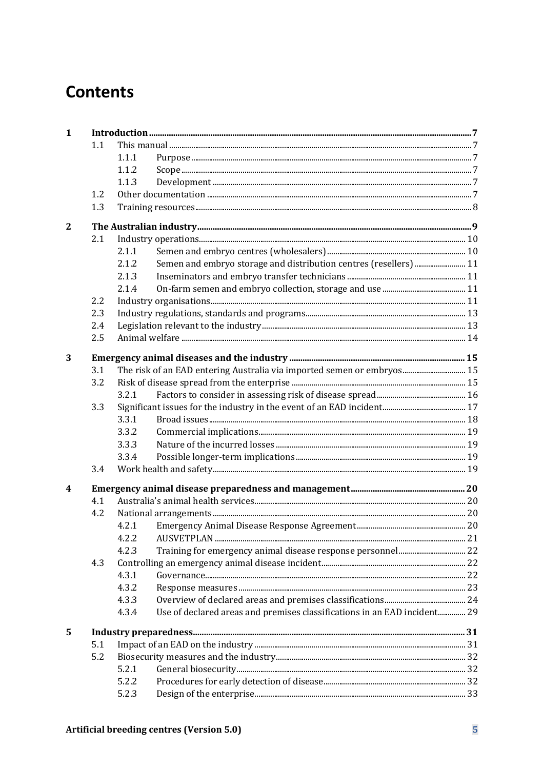# Contents

| | | | | |
|---|---|---|---|---|
| **1** | **Introduction** | | | **7** |
| | 1.1 | This manual | | 7 |
| | | 1.1.1 | Purpose | 7 |
| | | 1.1.2 | Scope | 7 |
| | | 1.1.3 | Development | 7 |
| | 1.2 | Other documentation | | 7 |
| | 1.3 | Training resources | | 8 |
| **2** | **The Australian industry** | | | **9** |
| | 2.1 | Industry operations | | 10 |
| | | 2.1.1 | Semen and embryo centres (wholesalers) | 10 |
| | | 2.1.2 | Semen and embryo storage and distribution centres (resellers) | 11 |
| | | 2.1.3 | Inseminators and embryo transfer technicians | 11 |
| | | 2.1.4 | On-farm semen and embryo collection, storage and use | 11 |
| | 2.2 | Industry organisations | | 11 |
| | 2.3 | Industry regulations, standards and programs | | 13 |
| | 2.4 | Legislation relevant to the industry | | 13 |
| | 2.5 | Animal welfare | | 14 |
| **3** | **Emergency animal diseases and the industry** | | | **15** |
| | 3.1 | The risk of an EAD entering Australia via imported semen or embryos | | 15 |
| | 3.2 | Risk of disease spread from the enterprise | | 15 |
| | | 3.2.1 | Factors to consider in assessing risk of disease spread | 16 |
| | 3.3 | Significant issues for the industry in the event of an EAD incident | | 17 |
| | | 3.3.1 | Broad issues | 18 |
| | | 3.3.2 | Commercial implications | 19 |
| | | 3.3.3 | Nature of the incurred losses | 19 |
| | | 3.3.4 | Possible longer-term implications | 19 |
| | 3.4 | Work health and safety | | 19 |
| **4** | **Emergency animal disease preparedness and management** | | | **20** |
| | 4.1 | Australia's animal health services | | 20 |
| | 4.2 | National arrangements | | 20 |
| | | 4.2.1 | Emergency Animal Disease Response Agreement | 20 |
| | | 4.2.2 | AUSVETPLAN | 21 |
| | | 4.2.3 | Training for emergency animal disease response personnel | 22 |
| | 4.3 | Controlling an emergency animal disease incident | | 22 |
| | | 4.3.1 | Governance | 22 |
| | | 4.3.2 | Response measures | 23 |
| | | 4.3.3 | Overview of declared areas and premises classifications | 24 |
| | | 4.3.4 | Use of declared areas and premises classifications in an EAD incident | 29 |
| **5** | **Industry preparedness** | | | **31** |
| | 5.1 | Impact of an EAD on the industry | | 31 |
| | 5.2 | Biosecurity measures and the industry | | 32 |
| | | 5.2.1 | General biosecurity | 32 |
| | | 5.2.2 | Procedures for early detection of disease | 32 |
| | | 5.2.3 | Design of the enterprise | 33 |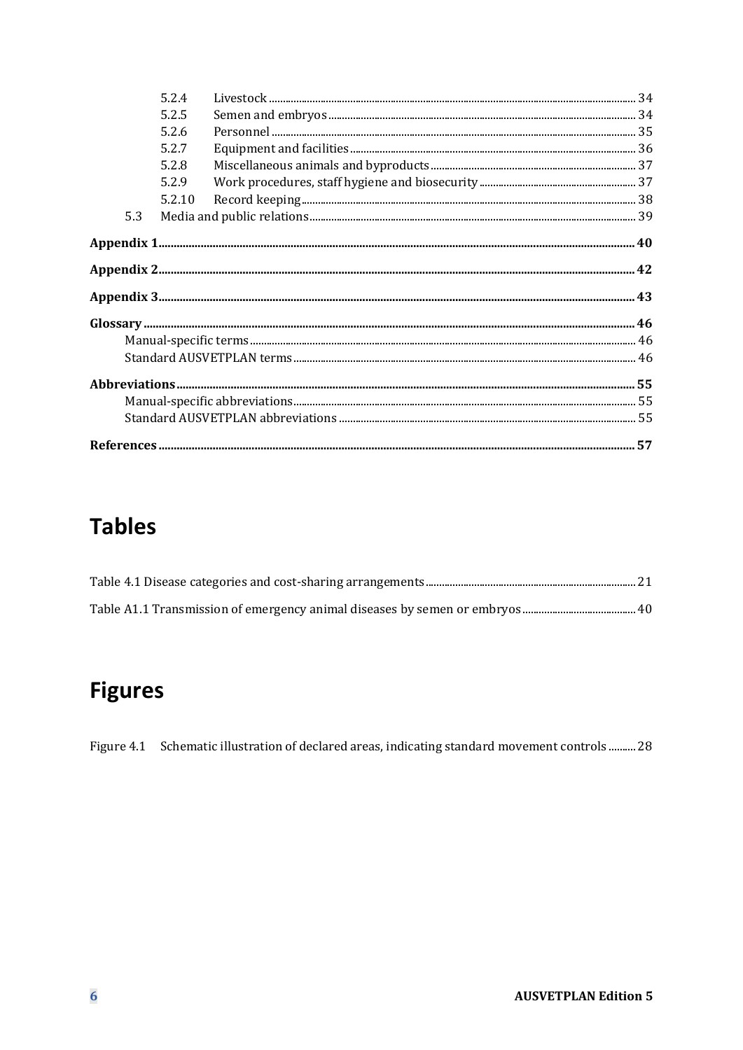5.2.4 Livestock ... 34
5.2.5 Semen and embryos ... 34
5.2.6 Personnel ... 35
5.2.7 Equipment and facilities ... 36
5.2.8 Miscellaneous animals and byproducts ... 37
5.2.9 Work procedures, staff hygiene and biosecurity ... 37
5.2.10 Record keeping ... 38
5.3 Media and public relations ... 39

**Appendix 1** ... **40**

**Appendix 2** ... **42**

**Appendix 3** ... **43**

**Glossary** ... **46**
Manual-specific terms ... 46
Standard AUSVETPLAN terms ... 46

**Abbreviations** ... **55**
Manual-specific abbreviations ... 55
Standard AUSVETPLAN abbreviations ... 55

**References** ... **57**

# Tables

Table 4.1 Disease categories and cost-sharing arrangements ... 21

Table A1.1 Transmission of emergency animal diseases by semen or embryos ... 40

# Figures

Figure 4.1 Schematic illustration of declared areas, indicating standard movement controls ... 28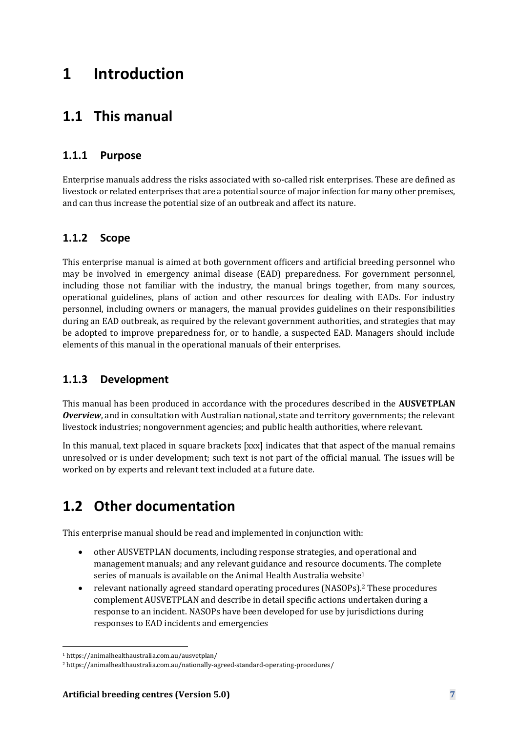# 1 Introduction

## 1.1 This manual

### 1.1.1 Purpose

Enterprise manuals address the risks associated with so-called risk enterprises. These are defined as livestock or related enterprises that are a potential source of major infection for many other premises, and can thus increase the potential size of an outbreak and affect its nature.

### 1.1.2 Scope

This enterprise manual is aimed at both government officers and artificial breeding personnel who may be involved in emergency animal disease (EAD) preparedness. For government personnel, including those not familiar with the industry, the manual brings together, from many sources, operational guidelines, plans of action and other resources for dealing with EADs. For industry personnel, including owners or managers, the manual provides guidelines on their responsibilities during an EAD outbreak, as required by the relevant government authorities, and strategies that may be adopted to improve preparedness for, or to handle, a suspected EAD. Managers should include elements of this manual in the operational manuals of their enterprises.

### 1.1.3 Development

This manual has been produced in accordance with the procedures described in the **AUSVETPLAN *Overview***, and in consultation with Australian national, state and territory governments; the relevant livestock industries; nongovernment agencies; and public health authorities, where relevant.

In this manual, text placed in square brackets [xxx] indicates that that aspect of the manual remains unresolved or is under development; such text is not part of the official manual. The issues will be worked on by experts and relevant text included at a future date.

## 1.2 Other documentation

This enterprise manual should be read and implemented in conjunction with:

- other AUSVETPLAN documents, including response strategies, and operational and management manuals; and any relevant guidance and resource documents. The complete series of manuals is available on the Animal Health Australia website[1]
- relevant nationally agreed standard operating procedures (NASOPs).[2] These procedures complement AUSVETPLAN and describe in detail specific actions undertaken during a response to an incident. NASOPs have been developed for use by jurisdictions during responses to EAD incidents and emergencies

[1] https://animalhealthaustralia.com.au/ausvetplan/

[2] https://animalhealthaustralia.com.au/nationally-agreed-standard-operating-procedures/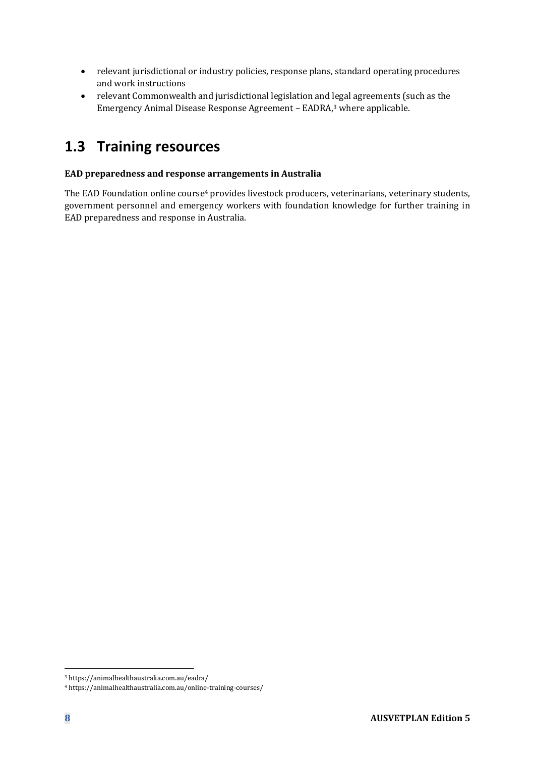- relevant jurisdictional or industry policies, response plans, standard operating procedures and work instructions
- relevant Commonwealth and jurisdictional legislation and legal agreements (such as the Emergency Animal Disease Response Agreement – EADRA,[3] where applicable.

## 1.3 Training resources

**EAD preparedness and response arrangements in Australia**

The EAD Foundation online course[4] provides livestock producers, veterinarians, veterinary students, government personnel and emergency workers with foundation knowledge for further training in EAD preparedness and response in Australia.

[3] https://animalhealthaustralia.com.au/eadra/

[4] https://animalhealthaustralia.com.au/online-training-courses/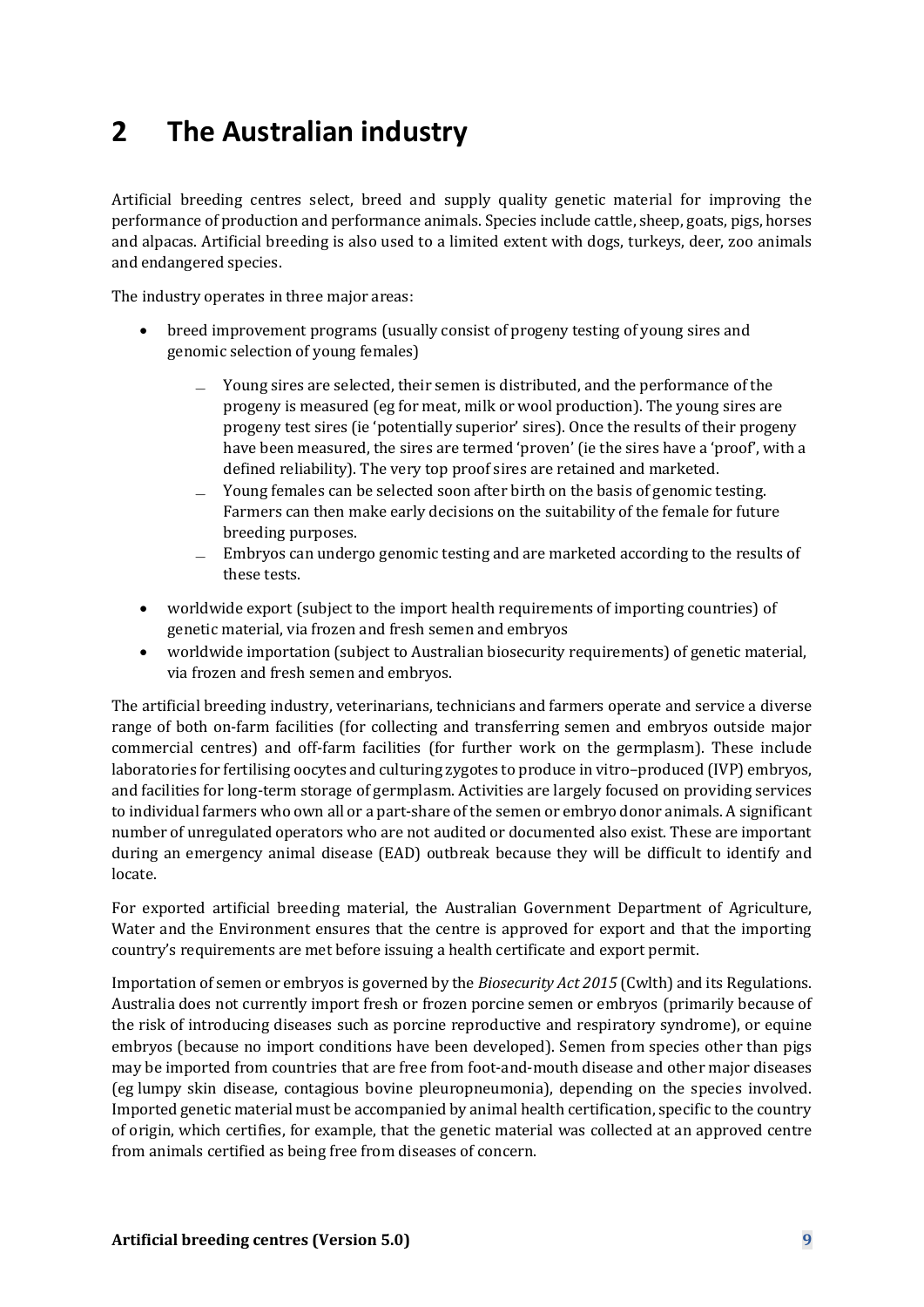# 2 The Australian industry

Artificial breeding centres select, breed and supply quality genetic material for improving the performance of production and performance animals. Species include cattle, sheep, goats, pigs, horses and alpacas. Artificial breeding is also used to a limited extent with dogs, turkeys, deer, zoo animals and endangered species.

The industry operates in three major areas:

- breed improvement programs (usually consist of progeny testing of young sires and genomic selection of young females)
  - Young sires are selected, their semen is distributed, and the performance of the progeny is measured (eg for meat, milk or wool production). The young sires are progeny test sires (ie 'potentially superior' sires). Once the results of their progeny have been measured, the sires are termed 'proven' (ie the sires have a 'proof', with a defined reliability). The very top proof sires are retained and marketed.
  - Young females can be selected soon after birth on the basis of genomic testing. Farmers can then make early decisions on the suitability of the female for future breeding purposes.
  - Embryos can undergo genomic testing and are marketed according to the results of these tests.
- worldwide export (subject to the import health requirements of importing countries) of genetic material, via frozen and fresh semen and embryos
- worldwide importation (subject to Australian biosecurity requirements) of genetic material, via frozen and fresh semen and embryos.

The artificial breeding industry, veterinarians, technicians and farmers operate and service a diverse range of both on-farm facilities (for collecting and transferring semen and embryos outside major commercial centres) and off-farm facilities (for further work on the germplasm). These include laboratories for fertilising oocytes and culturing zygotes to produce in vitro–produced (IVP) embryos, and facilities for long-term storage of germplasm. Activities are largely focused on providing services to individual farmers who own all or a part-share of the semen or embryo donor animals. A significant number of unregulated operators who are not audited or documented also exist. These are important during an emergency animal disease (EAD) outbreak because they will be difficult to identify and locate.

For exported artificial breeding material, the Australian Government Department of Agriculture, Water and the Environment ensures that the centre is approved for export and that the importing country's requirements are met before issuing a health certificate and export permit.

Importation of semen or embryos is governed by the *Biosecurity Act 2015* (Cwlth) and its Regulations. Australia does not currently import fresh or frozen porcine semen or embryos (primarily because of the risk of introducing diseases such as porcine reproductive and respiratory syndrome), or equine embryos (because no import conditions have been developed). Semen from species other than pigs may be imported from countries that are free from foot-and-mouth disease and other major diseases (eg lumpy skin disease, contagious bovine pleuropneumonia), depending on the species involved. Imported genetic material must be accompanied by animal health certification, specific to the country of origin, which certifies, for example, that the genetic material was collected at an approved centre from animals certified as being free from diseases of concern.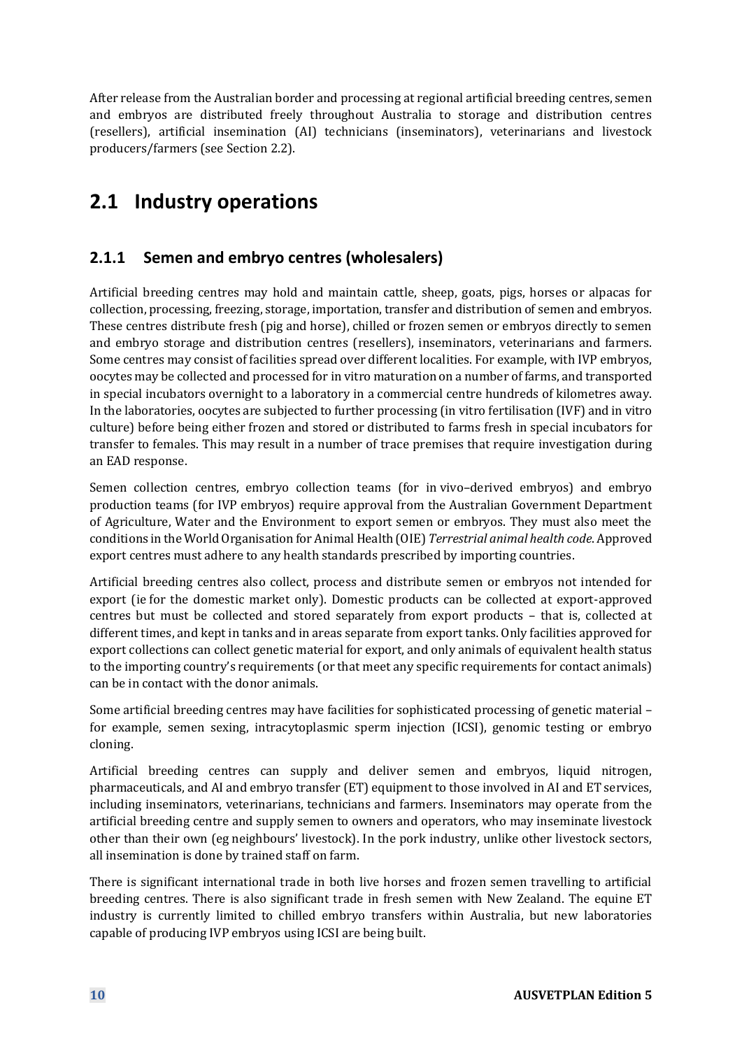After release from the Australian border and processing at regional artificial breeding centres, semen and embryos are distributed freely throughout Australia to storage and distribution centres (resellers), artificial insemination (AI) technicians (inseminators), veterinarians and livestock producers/farmers (see Section 2.2).

## 2.1 Industry operations

### 2.1.1 Semen and embryo centres (wholesalers)

Artificial breeding centres may hold and maintain cattle, sheep, goats, pigs, horses or alpacas for collection, processing, freezing, storage, importation, transfer and distribution of semen and embryos. These centres distribute fresh (pig and horse), chilled or frozen semen or embryos directly to semen and embryo storage and distribution centres (resellers), inseminators, veterinarians and farmers. Some centres may consist of facilities spread over different localities. For example, with IVP embryos, oocytes may be collected and processed for in vitro maturation on a number of farms, and transported in special incubators overnight to a laboratory in a commercial centre hundreds of kilometres away. In the laboratories, oocytes are subjected to further processing (in vitro fertilisation (IVF) and in vitro culture) before being either frozen and stored or distributed to farms fresh in special incubators for transfer to females. This may result in a number of trace premises that require investigation during an EAD response.

Semen collection centres, embryo collection teams (for in vivo–derived embryos) and embryo production teams (for IVP embryos) require approval from the Australian Government Department of Agriculture, Water and the Environment to export semen or embryos. They must also meet the conditions in the World Organisation for Animal Health (OIE) *Terrestrial animal health code*. Approved export centres must adhere to any health standards prescribed by importing countries.

Artificial breeding centres also collect, process and distribute semen or embryos not intended for export (ie for the domestic market only). Domestic products can be collected at export-approved centres but must be collected and stored separately from export products – that is, collected at different times, and kept in tanks and in areas separate from export tanks. Only facilities approved for export collections can collect genetic material for export, and only animals of equivalent health status to the importing country's requirements (or that meet any specific requirements for contact animals) can be in contact with the donor animals.

Some artificial breeding centres may have facilities for sophisticated processing of genetic material – for example, semen sexing, intracytoplasmic sperm injection (ICSI), genomic testing or embryo cloning.

Artificial breeding centres can supply and deliver semen and embryos, liquid nitrogen, pharmaceuticals, and AI and embryo transfer (ET) equipment to those involved in AI and ET services, including inseminators, veterinarians, technicians and farmers. Inseminators may operate from the artificial breeding centre and supply semen to owners and operators, who may inseminate livestock other than their own (eg neighbours' livestock). In the pork industry, unlike other livestock sectors, all insemination is done by trained staff on farm.

There is significant international trade in both live horses and frozen semen travelling to artificial breeding centres. There is also significant trade in fresh semen with New Zealand. The equine ET industry is currently limited to chilled embryo transfers within Australia, but new laboratories capable of producing IVP embryos using ICSI are being built.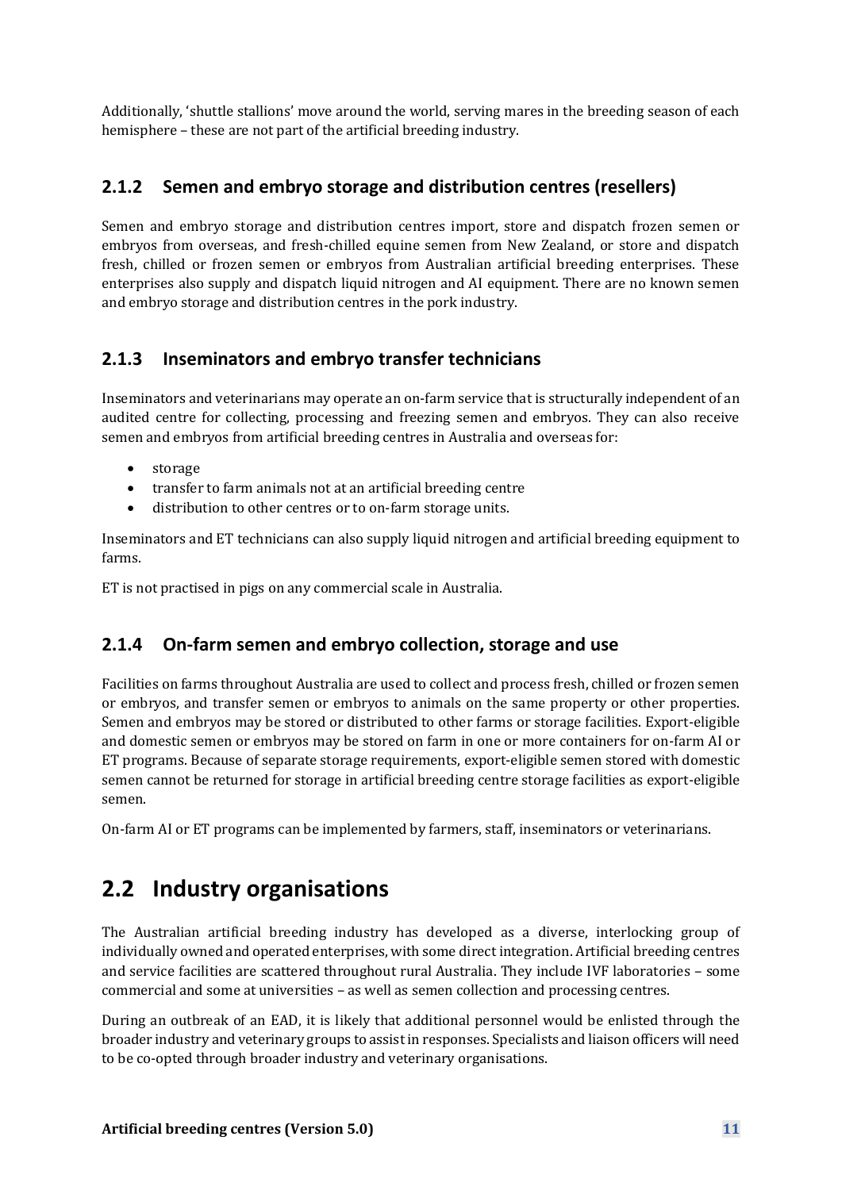Additionally, 'shuttle stallions' move around the world, serving mares in the breeding season of each hemisphere – these are not part of the artificial breeding industry.

### 2.1.2 Semen and embryo storage and distribution centres (resellers)

Semen and embryo storage and distribution centres import, store and dispatch frozen semen or embryos from overseas, and fresh-chilled equine semen from New Zealand, or store and dispatch fresh, chilled or frozen semen or embryos from Australian artificial breeding enterprises. These enterprises also supply and dispatch liquid nitrogen and AI equipment. There are no known semen and embryo storage and distribution centres in the pork industry.

### 2.1.3 Inseminators and embryo transfer technicians

Inseminators and veterinarians may operate an on-farm service that is structurally independent of an audited centre for collecting, processing and freezing semen and embryos. They can also receive semen and embryos from artificial breeding centres in Australia and overseas for:

- storage
- transfer to farm animals not at an artificial breeding centre
- distribution to other centres or to on-farm storage units.

Inseminators and ET technicians can also supply liquid nitrogen and artificial breeding equipment to farms.

ET is not practised in pigs on any commercial scale in Australia.

### 2.1.4 On-farm semen and embryo collection, storage and use

Facilities on farms throughout Australia are used to collect and process fresh, chilled or frozen semen or embryos, and transfer semen or embryos to animals on the same property or other properties. Semen and embryos may be stored or distributed to other farms or storage facilities. Export-eligible and domestic semen or embryos may be stored on farm in one or more containers for on-farm AI or ET programs. Because of separate storage requirements, export-eligible semen stored with domestic semen cannot be returned for storage in artificial breeding centre storage facilities as export-eligible semen.

On-farm AI or ET programs can be implemented by farmers, staff, inseminators or veterinarians.

## 2.2 Industry organisations

The Australian artificial breeding industry has developed as a diverse, interlocking group of individually owned and operated enterprises, with some direct integration. Artificial breeding centres and service facilities are scattered throughout rural Australia. They include IVF laboratories – some commercial and some at universities – as well as semen collection and processing centres.

During an outbreak of an EAD, it is likely that additional personnel would be enlisted through the broader industry and veterinary groups to assist in responses. Specialists and liaison officers will need to be co-opted through broader industry and veterinary organisations.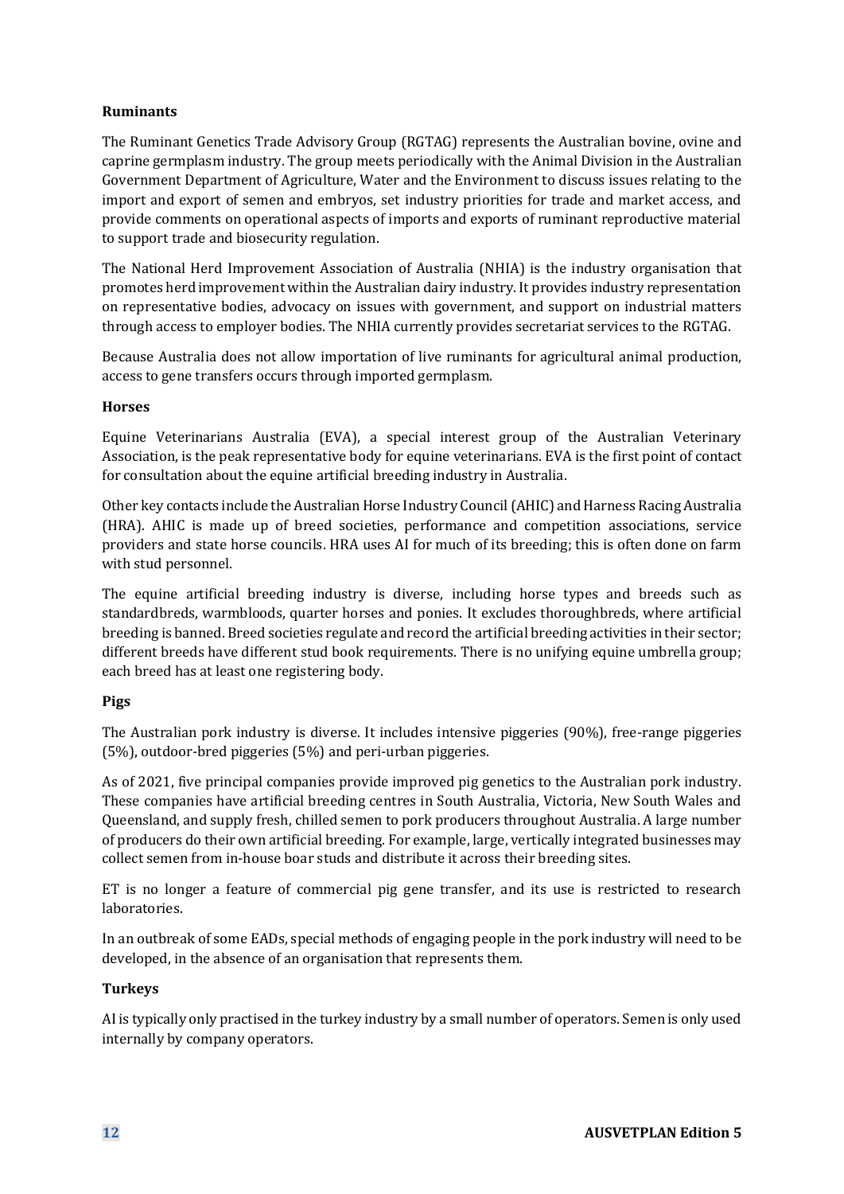#### Ruminants

The Ruminant Genetics Trade Advisory Group (RGTAG) represents the Australian bovine, ovine and caprine germplasm industry. The group meets periodically with the Animal Division in the Australian Government Department of Agriculture, Water and the Environment to discuss issues relating to the import and export of semen and embryos, set industry priorities for trade and market access, and provide comments on operational aspects of imports and exports of ruminant reproductive material to support trade and biosecurity regulation.

The National Herd Improvement Association of Australia (NHIA) is the industry organisation that promotes herd improvement within the Australian dairy industry. It provides industry representation on representative bodies, advocacy on issues with government, and support on industrial matters through access to employer bodies. The NHIA currently provides secretariat services to the RGTAG.

Because Australia does not allow importation of live ruminants for agricultural animal production, access to gene transfers occurs through imported germplasm.

#### Horses

Equine Veterinarians Australia (EVA), a special interest group of the Australian Veterinary Association, is the peak representative body for equine veterinarians. EVA is the first point of contact for consultation about the equine artificial breeding industry in Australia.

Other key contacts include the Australian Horse Industry Council (AHIC) and Harness Racing Australia (HRA). AHIC is made up of breed societies, performance and competition associations, service providers and state horse councils. HRA uses AI for much of its breeding; this is often done on farm with stud personnel.

The equine artificial breeding industry is diverse, including horse types and breeds such as standardbreds, warmbloods, quarter horses and ponies. It excludes thoroughbreds, where artificial breeding is banned. Breed societies regulate and record the artificial breeding activities in their sector; different breeds have different stud book requirements. There is no unifying equine umbrella group; each breed has at least one registering body.

#### Pigs

The Australian pork industry is diverse. It includes intensive piggeries (90%), free-range piggeries (5%), outdoor-bred piggeries (5%) and peri-urban piggeries.

As of 2021, five principal companies provide improved pig genetics to the Australian pork industry. These companies have artificial breeding centres in South Australia, Victoria, New South Wales and Queensland, and supply fresh, chilled semen to pork producers throughout Australia. A large number of producers do their own artificial breeding. For example, large, vertically integrated businesses may collect semen from in-house boar studs and distribute it across their breeding sites.

ET is no longer a feature of commercial pig gene transfer, and its use is restricted to research laboratories.

In an outbreak of some EADs, special methods of engaging people in the pork industry will need to be developed, in the absence of an organisation that represents them.

#### Turkeys

AI is typically only practised in the turkey industry by a small number of operators. Semen is only used internally by company operators.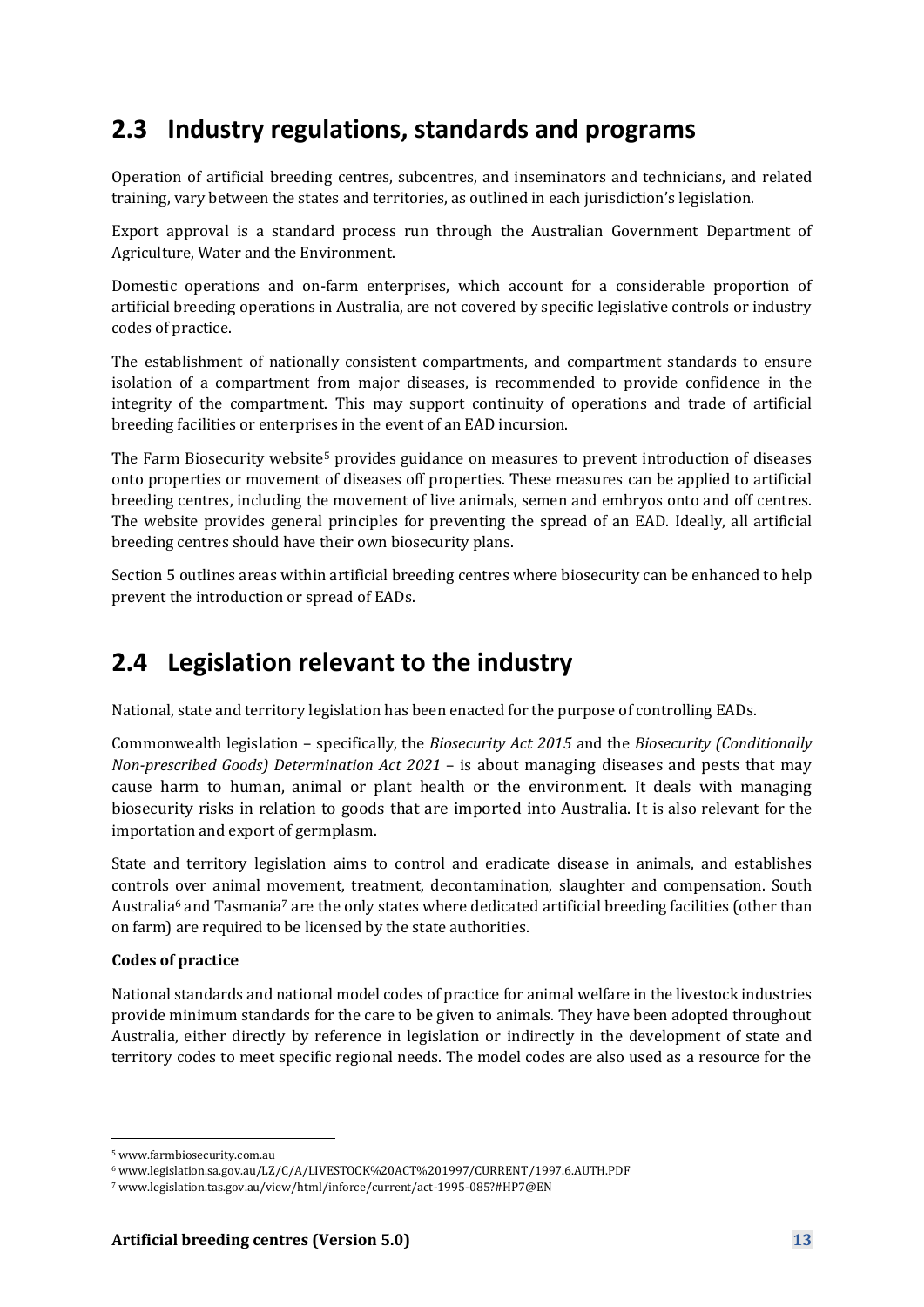## 2.3 Industry regulations, standards and programs

Operation of artificial breeding centres, subcentres, and inseminators and technicians, and related training, vary between the states and territories, as outlined in each jurisdiction's legislation.

Export approval is a standard process run through the Australian Government Department of Agriculture, Water and the Environment.

Domestic operations and on-farm enterprises, which account for a considerable proportion of artificial breeding operations in Australia, are not covered by specific legislative controls or industry codes of practice.

The establishment of nationally consistent compartments, and compartment standards to ensure isolation of a compartment from major diseases, is recommended to provide confidence in the integrity of the compartment. This may support continuity of operations and trade of artificial breeding facilities or enterprises in the event of an EAD incursion.

The Farm Biosecurity website[5] provides guidance on measures to prevent introduction of diseases onto properties or movement of diseases off properties. These measures can be applied to artificial breeding centres, including the movement of live animals, semen and embryos onto and off centres. The website provides general principles for preventing the spread of an EAD. Ideally, all artificial breeding centres should have their own biosecurity plans.

Section 5 outlines areas within artificial breeding centres where biosecurity can be enhanced to help prevent the introduction or spread of EADs.

## 2.4 Legislation relevant to the industry

National, state and territory legislation has been enacted for the purpose of controlling EADs.

Commonwealth legislation – specifically, the *Biosecurity Act 2015* and the *Biosecurity (Conditionally Non-prescribed Goods) Determination Act 2021* – is about managing diseases and pests that may cause harm to human, animal or plant health or the environment. It deals with managing biosecurity risks in relation to goods that are imported into Australia. It is also relevant for the importation and export of germplasm.

State and territory legislation aims to control and eradicate disease in animals, and establishes controls over animal movement, treatment, decontamination, slaughter and compensation. South Australia[6] and Tasmania[7] are the only states where dedicated artificial breeding facilities (other than on farm) are required to be licensed by the state authorities.

**Codes of practice**

National standards and national model codes of practice for animal welfare in the livestock industries provide minimum standards for the care to be given to animals. They have been adopted throughout Australia, either directly by reference in legislation or indirectly in the development of state and territory codes to meet specific regional needs. The model codes are also used as a resource for the

---

[5] www.farmbiosecurity.com.au

[6] www.legislation.sa.gov.au/LZ/C/A/LIVESTOCK%20ACT%201997/CURRENT/1997.6.AUTH.PDF

[7] www.legislation.tas.gov.au/view/html/inforce/current/act-1995-085?#HP7@EN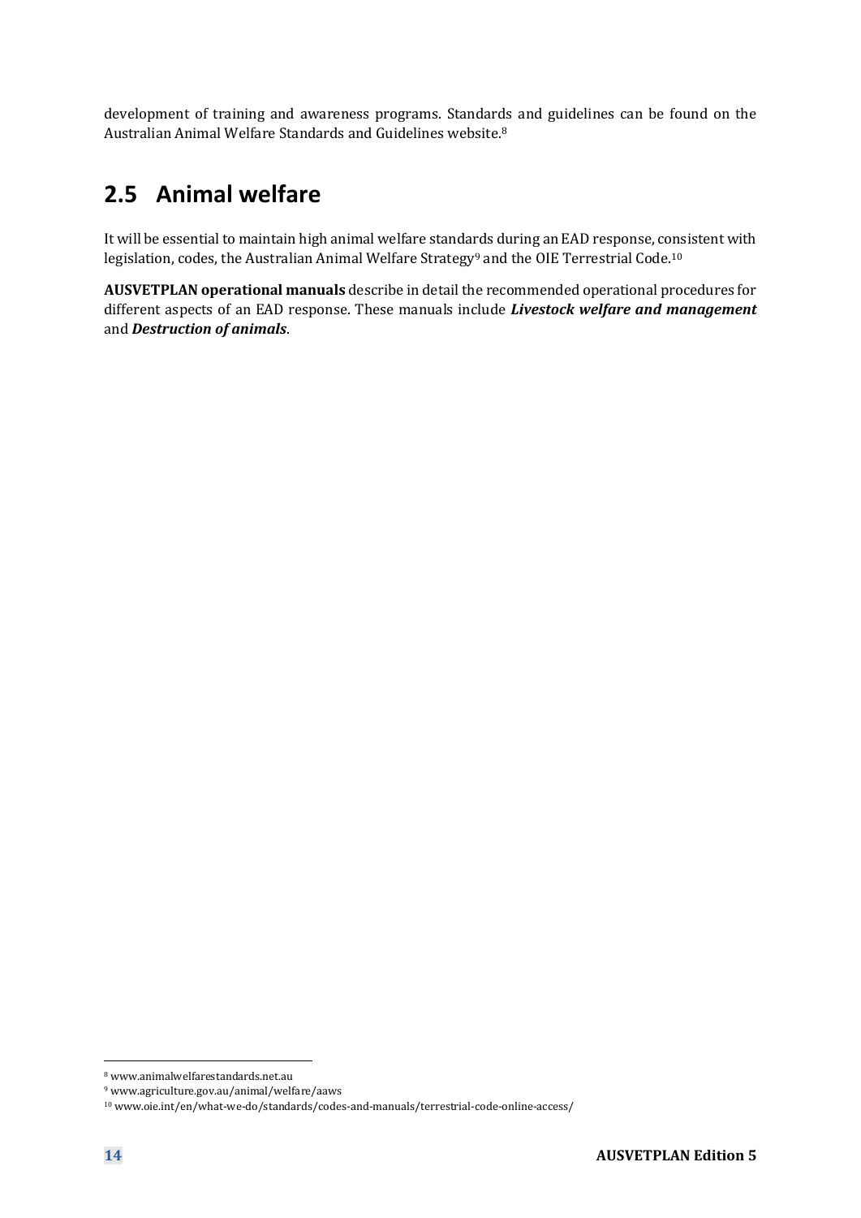development of training and awareness programs. Standards and guidelines can be found on the Australian Animal Welfare Standards and Guidelines website.[8]

## 2.5 Animal welfare

It will be essential to maintain high animal welfare standards during an EAD response, consistent with legislation, codes, the Australian Animal Welfare Strategy[9] and the OIE Terrestrial Code.[10]

**AUSVETPLAN operational manuals** describe in detail the recommended operational procedures for different aspects of an EAD response. These manuals include ***Livestock welfare and management*** and ***Destruction of animals***.

[8] www.animalwelfarestandards.net.au

[9] www.agriculture.gov.au/animal/welfare/aaws

[10] www.oie.int/en/what-we-do/standards/codes-and-manuals/terrestrial-code-online-access/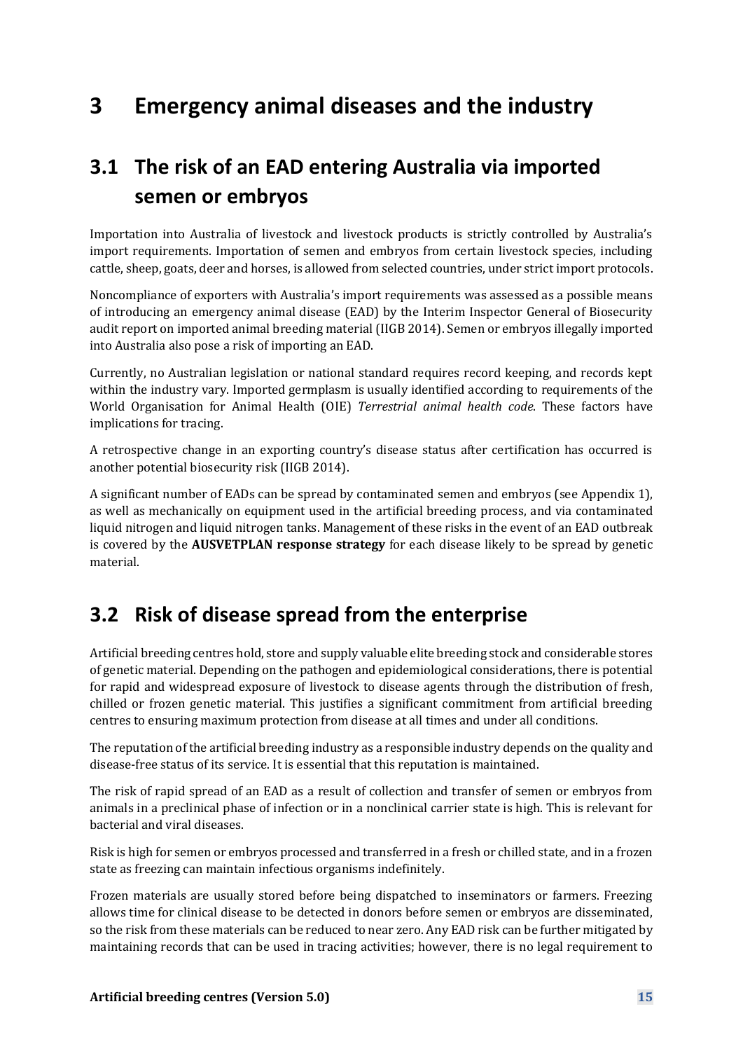# 3 Emergency animal diseases and the industry

## 3.1 The risk of an EAD entering Australia via imported semen or embryos

Importation into Australia of livestock and livestock products is strictly controlled by Australia's import requirements. Importation of semen and embryos from certain livestock species, including cattle, sheep, goats, deer and horses, is allowed from selected countries, under strict import protocols.

Noncompliance of exporters with Australia's import requirements was assessed as a possible means of introducing an emergency animal disease (EAD) by the Interim Inspector General of Biosecurity audit report on imported animal breeding material (IIGB 2014). Semen or embryos illegally imported into Australia also pose a risk of importing an EAD.

Currently, no Australian legislation or national standard requires record keeping, and records kept within the industry vary. Imported germplasm is usually identified according to requirements of the World Organisation for Animal Health (OIE) *Terrestrial animal health code*. These factors have implications for tracing.

A retrospective change in an exporting country's disease status after certification has occurred is another potential biosecurity risk (IIGB 2014).

A significant number of EADs can be spread by contaminated semen and embryos (see Appendix 1), as well as mechanically on equipment used in the artificial breeding process, and via contaminated liquid nitrogen and liquid nitrogen tanks. Management of these risks in the event of an EAD outbreak is covered by the **AUSVETPLAN response strategy** for each disease likely to be spread by genetic material.

## 3.2 Risk of disease spread from the enterprise

Artificial breeding centres hold, store and supply valuable elite breeding stock and considerable stores of genetic material. Depending on the pathogen and epidemiological considerations, there is potential for rapid and widespread exposure of livestock to disease agents through the distribution of fresh, chilled or frozen genetic material. This justifies a significant commitment from artificial breeding centres to ensuring maximum protection from disease at all times and under all conditions.

The reputation of the artificial breeding industry as a responsible industry depends on the quality and disease-free status of its service. It is essential that this reputation is maintained.

The risk of rapid spread of an EAD as a result of collection and transfer of semen or embryos from animals in a preclinical phase of infection or in a nonclinical carrier state is high. This is relevant for bacterial and viral diseases.

Risk is high for semen or embryos processed and transferred in a fresh or chilled state, and in a frozen state as freezing can maintain infectious organisms indefinitely.

Frozen materials are usually stored before being dispatched to inseminators or farmers. Freezing allows time for clinical disease to be detected in donors before semen or embryos are disseminated, so the risk from these materials can be reduced to near zero. Any EAD risk can be further mitigated by maintaining records that can be used in tracing activities; however, there is no legal requirement to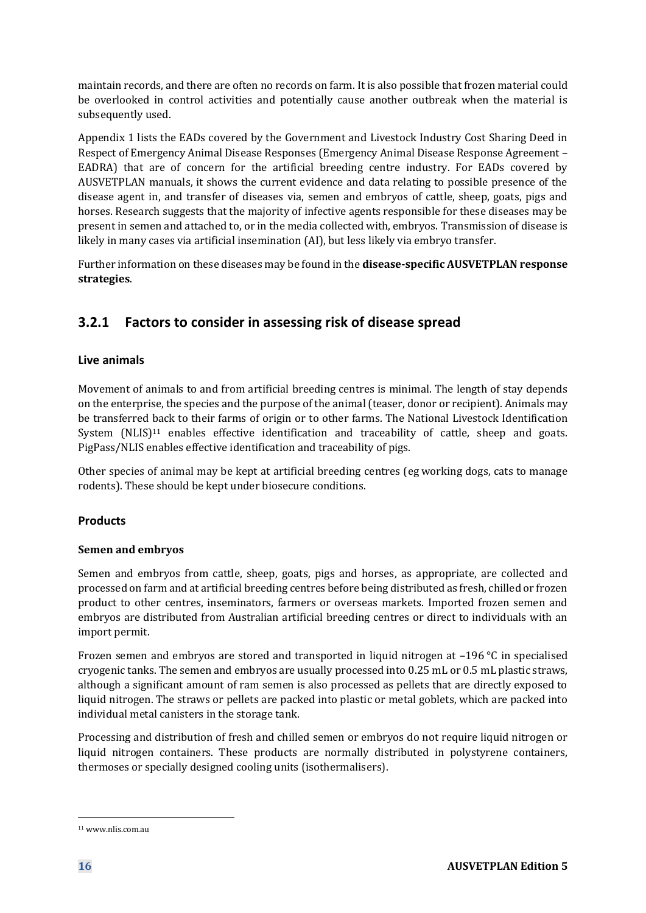maintain records, and there are often no records on farm. It is also possible that frozen material could be overlooked in control activities and potentially cause another outbreak when the material is subsequently used.

Appendix 1 lists the EADs covered by the Government and Livestock Industry Cost Sharing Deed in Respect of Emergency Animal Disease Responses (Emergency Animal Disease Response Agreement – EADRA) that are of concern for the artificial breeding centre industry. For EADs covered by AUSVETPLAN manuals, it shows the current evidence and data relating to possible presence of the disease agent in, and transfer of diseases via, semen and embryos of cattle, sheep, goats, pigs and horses. Research suggests that the majority of infective agents responsible for these diseases may be present in semen and attached to, or in the media collected with, embryos. Transmission of disease is likely in many cases via artificial insemination (AI), but less likely via embryo transfer.

Further information on these diseases may be found in the **disease-specific AUSVETPLAN response strategies**.

### 3.2.1 Factors to consider in assessing risk of disease spread

#### Live animals

Movement of animals to and from artificial breeding centres is minimal. The length of stay depends on the enterprise, the species and the purpose of the animal (teaser, donor or recipient). Animals may be transferred back to their farms of origin or to other farms. The National Livestock Identification System (NLIS)[11] enables effective identification and traceability of cattle, sheep and goats. PigPass/NLIS enables effective identification and traceability of pigs.

Other species of animal may be kept at artificial breeding centres (eg working dogs, cats to manage rodents). These should be kept under biosecure conditions.

#### Products

**Semen and embryos**

Semen and embryos from cattle, sheep, goats, pigs and horses, as appropriate, are collected and processed on farm and at artificial breeding centres before being distributed as fresh, chilled or frozen product to other centres, inseminators, farmers or overseas markets. Imported frozen semen and embryos are distributed from Australian artificial breeding centres or direct to individuals with an import permit.

Frozen semen and embryos are stored and transported in liquid nitrogen at –196 °C in specialised cryogenic tanks. The semen and embryos are usually processed into 0.25 mL or 0.5 mL plastic straws, although a significant amount of ram semen is also processed as pellets that are directly exposed to liquid nitrogen. The straws or pellets are packed into plastic or metal goblets, which are packed into individual metal canisters in the storage tank.

Processing and distribution of fresh and chilled semen or embryos do not require liquid nitrogen or liquid nitrogen containers. These products are normally distributed in polystyrene containers, thermoses or specially designed cooling units (isothermalisers).

[11] www.nlis.com.au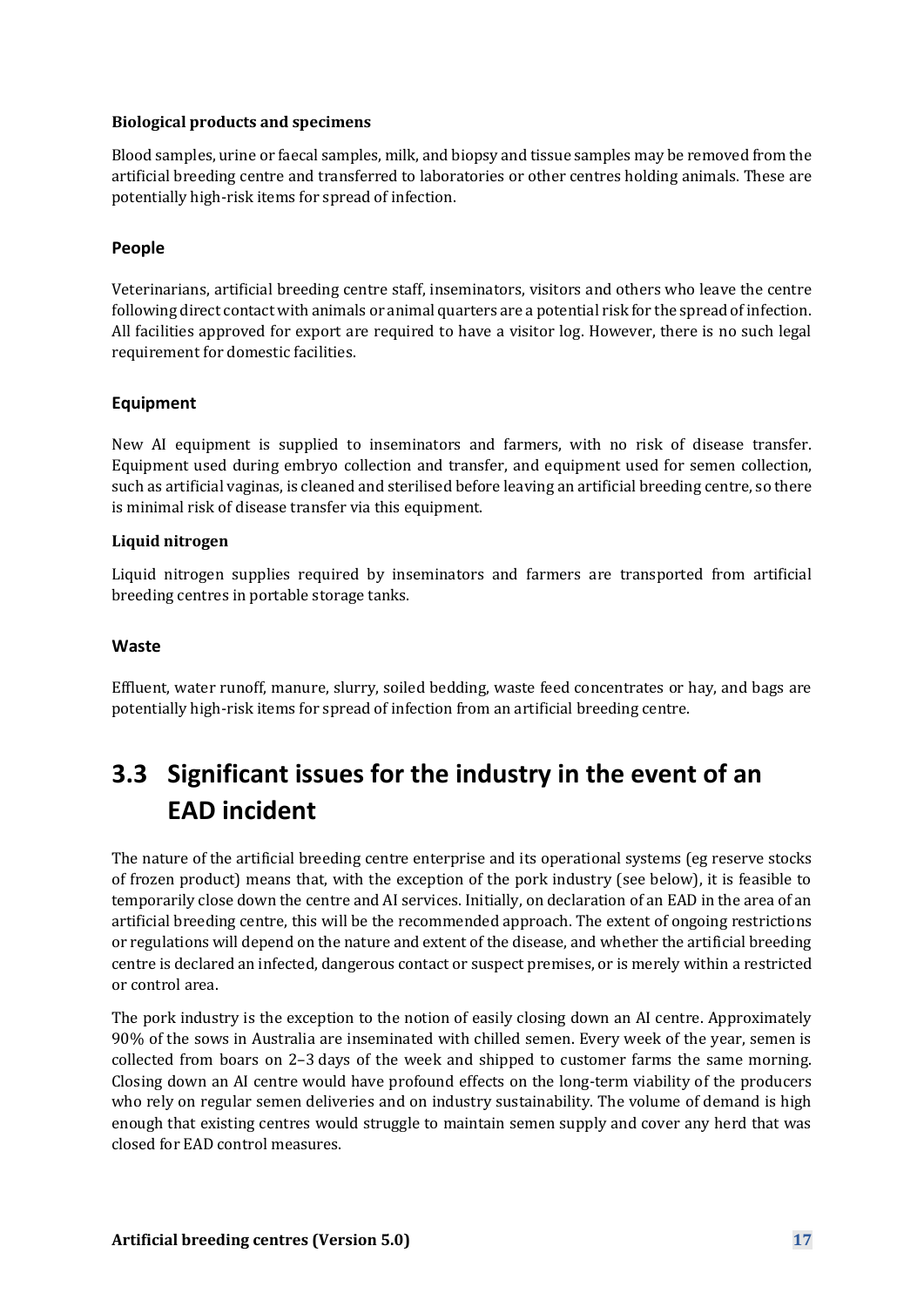#### Biological products and specimens

Blood samples, urine or faecal samples, milk, and biopsy and tissue samples may be removed from the artificial breeding centre and transferred to laboratories or other centres holding animals. These are potentially high-risk items for spread of infection.

### People

Veterinarians, artificial breeding centre staff, inseminators, visitors and others who leave the centre following direct contact with animals or animal quarters are a potential risk for the spread of infection. All facilities approved for export are required to have a visitor log. However, there is no such legal requirement for domestic facilities.

### Equipment

New AI equipment is supplied to inseminators and farmers, with no risk of disease transfer. Equipment used during embryo collection and transfer, and equipment used for semen collection, such as artificial vaginas, is cleaned and sterilised before leaving an artificial breeding centre, so there is minimal risk of disease transfer via this equipment.

#### Liquid nitrogen

Liquid nitrogen supplies required by inseminators and farmers are transported from artificial breeding centres in portable storage tanks.

### Waste

Effluent, water runoff, manure, slurry, soiled bedding, waste feed concentrates or hay, and bags are potentially high-risk items for spread of infection from an artificial breeding centre.

## 3.3 Significant issues for the industry in the event of an EAD incident

The nature of the artificial breeding centre enterprise and its operational systems (eg reserve stocks of frozen product) means that, with the exception of the pork industry (see below), it is feasible to temporarily close down the centre and AI services. Initially, on declaration of an EAD in the area of an artificial breeding centre, this will be the recommended approach. The extent of ongoing restrictions or regulations will depend on the nature and extent of the disease, and whether the artificial breeding centre is declared an infected, dangerous contact or suspect premises, or is merely within a restricted or control area.

The pork industry is the exception to the notion of easily closing down an AI centre. Approximately 90% of the sows in Australia are inseminated with chilled semen. Every week of the year, semen is collected from boars on 2–3 days of the week and shipped to customer farms the same morning. Closing down an AI centre would have profound effects on the long-term viability of the producers who rely on regular semen deliveries and on industry sustainability. The volume of demand is high enough that existing centres would struggle to maintain semen supply and cover any herd that was closed for EAD control measures.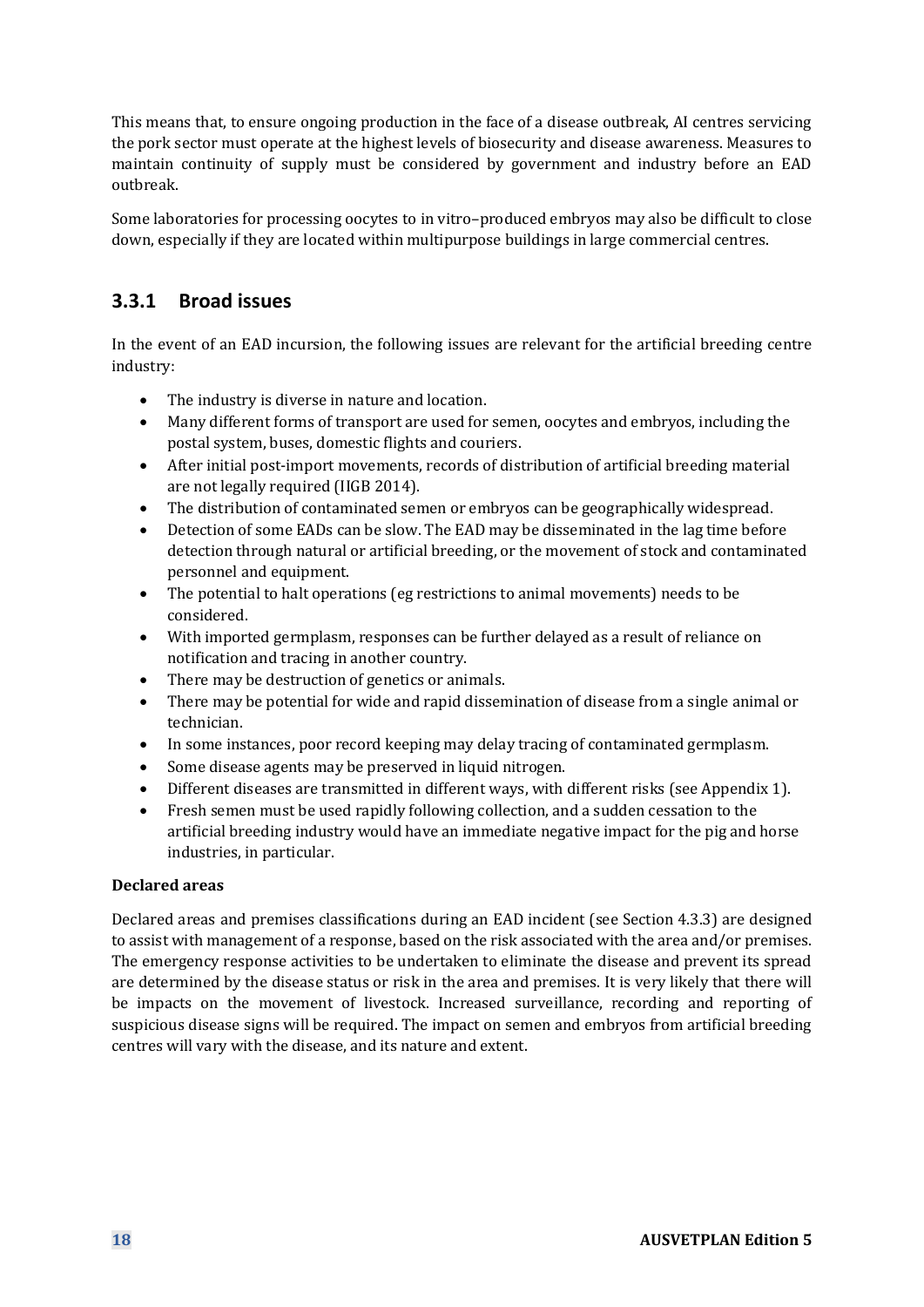This means that, to ensure ongoing production in the face of a disease outbreak, AI centres servicing the pork sector must operate at the highest levels of biosecurity and disease awareness. Measures to maintain continuity of supply must be considered by government and industry before an EAD outbreak.

Some laboratories for processing oocytes to in vitro–produced embryos may also be difficult to close down, especially if they are located within multipurpose buildings in large commercial centres.

### 3.3.1 Broad issues

In the event of an EAD incursion, the following issues are relevant for the artificial breeding centre industry:

- The industry is diverse in nature and location.
- Many different forms of transport are used for semen, oocytes and embryos, including the postal system, buses, domestic flights and couriers.
- After initial post-import movements, records of distribution of artificial breeding material are not legally required (IIGB 2014).
- The distribution of contaminated semen or embryos can be geographically widespread.
- Detection of some EADs can be slow. The EAD may be disseminated in the lag time before detection through natural or artificial breeding, or the movement of stock and contaminated personnel and equipment.
- The potential to halt operations (eg restrictions to animal movements) needs to be considered.
- With imported germplasm, responses can be further delayed as a result of reliance on notification and tracing in another country.
- There may be destruction of genetics or animals.
- There may be potential for wide and rapid dissemination of disease from a single animal or technician.
- In some instances, poor record keeping may delay tracing of contaminated germplasm.
- Some disease agents may be preserved in liquid nitrogen.
- Different diseases are transmitted in different ways, with different risks (see Appendix 1).
- Fresh semen must be used rapidly following collection, and a sudden cessation to the artificial breeding industry would have an immediate negative impact for the pig and horse industries, in particular.

**Declared areas**

Declared areas and premises classifications during an EAD incident (see Section 4.3.3) are designed to assist with management of a response, based on the risk associated with the area and/or premises. The emergency response activities to be undertaken to eliminate the disease and prevent its spread are determined by the disease status or risk in the area and premises. It is very likely that there will be impacts on the movement of livestock. Increased surveillance, recording and reporting of suspicious disease signs will be required. The impact on semen and embryos from artificial breeding centres will vary with the disease, and its nature and extent.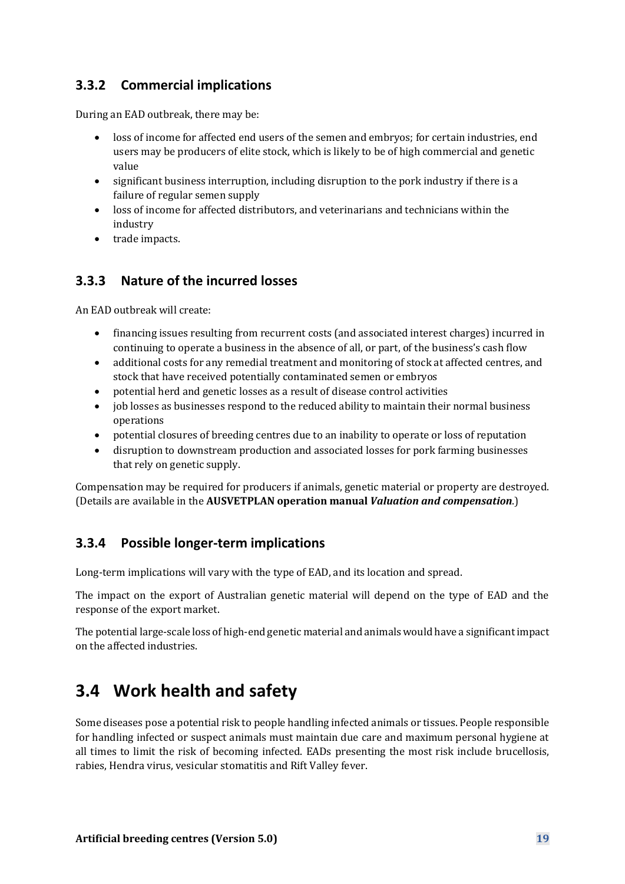### 3.3.2 Commercial implications

During an EAD outbreak, there may be:

- loss of income for affected end users of the semen and embryos; for certain industries, end users may be producers of elite stock, which is likely to be of high commercial and genetic value
- significant business interruption, including disruption to the pork industry if there is a failure of regular semen supply
- loss of income for affected distributors, and veterinarians and technicians within the industry
- trade impacts.

### 3.3.3 Nature of the incurred losses

An EAD outbreak will create:

- financing issues resulting from recurrent costs (and associated interest charges) incurred in continuing to operate a business in the absence of all, or part, of the business's cash flow
- additional costs for any remedial treatment and monitoring of stock at affected centres, and stock that have received potentially contaminated semen or embryos
- potential herd and genetic losses as a result of disease control activities
- job losses as businesses respond to the reduced ability to maintain their normal business operations
- potential closures of breeding centres due to an inability to operate or loss of reputation
- disruption to downstream production and associated losses for pork farming businesses that rely on genetic supply.

Compensation may be required for producers if animals, genetic material or property are destroyed. (Details are available in the **AUSVETPLAN operation manual *Valuation and compensation*.**)

### 3.3.4 Possible longer-term implications

Long-term implications will vary with the type of EAD, and its location and spread.

The impact on the export of Australian genetic material will depend on the type of EAD and the response of the export market.

The potential large-scale loss of high-end genetic material and animals would have a significant impact on the affected industries.

## 3.4 Work health and safety

Some diseases pose a potential risk to people handling infected animals or tissues. People responsible for handling infected or suspect animals must maintain due care and maximum personal hygiene at all times to limit the risk of becoming infected. EADs presenting the most risk include brucellosis, rabies, Hendra virus, vesicular stomatitis and Rift Valley fever.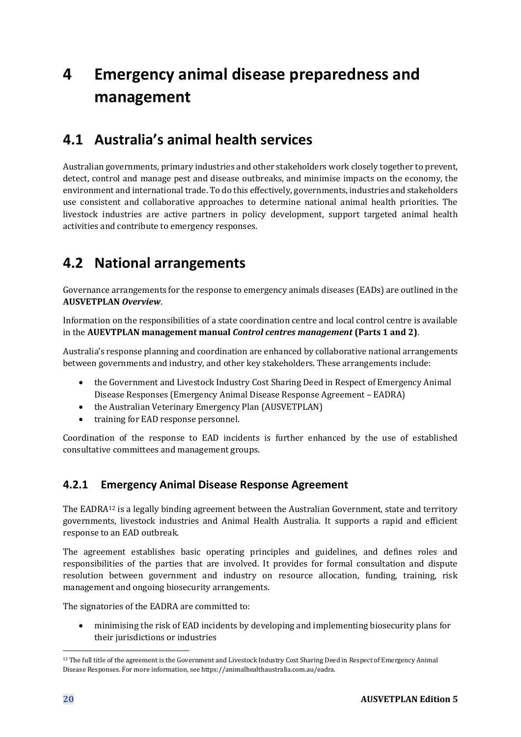# 4 Emergency animal disease preparedness and management

## 4.1 Australia's animal health services

Australian governments, primary industries and other stakeholders work closely together to prevent, detect, control and manage pest and disease outbreaks, and minimise impacts on the economy, the environment and international trade. To do this effectively, governments, industries and stakeholders use consistent and collaborative approaches to determine national animal health priorities. The livestock industries are active partners in policy development, support targeted animal health activities and contribute to emergency responses.

## 4.2 National arrangements

Governance arrangements for the response to emergency animals diseases (EADs) are outlined in the **AUSVETPLAN *Overview***.

Information on the responsibilities of a state coordination centre and local control centre is available in the **AUEVTPLAN management manual *Control centres management* (Parts 1 and 2)**.

Australia's response planning and coordination are enhanced by collaborative national arrangements between governments and industry, and other key stakeholders. These arrangements include:

- the Government and Livestock Industry Cost Sharing Deed in Respect of Emergency Animal Disease Responses (Emergency Animal Disease Response Agreement – EADRA)
- the Australian Veterinary Emergency Plan (AUSVETPLAN)
- training for EAD response personnel.

Coordination of the response to EAD incidents is further enhanced by the use of established consultative committees and management groups.

### 4.2.1 Emergency Animal Disease Response Agreement

The EADRA[12] is a legally binding agreement between the Australian Government, state and territory governments, livestock industries and Animal Health Australia. It supports a rapid and efficient response to an EAD outbreak.

The agreement establishes basic operating principles and guidelines, and defines roles and responsibilities of the parties that are involved. It provides for formal consultation and dispute resolution between government and industry on resource allocation, funding, training, risk management and ongoing biosecurity arrangements.

The signatories of the EADRA are committed to:

- minimising the risk of EAD incidents by developing and implementing biosecurity plans for their jurisdictions or industries

[12] The full title of the agreement is the Government and Livestock Industry Cost Sharing Deed in Respect of Emergency Animal Disease Responses. For more information, see https://animalhealthaustralia.com.au/eadra.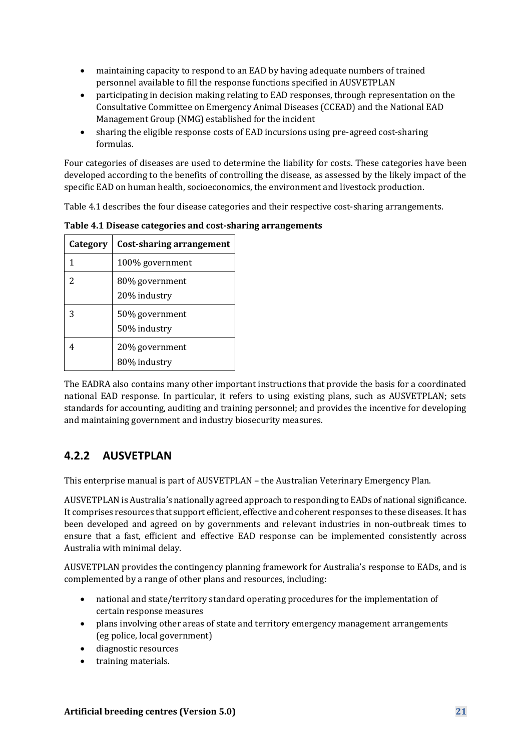- maintaining capacity to respond to an EAD by having adequate numbers of trained personnel available to fill the response functions specified in AUSVETPLAN
- participating in decision making relating to EAD responses, through representation on the Consultative Committee on Emergency Animal Diseases (CCEAD) and the National EAD Management Group (NMG) established for the incident
- sharing the eligible response costs of EAD incursions using pre-agreed cost-sharing formulas.

Four categories of diseases are used to determine the liability for costs. These categories have been developed according to the benefits of controlling the disease, as assessed by the likely impact of the specific EAD on human health, socioeconomics, the environment and livestock production.

Table 4.1 describes the four disease categories and their respective cost-sharing arrangements.

**Table 4.1 Disease categories and cost-sharing arrangements**

| Category | Cost-sharing arrangement |
|---|---|
| 1 | 100% government |
| 2 | 80% government<br>20% industry |
| 3 | 50% government<br>50% industry |
| 4 | 20% government<br>80% industry |

The EADRA also contains many other important instructions that provide the basis for a coordinated national EAD response. In particular, it refers to using existing plans, such as AUSVETPLAN; sets standards for accounting, auditing and training personnel; and provides the incentive for developing and maintaining government and industry biosecurity measures.

## 4.2.2 AUSVETPLAN

This enterprise manual is part of AUSVETPLAN – the Australian Veterinary Emergency Plan.

AUSVETPLAN is Australia's nationally agreed approach to responding to EADs of national significance. It comprises resources that support efficient, effective and coherent responses to these diseases. It has been developed and agreed on by governments and relevant industries in non-outbreak times to ensure that a fast, efficient and effective EAD response can be implemented consistently across Australia with minimal delay.

AUSVETPLAN provides the contingency planning framework for Australia's response to EADs, and is complemented by a range of other plans and resources, including:

- national and state/territory standard operating procedures for the implementation of certain response measures
- plans involving other areas of state and territory emergency management arrangements (eg police, local government)
- diagnostic resources
- training materials.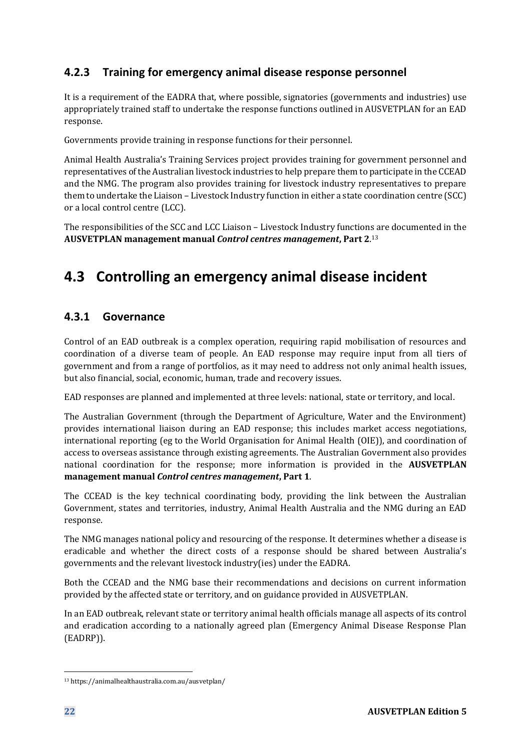### 4.2.3 Training for emergency animal disease response personnel

It is a requirement of the EADRA that, where possible, signatories (governments and industries) use appropriately trained staff to undertake the response functions outlined in AUSVETPLAN for an EAD response.

Governments provide training in response functions for their personnel.

Animal Health Australia's Training Services project provides training for government personnel and representatives of the Australian livestock industries to help prepare them to participate in the CCEAD and the NMG. The program also provides training for livestock industry representatives to prepare them to undertake the Liaison – Livestock Industry function in either a state coordination centre (SCC) or a local control centre (LCC).

The responsibilities of the SCC and LCC Liaison – Livestock Industry functions are documented in the **AUSVETPLAN management manual *Control centres management*, Part 2**.[13]

## 4.3 Controlling an emergency animal disease incident

### 4.3.1 Governance

Control of an EAD outbreak is a complex operation, requiring rapid mobilisation of resources and coordination of a diverse team of people. An EAD response may require input from all tiers of government and from a range of portfolios, as it may need to address not only animal health issues, but also financial, social, economic, human, trade and recovery issues.

EAD responses are planned and implemented at three levels: national, state or territory, and local.

The Australian Government (through the Department of Agriculture, Water and the Environment) provides international liaison during an EAD response; this includes market access negotiations, international reporting (eg to the World Organisation for Animal Health (OIE)), and coordination of access to overseas assistance through existing agreements. The Australian Government also provides national coordination for the response; more information is provided in the **AUSVETPLAN management manual *Control centres management*, Part 1**.

The CCEAD is the key technical coordinating body, providing the link between the Australian Government, states and territories, industry, Animal Health Australia and the NMG during an EAD response.

The NMG manages national policy and resourcing of the response. It determines whether a disease is eradicable and whether the direct costs of a response should be shared between Australia's governments and the relevant livestock industry(ies) under the EADRA.

Both the CCEAD and the NMG base their recommendations and decisions on current information provided by the affected state or territory, and on guidance provided in AUSVETPLAN.

In an EAD outbreak, relevant state or territory animal health officials manage all aspects of its control and eradication according to a nationally agreed plan (Emergency Animal Disease Response Plan (EADRP)).

---

[13] https://animalhealthaustralia.com.au/ausvetplan/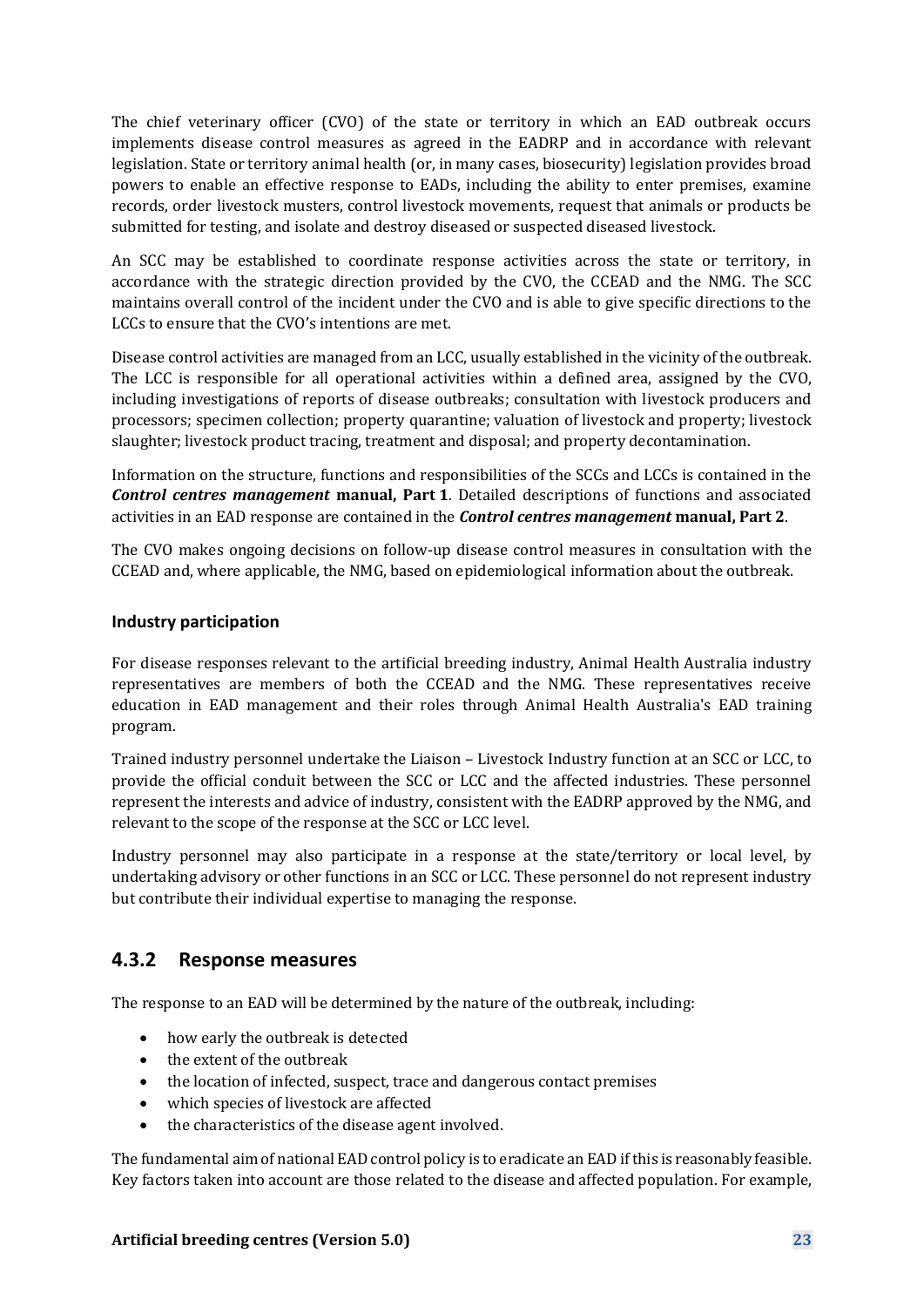The chief veterinary officer (CVO) of the state or territory in which an EAD outbreak occurs implements disease control measures as agreed in the EADRP and in accordance with relevant legislation. State or territory animal health (or, in many cases, biosecurity) legislation provides broad powers to enable an effective response to EADs, including the ability to enter premises, examine records, order livestock musters, control livestock movements, request that animals or products be submitted for testing, and isolate and destroy diseased or suspected diseased livestock.

An SCC may be established to coordinate response activities across the state or territory, in accordance with the strategic direction provided by the CVO, the CCEAD and the NMG. The SCC maintains overall control of the incident under the CVO and is able to give specific directions to the LCCs to ensure that the CVO's intentions are met.

Disease control activities are managed from an LCC, usually established in the vicinity of the outbreak. The LCC is responsible for all operational activities within a defined area, assigned by the CVO, including investigations of reports of disease outbreaks; consultation with livestock producers and processors; specimen collection; property quarantine; valuation of livestock and property; livestock slaughter; livestock product tracing, treatment and disposal; and property decontamination.

Information on the structure, functions and responsibilities of the SCCs and LCCs is contained in the ***Control centres management* manual, Part 1**. Detailed descriptions of functions and associated activities in an EAD response are contained in the ***Control centres management* manual, Part 2**.

The CVO makes ongoing decisions on follow-up disease control measures in consultation with the CCEAD and, where applicable, the NMG, based on epidemiological information about the outbreak.

**Industry participation**

For disease responses relevant to the artificial breeding industry, Animal Health Australia industry representatives are members of both the CCEAD and the NMG. These representatives receive education in EAD management and their roles through Animal Health Australia's EAD training program.

Trained industry personnel undertake the Liaison – Livestock Industry function at an SCC or LCC, to provide the official conduit between the SCC or LCC and the affected industries. These personnel represent the interests and advice of industry, consistent with the EADRP approved by the NMG, and relevant to the scope of the response at the SCC or LCC level.

Industry personnel may also participate in a response at the state/territory or local level, by undertaking advisory or other functions in an SCC or LCC. These personnel do not represent industry but contribute their individual expertise to managing the response.

### 4.3.2 Response measures

The response to an EAD will be determined by the nature of the outbreak, including:

- how early the outbreak is detected
- the extent of the outbreak
- the location of infected, suspect, trace and dangerous contact premises
- which species of livestock are affected
- the characteristics of the disease agent involved.

The fundamental aim of national EAD control policy is to eradicate an EAD if this is reasonably feasible. Key factors taken into account are those related to the disease and affected population. For example,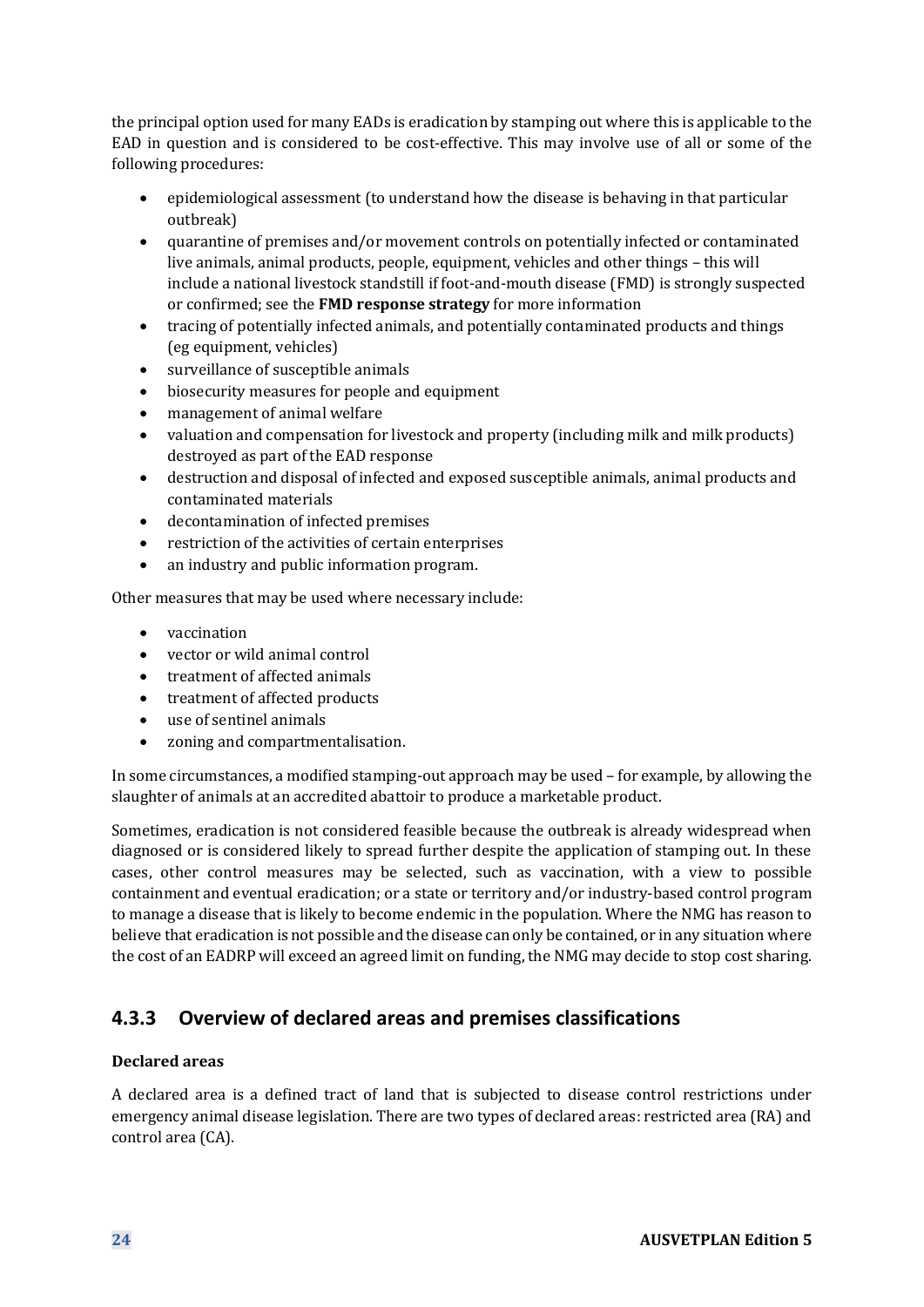the principal option used for many EADs is eradication by stamping out where this is applicable to the EAD in question and is considered to be cost-effective. This may involve use of all or some of the following procedures:

- epidemiological assessment (to understand how the disease is behaving in that particular outbreak)
- quarantine of premises and/or movement controls on potentially infected or contaminated live animals, animal products, people, equipment, vehicles and other things – this will include a national livestock standstill if foot-and-mouth disease (FMD) is strongly suspected or confirmed; see the **FMD response strategy** for more information
- tracing of potentially infected animals, and potentially contaminated products and things (eg equipment, vehicles)
- surveillance of susceptible animals
- biosecurity measures for people and equipment
- management of animal welfare
- valuation and compensation for livestock and property (including milk and milk products) destroyed as part of the EAD response
- destruction and disposal of infected and exposed susceptible animals, animal products and contaminated materials
- decontamination of infected premises
- restriction of the activities of certain enterprises
- an industry and public information program.

Other measures that may be used where necessary include:

- vaccination
- vector or wild animal control
- treatment of affected animals
- treatment of affected products
- use of sentinel animals
- zoning and compartmentalisation.

In some circumstances, a modified stamping-out approach may be used – for example, by allowing the slaughter of animals at an accredited abattoir to produce a marketable product.

Sometimes, eradication is not considered feasible because the outbreak is already widespread when diagnosed or is considered likely to spread further despite the application of stamping out. In these cases, other control measures may be selected, such as vaccination, with a view to possible containment and eventual eradication; or a state or territory and/or industry-based control program to manage a disease that is likely to become endemic in the population. Where the NMG has reason to believe that eradication is not possible and the disease can only be contained, or in any situation where the cost of an EADRP will exceed an agreed limit on funding, the NMG may decide to stop cost sharing.

### 4.3.3 Overview of declared areas and premises classifications

**Declared areas**

A declared area is a defined tract of land that is subjected to disease control restrictions under emergency animal disease legislation. There are two types of declared areas: restricted area (RA) and control area (CA).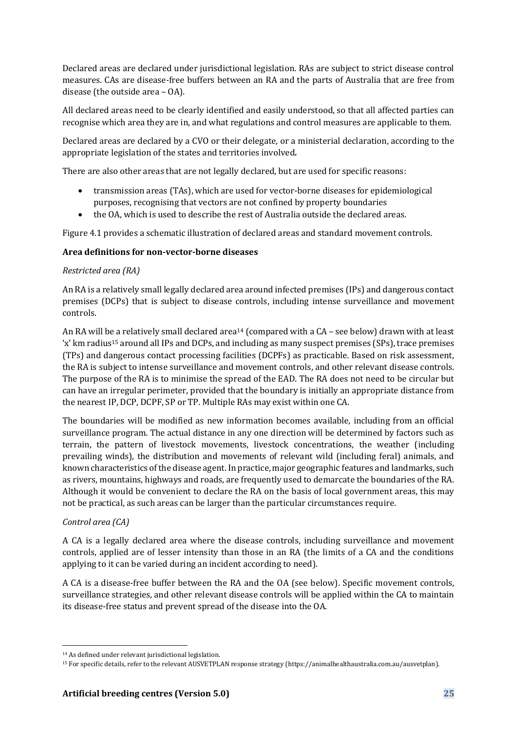Declared areas are declared under jurisdictional legislation. RAs are subject to strict disease control measures. CAs are disease-free buffers between an RA and the parts of Australia that are free from disease (the outside area – OA).

All declared areas need to be clearly identified and easily understood, so that all affected parties can recognise which area they are in, and what regulations and control measures are applicable to them.

Declared areas are declared by a CVO or their delegate, or a ministerial declaration, according to the appropriate legislation of the states and territories involved.

There are also other areas that are not legally declared, but are used for specific reasons:

- transmission areas (TAs), which are used for vector-borne diseases for epidemiological purposes, recognising that vectors are not confined by property boundaries
- the OA, which is used to describe the rest of Australia outside the declared areas.

Figure 4.1 provides a schematic illustration of declared areas and standard movement controls.

**Area definitions for non-vector-borne diseases**

*Restricted area (RA)*

An RA is a relatively small legally declared area around infected premises (IPs) and dangerous contact premises (DCPs) that is subject to disease controls, including intense surveillance and movement controls.

An RA will be a relatively small declared area[14] (compared with a CA – see below) drawn with at least 'x' km radius[15] around all IPs and DCPs, and including as many suspect premises (SPs), trace premises (TPs) and dangerous contact processing facilities (DCPFs) as practicable. Based on risk assessment, the RA is subject to intense surveillance and movement controls, and other relevant disease controls. The purpose of the RA is to minimise the spread of the EAD. The RA does not need to be circular but can have an irregular perimeter, provided that the boundary is initially an appropriate distance from the nearest IP, DCP, DCPF, SP or TP. Multiple RAs may exist within one CA.

The boundaries will be modified as new information becomes available, including from an official surveillance program. The actual distance in any one direction will be determined by factors such as terrain, the pattern of livestock movements, livestock concentrations, the weather (including prevailing winds), the distribution and movements of relevant wild (including feral) animals, and known characteristics of the disease agent. In practice, major geographic features and landmarks, such as rivers, mountains, highways and roads, are frequently used to demarcate the boundaries of the RA. Although it would be convenient to declare the RA on the basis of local government areas, this may not be practical, as such areas can be larger than the particular circumstances require.

*Control area (CA)*

A CA is a legally declared area where the disease controls, including surveillance and movement controls, applied are of lesser intensity than those in an RA (the limits of a CA and the conditions applying to it can be varied during an incident according to need).

A CA is a disease-free buffer between the RA and the OA (see below). Specific movement controls, surveillance strategies, and other relevant disease controls will be applied within the CA to maintain its disease-free status and prevent spread of the disease into the OA.

---

[14] As defined under relevant jurisdictional legislation.

[15] For specific details, refer to the relevant AUSVETPLAN response strategy (https://animalhealthaustralia.com.au/ausvetplan).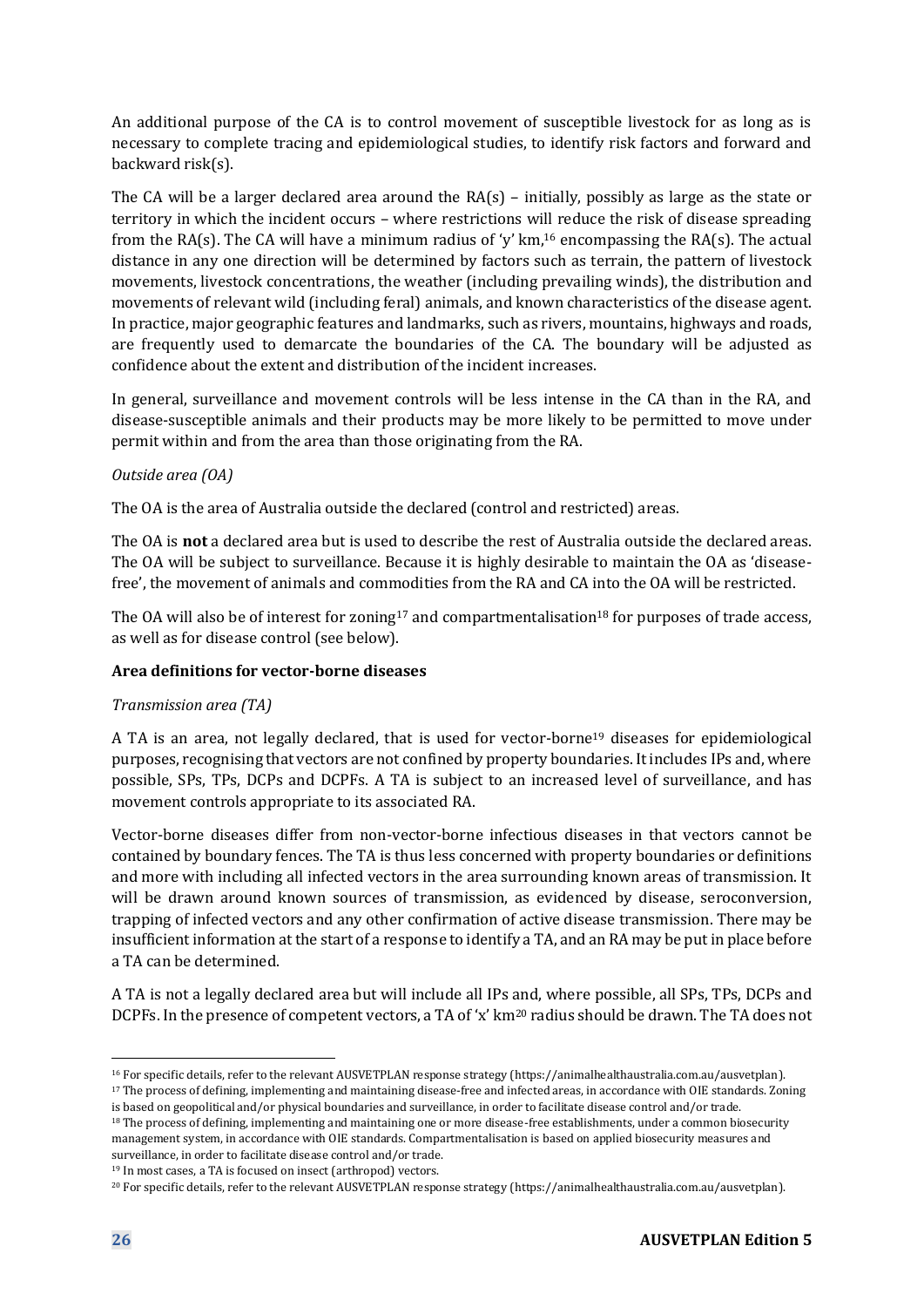An additional purpose of the CA is to control movement of susceptible livestock for as long as is necessary to complete tracing and epidemiological studies, to identify risk factors and forward and backward risk(s).

The CA will be a larger declared area around the RA(s) – initially, possibly as large as the state or territory in which the incident occurs – where restrictions will reduce the risk of disease spreading from the RA(s). The CA will have a minimum radius of 'y' km,[16] encompassing the RA(s). The actual distance in any one direction will be determined by factors such as terrain, the pattern of livestock movements, livestock concentrations, the weather (including prevailing winds), the distribution and movements of relevant wild (including feral) animals, and known characteristics of the disease agent. In practice, major geographic features and landmarks, such as rivers, mountains, highways and roads, are frequently used to demarcate the boundaries of the CA. The boundary will be adjusted as confidence about the extent and distribution of the incident increases.

In general, surveillance and movement controls will be less intense in the CA than in the RA, and disease-susceptible animals and their products may be more likely to be permitted to move under permit within and from the area than those originating from the RA.

*Outside area (OA)*

The OA is the area of Australia outside the declared (control and restricted) areas.

The OA is **not** a declared area but is used to describe the rest of Australia outside the declared areas. The OA will be subject to surveillance. Because it is highly desirable to maintain the OA as 'disease-free', the movement of animals and commodities from the RA and CA into the OA will be restricted.

The OA will also be of interest for zoning[17] and compartmentalisation[18] for purposes of trade access, as well as for disease control (see below).

**Area definitions for vector-borne diseases**

*Transmission area (TA)*

A TA is an area, not legally declared, that is used for vector-borne[19] diseases for epidemiological purposes, recognising that vectors are not confined by property boundaries. It includes IPs and, where possible, SPs, TPs, DCPs and DCPFs. A TA is subject to an increased level of surveillance, and has movement controls appropriate to its associated RA.

Vector-borne diseases differ from non-vector-borne infectious diseases in that vectors cannot be contained by boundary fences. The TA is thus less concerned with property boundaries or definitions and more with including all infected vectors in the area surrounding known areas of transmission. It will be drawn around known sources of transmission, as evidenced by disease, seroconversion, trapping of infected vectors and any other confirmation of active disease transmission. There may be insufficient information at the start of a response to identify a TA, and an RA may be put in place before a TA can be determined.

A TA is not a legally declared area but will include all IPs and, where possible, all SPs, TPs, DCPs and DCPFs. In the presence of competent vectors, a TA of 'x' km[20] radius should be drawn. The TA does not

---

[16] For specific details, refer to the relevant AUSVETPLAN response strategy (https://animalhealthaustralia.com.au/ausvetplan).

[17] The process of defining, implementing and maintaining disease-free and infected areas, in accordance with OIE standards. Zoning is based on geopolitical and/or physical boundaries and surveillance, in order to facilitate disease control and/or trade.

[18] The process of defining, implementing and maintaining one or more disease-free establishments, under a common biosecurity management system, in accordance with OIE standards. Compartmentalisation is based on applied biosecurity measures and surveillance, in order to facilitate disease control and/or trade.

[19] In most cases, a TA is focused on insect (arthropod) vectors.

[20] For specific details, refer to the relevant AUSVETPLAN response strategy (https://animalhealthaustralia.com.au/ausvetplan).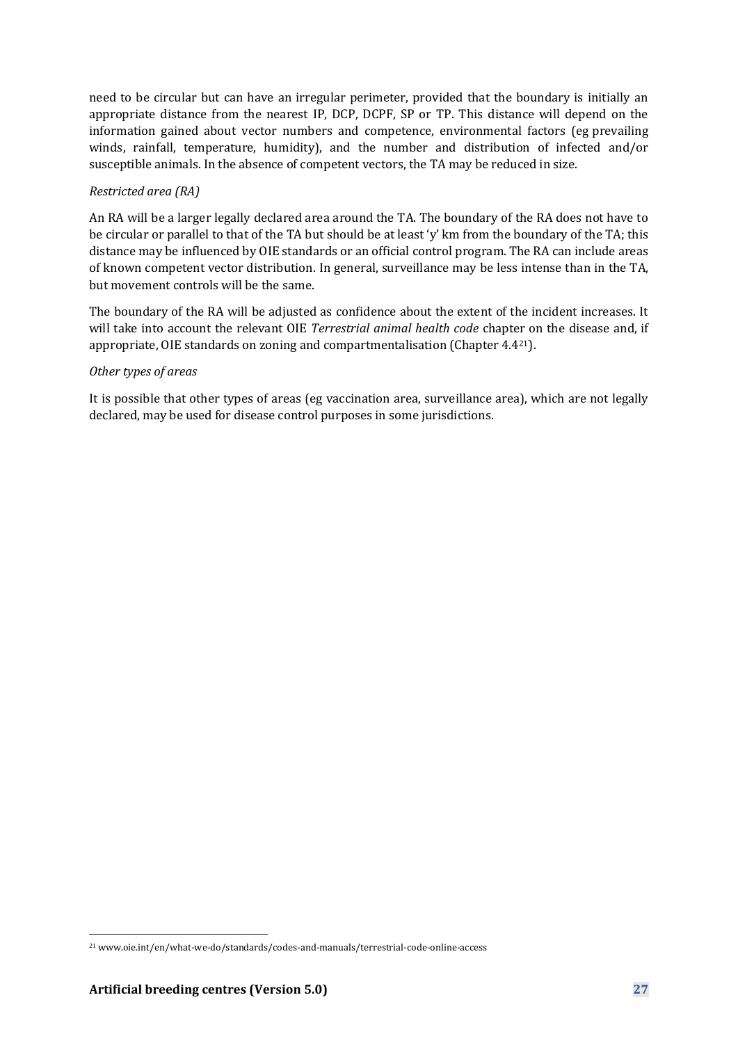need to be circular but can have an irregular perimeter, provided that the boundary is initially an appropriate distance from the nearest IP, DCP, DCPF, SP or TP. This distance will depend on the information gained about vector numbers and competence, environmental factors (eg prevailing winds, rainfall, temperature, humidity), and the number and distribution of infected and/or susceptible animals. In the absence of competent vectors, the TA may be reduced in size.

*Restricted area (RA)*

An RA will be a larger legally declared area around the TA. The boundary of the RA does not have to be circular or parallel to that of the TA but should be at least 'y' km from the boundary of the TA; this distance may be influenced by OIE standards or an official control program. The RA can include areas of known competent vector distribution. In general, surveillance may be less intense than in the TA, but movement controls will be the same.

The boundary of the RA will be adjusted as confidence about the extent of the incident increases. It will take into account the relevant OIE *Terrestrial animal health code* chapter on the disease and, if appropriate, OIE standards on zoning and compartmentalisation (Chapter 4.4[21]).

*Other types of areas*

It is possible that other types of areas (eg vaccination area, surveillance area), which are not legally declared, may be used for disease control purposes in some jurisdictions.

[21] www.oie.int/en/what-we-do/standards/codes-and-manuals/terrestrial-code-online-access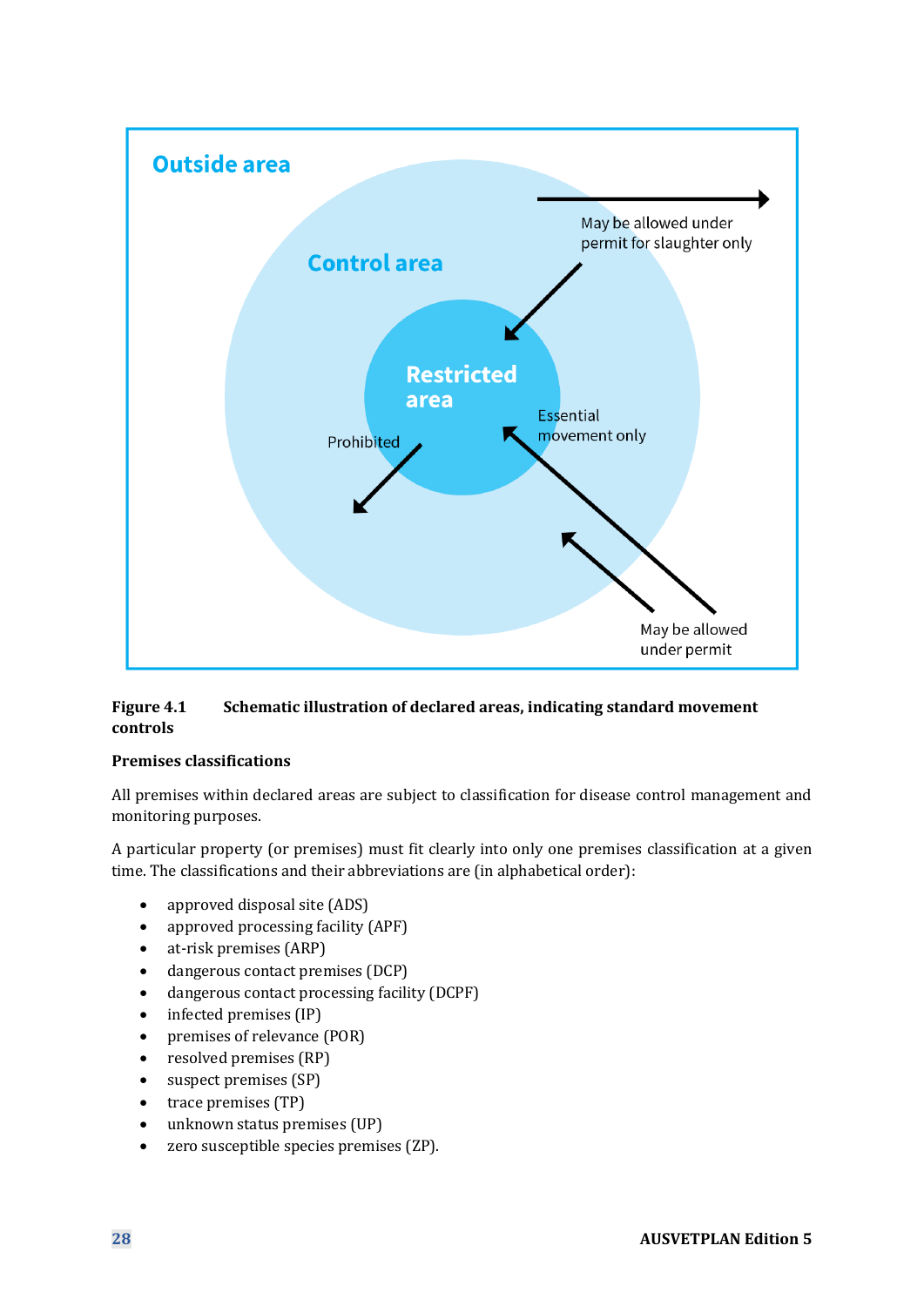Outside area

Control area

Restricted area

May be allowed under permit for slaughter only

Essential movement only

Prohibited

May be allowed under permit

**Figure 4.1 Schematic illustration of declared areas, indicating standard movement controls**

**Premises classifications**

All premises within declared areas are subject to classification for disease control management and monitoring purposes.

A particular property (or premises) must fit clearly into only one premises classification at a given time. The classifications and their abbreviations are (in alphabetical order):

- approved disposal site (ADS)
- approved processing facility (APF)
- at-risk premises (ARP)
- dangerous contact premises (DCP)
- dangerous contact processing facility (DCPF)
- infected premises (IP)
- premises of relevance (POR)
- resolved premises (RP)
- suspect premises (SP)
- trace premises (TP)
- unknown status premises (UP)
- zero susceptible species premises (ZP).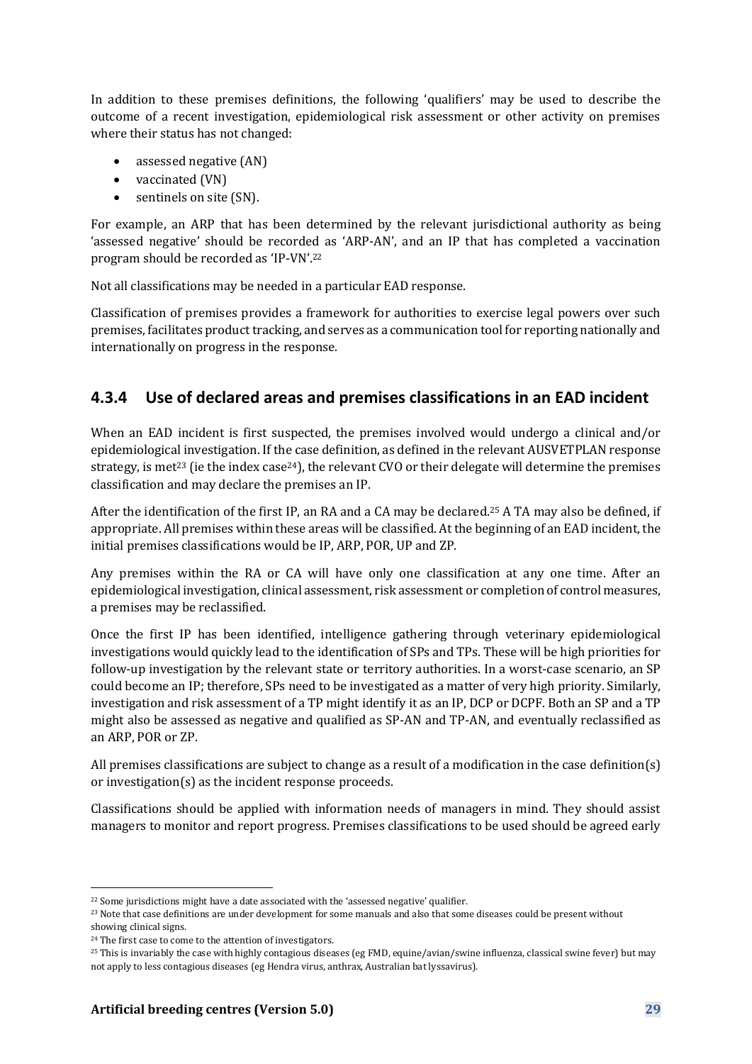In addition to these premises definitions, the following 'qualifiers' may be used to describe the outcome of a recent investigation, epidemiological risk assessment or other activity on premises where their status has not changed:

- assessed negative (AN)
- vaccinated (VN)
- sentinels on site (SN).

For example, an ARP that has been determined by the relevant jurisdictional authority as being 'assessed negative' should be recorded as 'ARP-AN', and an IP that has completed a vaccination program should be recorded as 'IP-VN'.[22]

Not all classifications may be needed in a particular EAD response.

Classification of premises provides a framework for authorities to exercise legal powers over such premises, facilitates product tracking, and serves as a communication tool for reporting nationally and internationally on progress in the response.

### 4.3.4 Use of declared areas and premises classifications in an EAD incident

When an EAD incident is first suspected, the premises involved would undergo a clinical and/or epidemiological investigation. If the case definition, as defined in the relevant AUSVETPLAN response strategy, is met[23] (ie the index case[24]), the relevant CVO or their delegate will determine the premises classification and may declare the premises an IP.

After the identification of the first IP, an RA and a CA may be declared.[25] A TA may also be defined, if appropriate. All premises within these areas will be classified. At the beginning of an EAD incident, the initial premises classifications would be IP, ARP, POR, UP and ZP.

Any premises within the RA or CA will have only one classification at any one time. After an epidemiological investigation, clinical assessment, risk assessment or completion of control measures, a premises may be reclassified.

Once the first IP has been identified, intelligence gathering through veterinary epidemiological investigations would quickly lead to the identification of SPs and TPs. These will be high priorities for follow-up investigation by the relevant state or territory authorities. In a worst-case scenario, an SP could become an IP; therefore, SPs need to be investigated as a matter of very high priority. Similarly, investigation and risk assessment of a TP might identify it as an IP, DCP or DCPF. Both an SP and a TP might also be assessed as negative and qualified as SP-AN and TP-AN, and eventually reclassified as an ARP, POR or ZP.

All premises classifications are subject to change as a result of a modification in the case definition(s) or investigation(s) as the incident response proceeds.

Classifications should be applied with information needs of managers in mind. They should assist managers to monitor and report progress. Premises classifications to be used should be agreed early

---

[22] Some jurisdictions might have a date associated with the 'assessed negative' qualifier.

[23] Note that case definitions are under development for some manuals and also that some diseases could be present without showing clinical signs.

[24] The first case to come to the attention of investigators.

[25] This is invariably the case with highly contagious diseases (eg FMD, equine/avian/swine influenza, classical swine fever) but may not apply to less contagious diseases (eg Hendra virus, anthrax, Australian bat lyssavirus).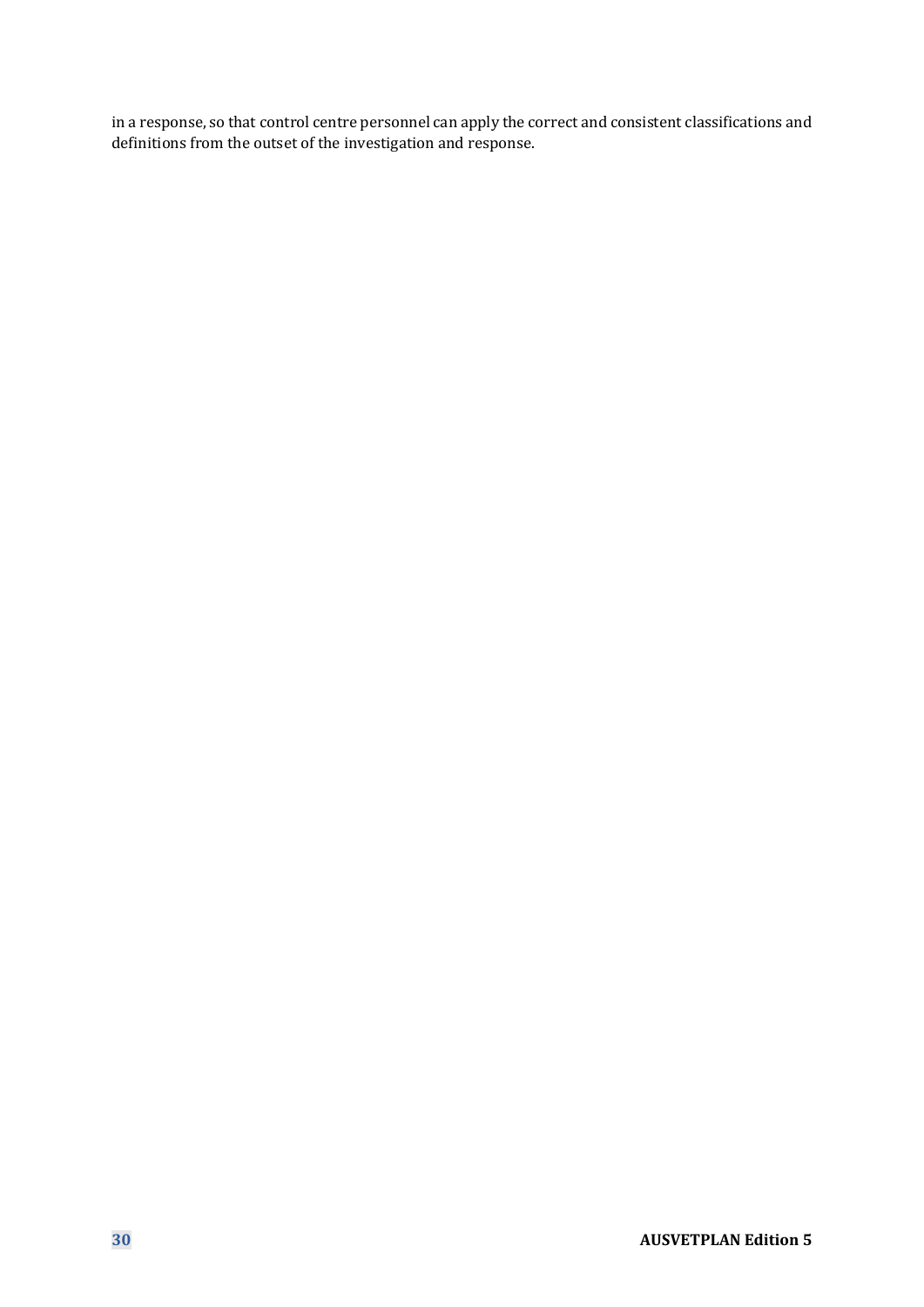in a response, so that control centre personnel can apply the correct and consistent classifications and definitions from the outset of the investigation and response.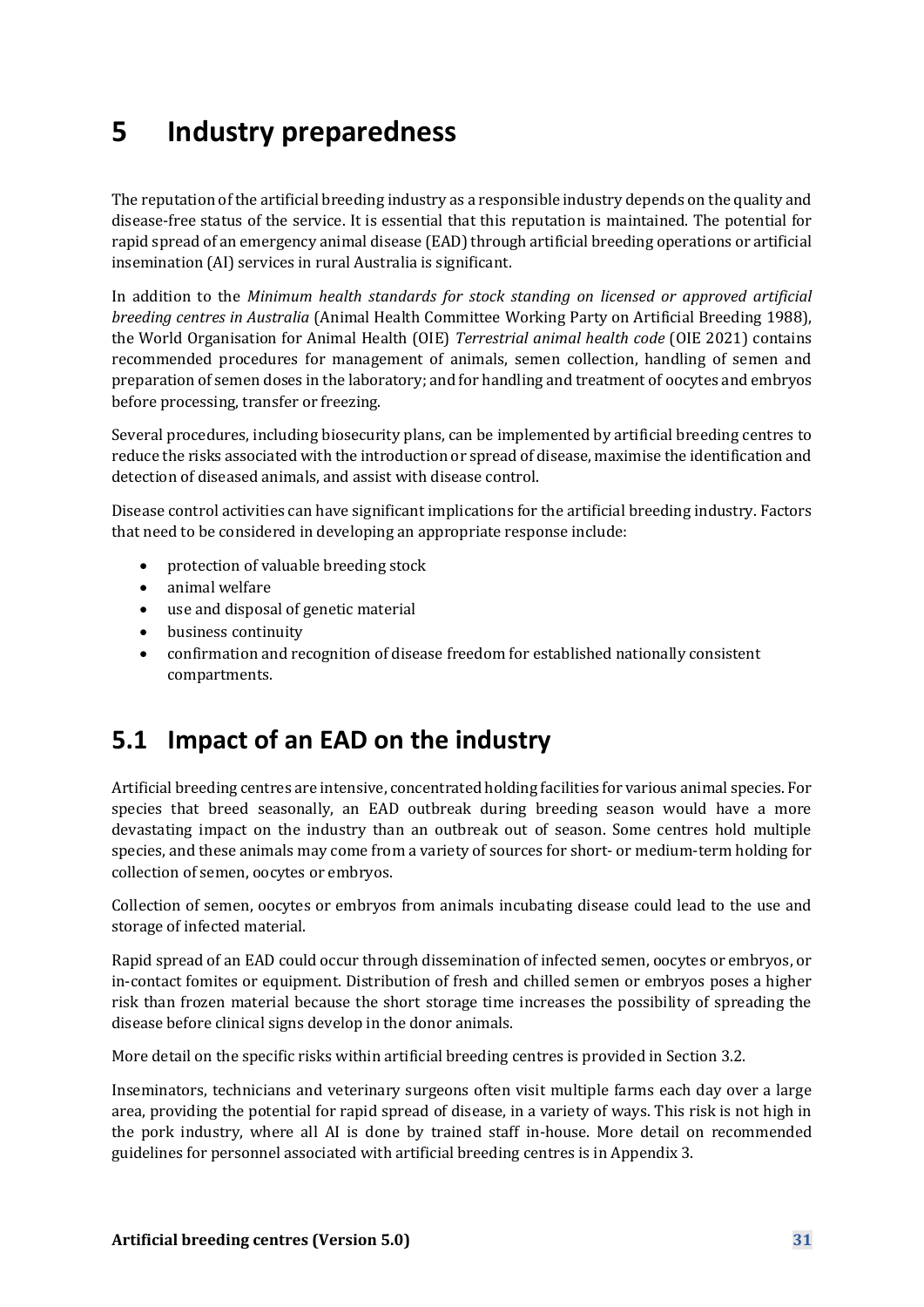# 5 Industry preparedness

The reputation of the artificial breeding industry as a responsible industry depends on the quality and disease-free status of the service. It is essential that this reputation is maintained. The potential for rapid spread of an emergency animal disease (EAD) through artificial breeding operations or artificial insemination (AI) services in rural Australia is significant.

In addition to the *Minimum health standards for stock standing on licensed or approved artificial breeding centres in Australia* (Animal Health Committee Working Party on Artificial Breeding 1988), the World Organisation for Animal Health (OIE) *Terrestrial animal health code* (OIE 2021) contains recommended procedures for management of animals, semen collection, handling of semen and preparation of semen doses in the laboratory; and for handling and treatment of oocytes and embryos before processing, transfer or freezing.

Several procedures, including biosecurity plans, can be implemented by artificial breeding centres to reduce the risks associated with the introduction or spread of disease, maximise the identification and detection of diseased animals, and assist with disease control.

Disease control activities can have significant implications for the artificial breeding industry. Factors that need to be considered in developing an appropriate response include:

- protection of valuable breeding stock
- animal welfare
- use and disposal of genetic material
- business continuity
- confirmation and recognition of disease freedom for established nationally consistent compartments.

## 5.1 Impact of an EAD on the industry

Artificial breeding centres are intensive, concentrated holding facilities for various animal species. For species that breed seasonally, an EAD outbreak during breeding season would have a more devastating impact on the industry than an outbreak out of season. Some centres hold multiple species, and these animals may come from a variety of sources for short- or medium-term holding for collection of semen, oocytes or embryos.

Collection of semen, oocytes or embryos from animals incubating disease could lead to the use and storage of infected material.

Rapid spread of an EAD could occur through dissemination of infected semen, oocytes or embryos, or in-contact fomites or equipment. Distribution of fresh and chilled semen or embryos poses a higher risk than frozen material because the short storage time increases the possibility of spreading the disease before clinical signs develop in the donor animals.

More detail on the specific risks within artificial breeding centres is provided in Section 3.2.

Inseminators, technicians and veterinary surgeons often visit multiple farms each day over a large area, providing the potential for rapid spread of disease, in a variety of ways. This risk is not high in the pork industry, where all AI is done by trained staff in-house. More detail on recommended guidelines for personnel associated with artificial breeding centres is in Appendix 3.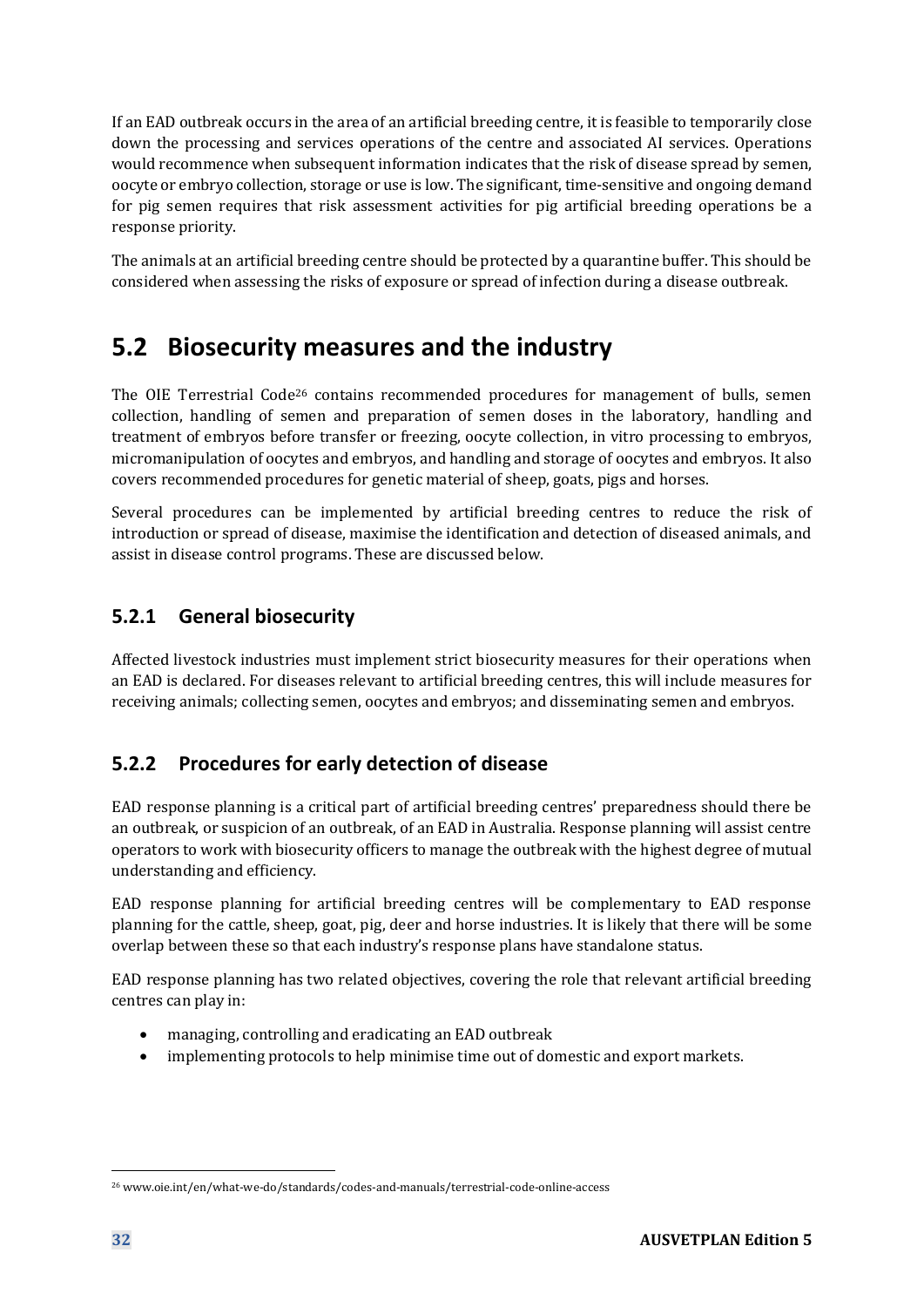If an EAD outbreak occurs in the area of an artificial breeding centre, it is feasible to temporarily close down the processing and services operations of the centre and associated AI services. Operations would recommence when subsequent information indicates that the risk of disease spread by semen, oocyte or embryo collection, storage or use is low. The significant, time-sensitive and ongoing demand for pig semen requires that risk assessment activities for pig artificial breeding operations be a response priority.

The animals at an artificial breeding centre should be protected by a quarantine buffer. This should be considered when assessing the risks of exposure or spread of infection during a disease outbreak.

## 5.2 Biosecurity measures and the industry

The OIE Terrestrial Code[26] contains recommended procedures for management of bulls, semen collection, handling of semen and preparation of semen doses in the laboratory, handling and treatment of embryos before transfer or freezing, oocyte collection, in vitro processing to embryos, micromanipulation of oocytes and embryos, and handling and storage of oocytes and embryos. It also covers recommended procedures for genetic material of sheep, goats, pigs and horses.

Several procedures can be implemented by artificial breeding centres to reduce the risk of introduction or spread of disease, maximise the identification and detection of diseased animals, and assist in disease control programs. These are discussed below.

### 5.2.1 General biosecurity

Affected livestock industries must implement strict biosecurity measures for their operations when an EAD is declared. For diseases relevant to artificial breeding centres, this will include measures for receiving animals; collecting semen, oocytes and embryos; and disseminating semen and embryos.

### 5.2.2 Procedures for early detection of disease

EAD response planning is a critical part of artificial breeding centres' preparedness should there be an outbreak, or suspicion of an outbreak, of an EAD in Australia. Response planning will assist centre operators to work with biosecurity officers to manage the outbreak with the highest degree of mutual understanding and efficiency.

EAD response planning for artificial breeding centres will be complementary to EAD response planning for the cattle, sheep, goat, pig, deer and horse industries. It is likely that there will be some overlap between these so that each industry's response plans have standalone status.

EAD response planning has two related objectives, covering the role that relevant artificial breeding centres can play in:

- managing, controlling and eradicating an EAD outbreak
- implementing protocols to help minimise time out of domestic and export markets.

[26] www.oie.int/en/what-we-do/standards/codes-and-manuals/terrestrial-code-online-access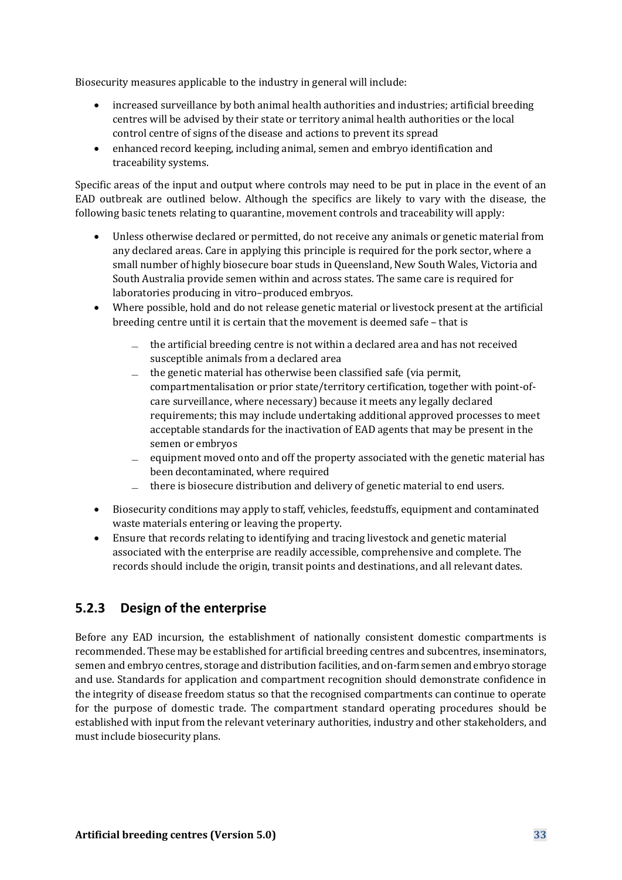Biosecurity measures applicable to the industry in general will include:

- increased surveillance by both animal health authorities and industries; artificial breeding centres will be advised by their state or territory animal health authorities or the local control centre of signs of the disease and actions to prevent its spread
- enhanced record keeping, including animal, semen and embryo identification and traceability systems.

Specific areas of the input and output where controls may need to be put in place in the event of an EAD outbreak are outlined below. Although the specifics are likely to vary with the disease, the following basic tenets relating to quarantine, movement controls and traceability will apply:

- Unless otherwise declared or permitted, do not receive any animals or genetic material from any declared areas. Care in applying this principle is required for the pork sector, where a small number of highly biosecure boar studs in Queensland, New South Wales, Victoria and South Australia provide semen within and across states. The same care is required for laboratories producing in vitro–produced embryos.
- Where possible, hold and do not release genetic material or livestock present at the artificial breeding centre until it is certain that the movement is deemed safe – that is
    - the artificial breeding centre is not within a declared area and has not received susceptible animals from a declared area
    - the genetic material has otherwise been classified safe (via permit, compartmentalisation or prior state/territory certification, together with point-of-care surveillance, where necessary) because it meets any legally declared requirements; this may include undertaking additional approved processes to meet acceptable standards for the inactivation of EAD agents that may be present in the semen or embryos
    - equipment moved onto and off the property associated with the genetic material has been decontaminated, where required
    - there is biosecure distribution and delivery of genetic material to end users.
- Biosecurity conditions may apply to staff, vehicles, feedstuffs, equipment and contaminated waste materials entering or leaving the property.
- Ensure that records relating to identifying and tracing livestock and genetic material associated with the enterprise are readily accessible, comprehensive and complete. The records should include the origin, transit points and destinations, and all relevant dates.

### 5.2.3 Design of the enterprise

Before any EAD incursion, the establishment of nationally consistent domestic compartments is recommended. These may be established for artificial breeding centres and subcentres, inseminators, semen and embryo centres, storage and distribution facilities, and on-farm semen and embryo storage and use. Standards for application and compartment recognition should demonstrate confidence in the integrity of disease freedom status so that the recognised compartments can continue to operate for the purpose of domestic trade. The compartment standard operating procedures should be established with input from the relevant veterinary authorities, industry and other stakeholders, and must include biosecurity plans.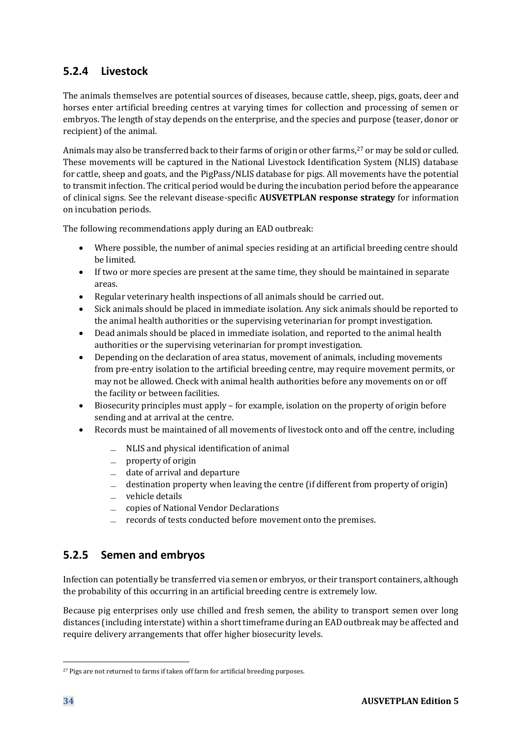### 5.2.4 Livestock

The animals themselves are potential sources of diseases, because cattle, sheep, pigs, goats, deer and horses enter artificial breeding centres at varying times for collection and processing of semen or embryos. The length of stay depends on the enterprise, and the species and purpose (teaser, donor or recipient) of the animal.

Animals may also be transferred back to their farms of origin or other farms,[27] or may be sold or culled. These movements will be captured in the National Livestock Identification System (NLIS) database for cattle, sheep and goats, and the PigPass/NLIS database for pigs. All movements have the potential to transmit infection. The critical period would be during the incubation period before the appearance of clinical signs. See the relevant disease-specific **AUSVETPLAN response strategy** for information on incubation periods.

The following recommendations apply during an EAD outbreak:

- Where possible, the number of animal species residing at an artificial breeding centre should be limited.
- If two or more species are present at the same time, they should be maintained in separate areas.
- Regular veterinary health inspections of all animals should be carried out.
- Sick animals should be placed in immediate isolation. Any sick animals should be reported to the animal health authorities or the supervising veterinarian for prompt investigation.
- Dead animals should be placed in immediate isolation, and reported to the animal health authorities or the supervising veterinarian for prompt investigation.
- Depending on the declaration of area status, movement of animals, including movements from pre-entry isolation to the artificial breeding centre, may require movement permits, or may not be allowed. Check with animal health authorities before any movements on or off the facility or between facilities.
- Biosecurity principles must apply – for example, isolation on the property of origin before sending and at arrival at the centre.
- Records must be maintained of all movements of livestock onto and off the centre, including
  - NLIS and physical identification of animal
  - property of origin
  - date of arrival and departure
  - destination property when leaving the centre (if different from property of origin)
  - vehicle details
  - copies of National Vendor Declarations
  - records of tests conducted before movement onto the premises.

### 5.2.5 Semen and embryos

Infection can potentially be transferred via semen or embryos, or their transport containers, although the probability of this occurring in an artificial breeding centre is extremely low.

Because pig enterprises only use chilled and fresh semen, the ability to transport semen over long distances (including interstate) within a short timeframe during an EAD outbreak may be affected and require delivery arrangements that offer higher biosecurity levels.

[27] Pigs are not returned to farms if taken off farm for artificial breeding purposes.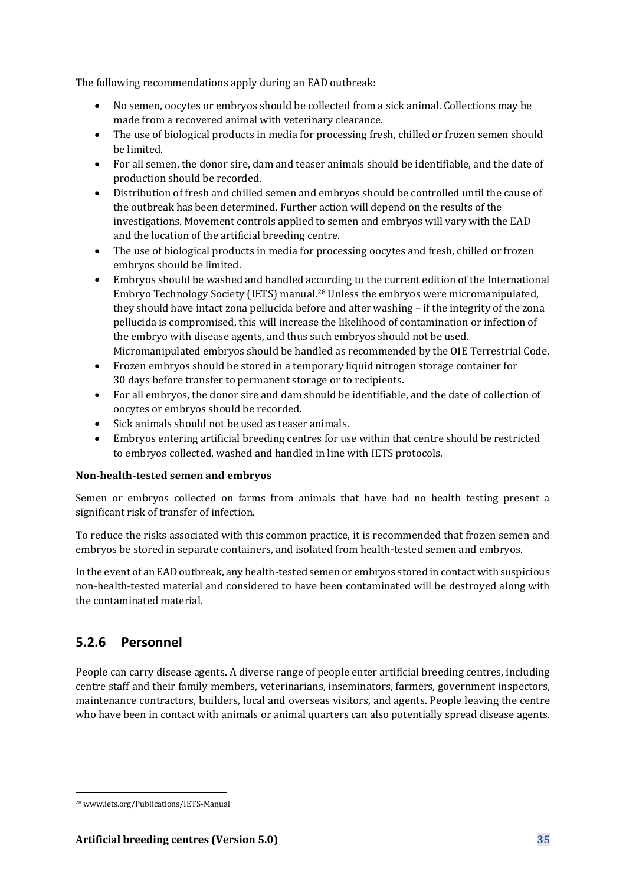The following recommendations apply during an EAD outbreak:

- No semen, oocytes or embryos should be collected from a sick animal. Collections may be made from a recovered animal with veterinary clearance.
- The use of biological products in media for processing fresh, chilled or frozen semen should be limited.
- For all semen, the donor sire, dam and teaser animals should be identifiable, and the date of production should be recorded.
- Distribution of fresh and chilled semen and embryos should be controlled until the cause of the outbreak has been determined. Further action will depend on the results of the investigations. Movement controls applied to semen and embryos will vary with the EAD and the location of the artificial breeding centre.
- The use of biological products in media for processing oocytes and fresh, chilled or frozen embryos should be limited.
- Embryos should be washed and handled according to the current edition of the International Embryo Technology Society (IETS) manual.[28] Unless the embryos were micromanipulated, they should have intact zona pellucida before and after washing – if the integrity of the zona pellucida is compromised, this will increase the likelihood of contamination or infection of the embryo with disease agents, and thus such embryos should not be used. Micromanipulated embryos should be handled as recommended by the OIE Terrestrial Code.
- Frozen embryos should be stored in a temporary liquid nitrogen storage container for 30 days before transfer to permanent storage or to recipients.
- For all embryos, the donor sire and dam should be identifiable, and the date of collection of oocytes or embryos should be recorded.
- Sick animals should not be used as teaser animals.
- Embryos entering artificial breeding centres for use within that centre should be restricted to embryos collected, washed and handled in line with IETS protocols.

**Non-health-tested semen and embryos**

Semen or embryos collected on farms from animals that have had no health testing present a significant risk of transfer of infection.

To reduce the risks associated with this common practice, it is recommended that frozen semen and embryos be stored in separate containers, and isolated from health-tested semen and embryos.

In the event of an EAD outbreak, any health-tested semen or embryos stored in contact with suspicious non-health-tested material and considered to have been contaminated will be destroyed along with the contaminated material.

### 5.2.6 Personnel

People can carry disease agents. A diverse range of people enter artificial breeding centres, including centre staff and their family members, veterinarians, inseminators, farmers, government inspectors, maintenance contractors, builders, local and overseas visitors, and agents. People leaving the centre who have been in contact with animals or animal quarters can also potentially spread disease agents.

[28] www.iets.org/Publications/IETS-Manual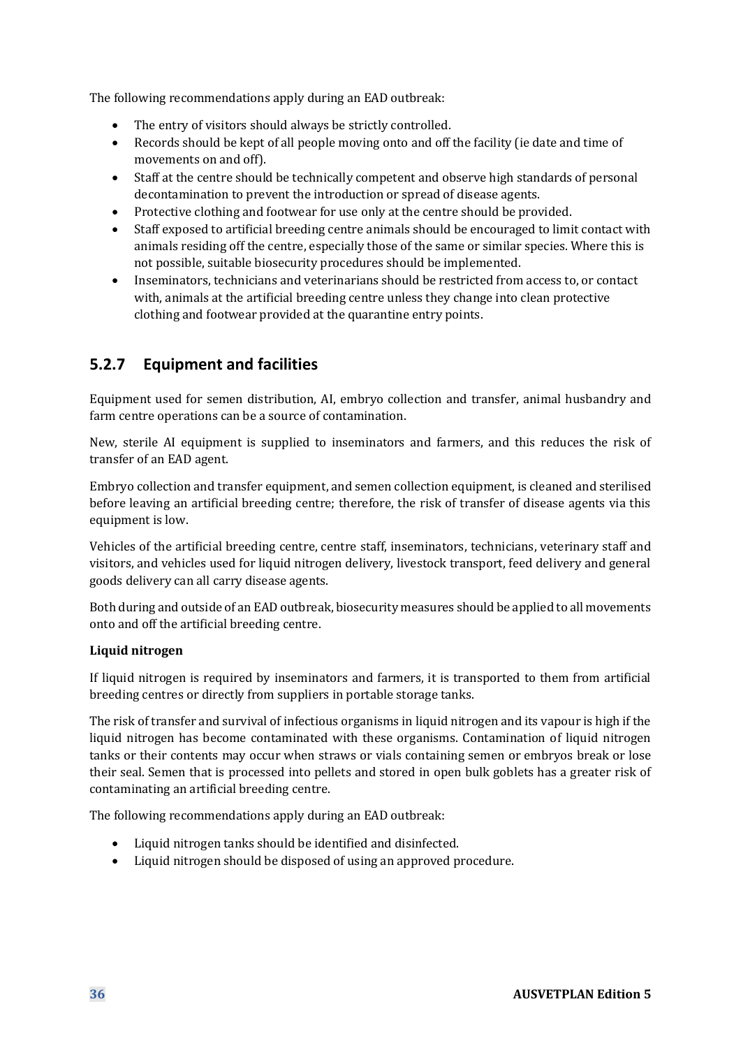The following recommendations apply during an EAD outbreak:

- The entry of visitors should always be strictly controlled.
- Records should be kept of all people moving onto and off the facility (ie date and time of movements on and off).
- Staff at the centre should be technically competent and observe high standards of personal decontamination to prevent the introduction or spread of disease agents.
- Protective clothing and footwear for use only at the centre should be provided.
- Staff exposed to artificial breeding centre animals should be encouraged to limit contact with animals residing off the centre, especially those of the same or similar species. Where this is not possible, suitable biosecurity procedures should be implemented.
- Inseminators, technicians and veterinarians should be restricted from access to, or contact with, animals at the artificial breeding centre unless they change into clean protective clothing and footwear provided at the quarantine entry points.

### 5.2.7 Equipment and facilities

Equipment used for semen distribution, AI, embryo collection and transfer, animal husbandry and farm centre operations can be a source of contamination.

New, sterile AI equipment is supplied to inseminators and farmers, and this reduces the risk of transfer of an EAD agent.

Embryo collection and transfer equipment, and semen collection equipment, is cleaned and sterilised before leaving an artificial breeding centre; therefore, the risk of transfer of disease agents via this equipment is low.

Vehicles of the artificial breeding centre, centre staff, inseminators, technicians, veterinary staff and visitors, and vehicles used for liquid nitrogen delivery, livestock transport, feed delivery and general goods delivery can all carry disease agents.

Both during and outside of an EAD outbreak, biosecurity measures should be applied to all movements onto and off the artificial breeding centre.

**Liquid nitrogen**

If liquid nitrogen is required by inseminators and farmers, it is transported to them from artificial breeding centres or directly from suppliers in portable storage tanks.

The risk of transfer and survival of infectious organisms in liquid nitrogen and its vapour is high if the liquid nitrogen has become contaminated with these organisms. Contamination of liquid nitrogen tanks or their contents may occur when straws or vials containing semen or embryos break or lose their seal. Semen that is processed into pellets and stored in open bulk goblets has a greater risk of contaminating an artificial breeding centre.

The following recommendations apply during an EAD outbreak:

- Liquid nitrogen tanks should be identified and disinfected.
- Liquid nitrogen should be disposed of using an approved procedure.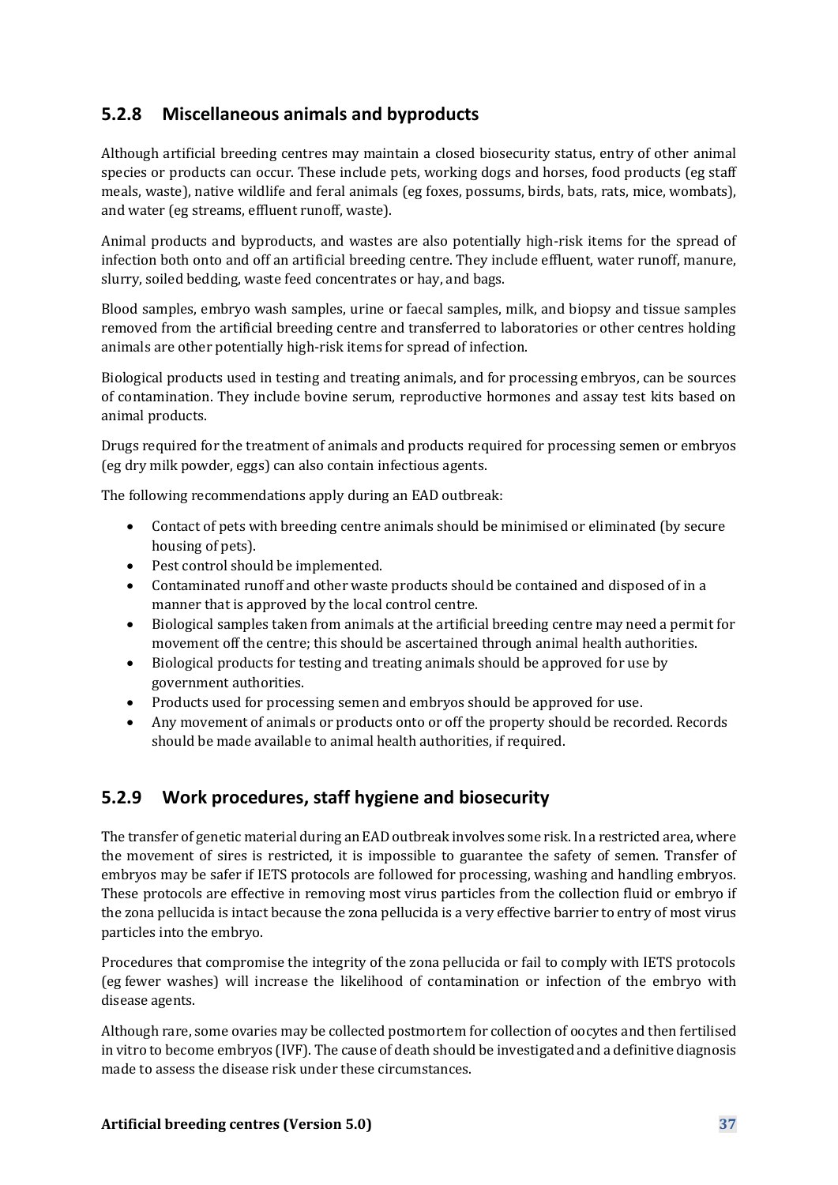### 5.2.8 Miscellaneous animals and byproducts

Although artificial breeding centres may maintain a closed biosecurity status, entry of other animal species or products can occur. These include pets, working dogs and horses, food products (eg staff meals, waste), native wildlife and feral animals (eg foxes, possums, birds, bats, rats, mice, wombats), and water (eg streams, effluent runoff, waste).

Animal products and byproducts, and wastes are also potentially high-risk items for the spread of infection both onto and off an artificial breeding centre. They include effluent, water runoff, manure, slurry, soiled bedding, waste feed concentrates or hay, and bags.

Blood samples, embryo wash samples, urine or faecal samples, milk, and biopsy and tissue samples removed from the artificial breeding centre and transferred to laboratories or other centres holding animals are other potentially high-risk items for spread of infection.

Biological products used in testing and treating animals, and for processing embryos, can be sources of contamination. They include bovine serum, reproductive hormones and assay test kits based on animal products.

Drugs required for the treatment of animals and products required for processing semen or embryos (eg dry milk powder, eggs) can also contain infectious agents.

The following recommendations apply during an EAD outbreak:

- Contact of pets with breeding centre animals should be minimised or eliminated (by secure housing of pets).
- Pest control should be implemented.
- Contaminated runoff and other waste products should be contained and disposed of in a manner that is approved by the local control centre.
- Biological samples taken from animals at the artificial breeding centre may need a permit for movement off the centre; this should be ascertained through animal health authorities.
- Biological products for testing and treating animals should be approved for use by government authorities.
- Products used for processing semen and embryos should be approved for use.
- Any movement of animals or products onto or off the property should be recorded. Records should be made available to animal health authorities, if required.

### 5.2.9 Work procedures, staff hygiene and biosecurity

The transfer of genetic material during an EAD outbreak involves some risk. In a restricted area, where the movement of sires is restricted, it is impossible to guarantee the safety of semen. Transfer of embryos may be safer if IETS protocols are followed for processing, washing and handling embryos. These protocols are effective in removing most virus particles from the collection fluid or embryo if the zona pellucida is intact because the zona pellucida is a very effective barrier to entry of most virus particles into the embryo.

Procedures that compromise the integrity of the zona pellucida or fail to comply with IETS protocols (eg fewer washes) will increase the likelihood of contamination or infection of the embryo with disease agents.

Although rare, some ovaries may be collected postmortem for collection of oocytes and then fertilised in vitro to become embryos (IVF). The cause of death should be investigated and a definitive diagnosis made to assess the disease risk under these circumstances.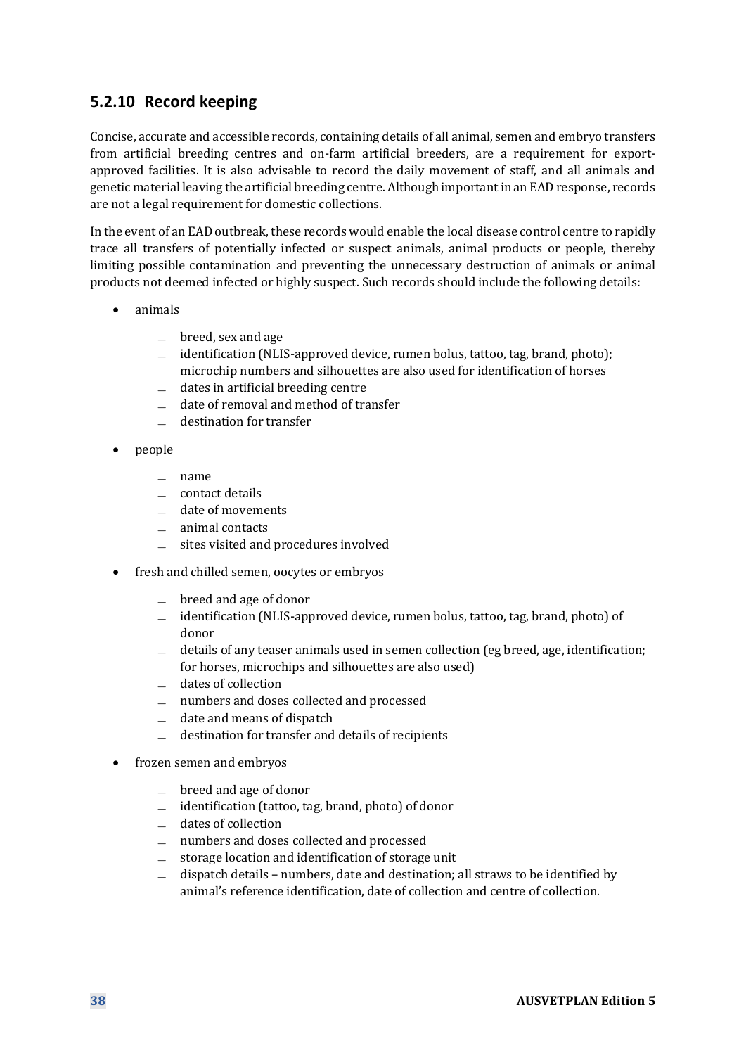### 5.2.10 Record keeping

Concise, accurate and accessible records, containing details of all animal, semen and embryo transfers from artificial breeding centres and on-farm artificial breeders, are a requirement for export-approved facilities. It is also advisable to record the daily movement of staff, and all animals and genetic material leaving the artificial breeding centre. Although important in an EAD response, records are not a legal requirement for domestic collections.

In the event of an EAD outbreak, these records would enable the local disease control centre to rapidly trace all transfers of potentially infected or suspect animals, animal products or people, thereby limiting possible contamination and preventing the unnecessary destruction of animals or animal products not deemed infected or highly suspect. Such records should include the following details:

- animals
  - breed, sex and age
  - identification (NLIS-approved device, rumen bolus, tattoo, tag, brand, photo); microchip numbers and silhouettes are also used for identification of horses
  - dates in artificial breeding centre
  - date of removal and method of transfer
  - destination for transfer
- people
  - name
  - contact details
  - date of movements
  - animal contacts
  - sites visited and procedures involved
- fresh and chilled semen, oocytes or embryos
  - breed and age of donor
  - identification (NLIS-approved device, rumen bolus, tattoo, tag, brand, photo) of donor
  - details of any teaser animals used in semen collection (eg breed, age, identification; for horses, microchips and silhouettes are also used)
  - dates of collection
  - numbers and doses collected and processed
  - date and means of dispatch
  - destination for transfer and details of recipients
- frozen semen and embryos
  - breed and age of donor
  - identification (tattoo, tag, brand, photo) of donor
  - dates of collection
  - numbers and doses collected and processed
  - storage location and identification of storage unit
  - dispatch details – numbers, date and destination; all straws to be identified by animal's reference identification, date of collection and centre of collection.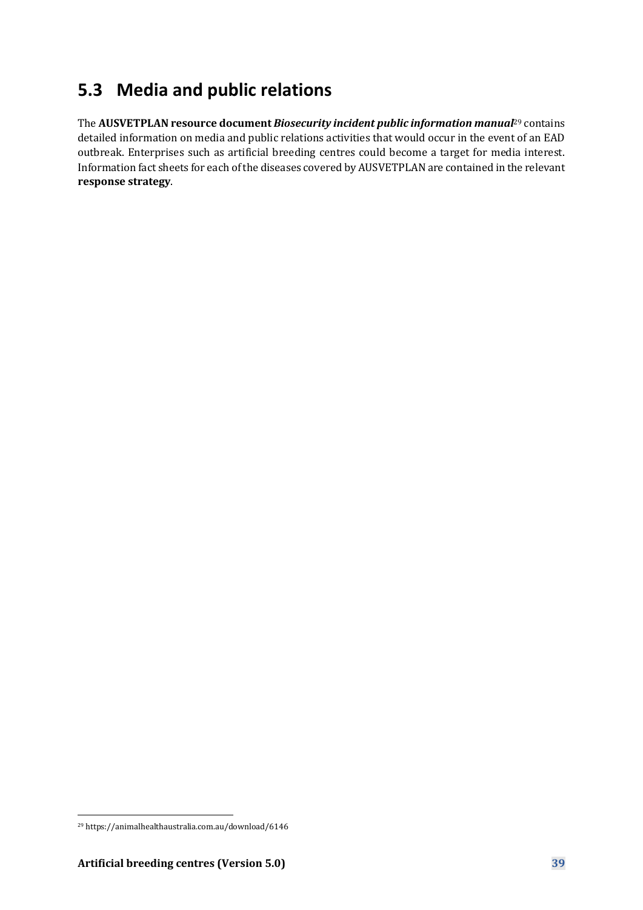## 5.3 Media and public relations

The **AUSVETPLAN resource document** ***Biosecurity incident public information manual***[29] contains detailed information on media and public relations activities that would occur in the event of an EAD outbreak. Enterprises such as artificial breeding centres could become a target for media interest. Information fact sheets for each of the diseases covered by AUSVETPLAN are contained in the relevant **response strategy**.

[29] https://animalhealthaustralia.com.au/download/6146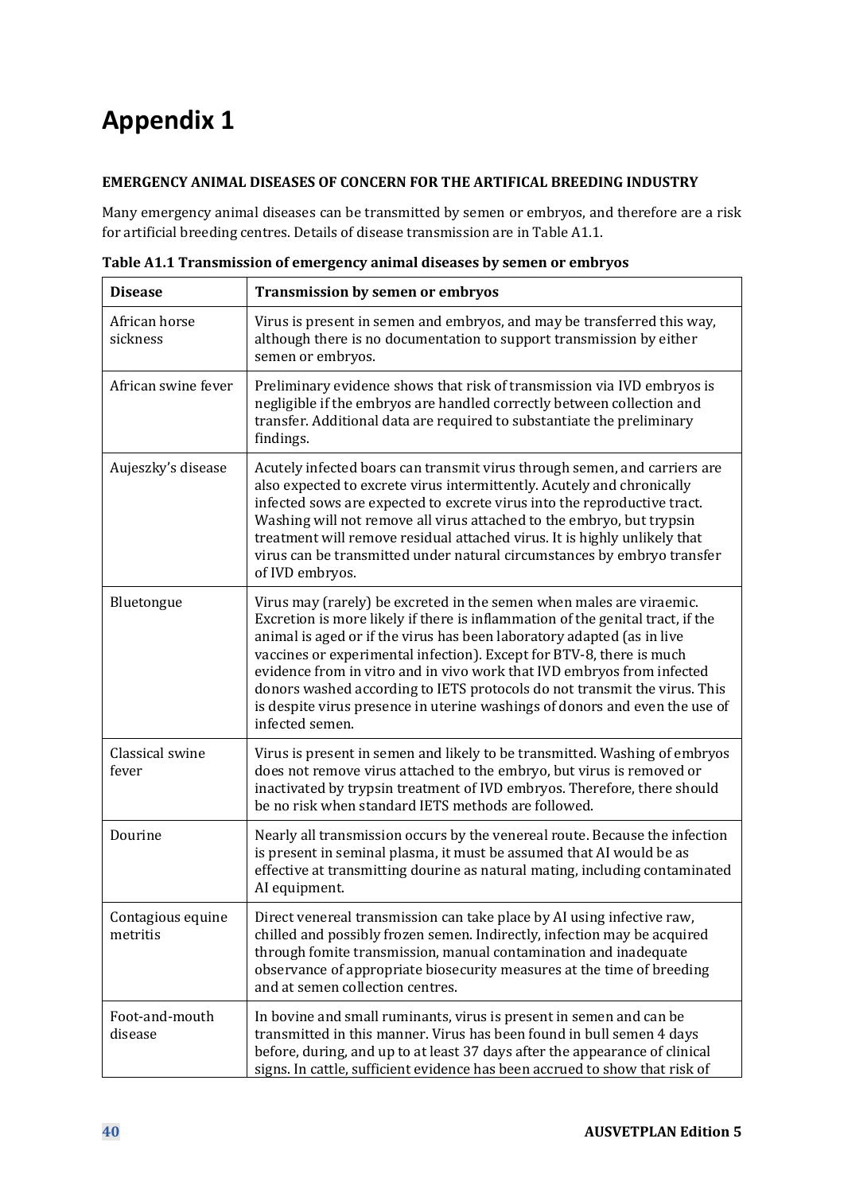# Appendix 1

**EMERGENCY ANIMAL DISEASES OF CONCERN FOR THE ARTIFICAL BREEDING INDUSTRY**

Many emergency animal diseases can be transmitted by semen or embryos, and therefore are a risk for artificial breeding centres. Details of disease transmission are in Table A1.1.

**Table A1.1 Transmission of emergency animal diseases by semen or embryos**

| Disease | Transmission by semen or embryos |
|---|---|
| African horse sickness | Virus is present in semen and embryos, and may be transferred this way, although there is no documentation to support transmission by either semen or embryos. |
| African swine fever | Preliminary evidence shows that risk of transmission via IVD embryos is negligible if the embryos are handled correctly between collection and transfer. Additional data are required to substantiate the preliminary findings. |
| Aujeszky's disease | Acutely infected boars can transmit virus through semen, and carriers are also expected to excrete virus intermittently. Acutely and chronically infected sows are expected to excrete virus into the reproductive tract. Washing will not remove all virus attached to the embryo, but trypsin treatment will remove residual attached virus. It is highly unlikely that virus can be transmitted under natural circumstances by embryo transfer of IVD embryos. |
| Bluetongue | Virus may (rarely) be excreted in the semen when males are viraemic. Excretion is more likely if there is inflammation of the genital tract, if the animal is aged or if the virus has been laboratory adapted (as in live vaccines or experimental infection). Except for BTV-8, there is much evidence from in vitro and in vivo work that IVD embryos from infected donors washed according to IETS protocols do not transmit the virus. This is despite virus presence in uterine washings of donors and even the use of infected semen. |
| Classical swine fever | Virus is present in semen and likely to be transmitted. Washing of embryos does not remove virus attached to the embryo, but virus is removed or inactivated by trypsin treatment of IVD embryos. Therefore, there should be no risk when standard IETS methods are followed. |
| Dourine | Nearly all transmission occurs by the venereal route. Because the infection is present in seminal plasma, it must be assumed that AI would be as effective at transmitting dourine as natural mating, including contaminated AI equipment. |
| Contagious equine metritis | Direct venereal transmission can take place by AI using infective raw, chilled and possibly frozen semen. Indirectly, infection may be acquired through fomite transmission, manual contamination and inadequate observance of appropriate biosecurity measures at the time of breeding and at semen collection centres. |
| Foot-and-mouth disease | In bovine and small ruminants, virus is present in semen and can be transmitted in this manner. Virus has been found in bull semen 4 days before, during, and up to at least 37 days after the appearance of clinical signs. In cattle, sufficient evidence has been accrued to show that risk of |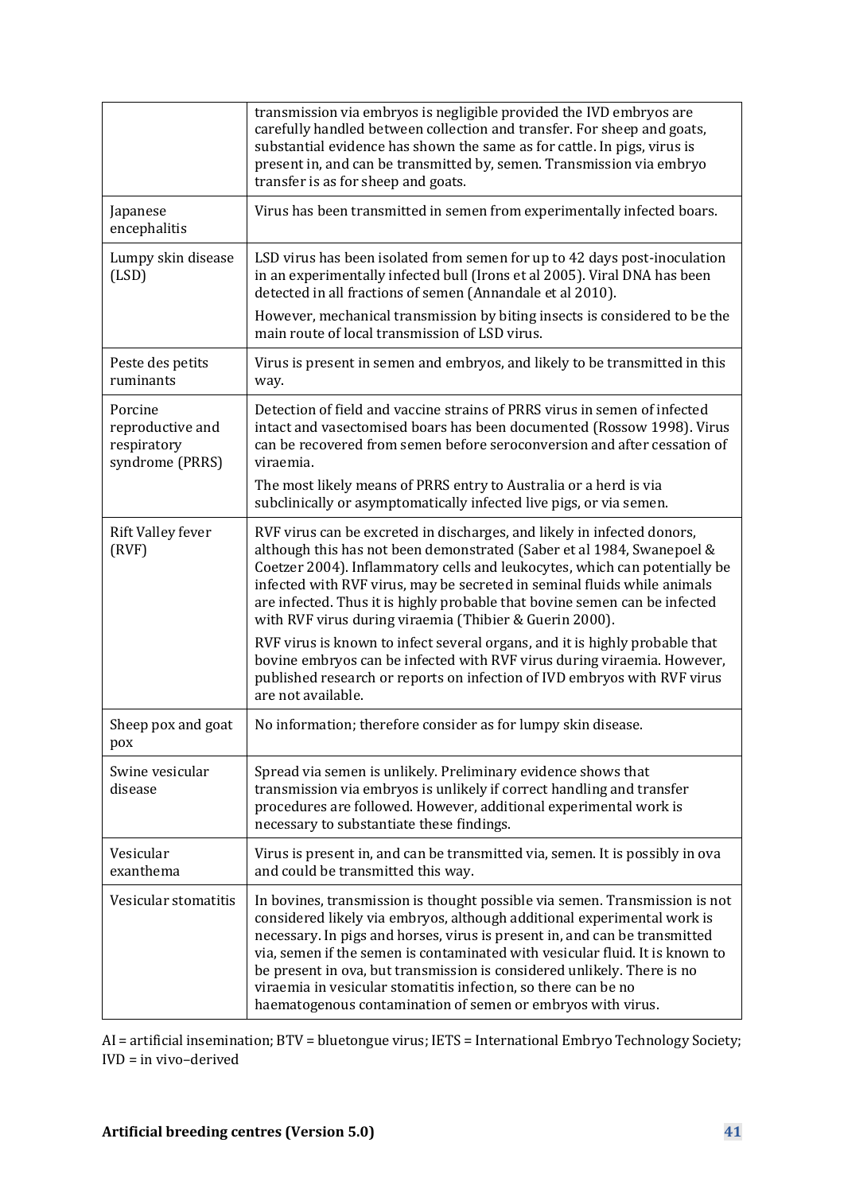| | |
|---|---|
| | transmission via embryos is negligible provided the IVD embryos are carefully handled between collection and transfer. For sheep and goats, substantial evidence has shown the same as for cattle. In pigs, virus is present in, and can be transmitted by, semen. Transmission via embryo transfer is as for sheep and goats. |
| Japanese encephalitis | Virus has been transmitted in semen from experimentally infected boars. |
| Lumpy skin disease (LSD) | LSD virus has been isolated from semen for up to 42 days post-inoculation in an experimentally infected bull (Irons et al 2005). Viral DNA has been detected in all fractions of semen (Annandale et al 2010).<br><br>However, mechanical transmission by biting insects is considered to be the main route of local transmission of LSD virus. |
| Peste des petits ruminants | Virus is present in semen and embryos, and likely to be transmitted in this way. |
| Porcine reproductive and respiratory syndrome (PRRS) | Detection of field and vaccine strains of PRRS virus in semen of infected intact and vasectomised boars has been documented (Rossow 1998). Virus can be recovered from semen before seroconversion and after cessation of viraemia.<br><br>The most likely means of PRRS entry to Australia or a herd is via subclinically or asymptomatically infected live pigs, or via semen. |
| Rift Valley fever (RVF) | RVF virus can be excreted in discharges, and likely in infected donors, although this has not been demonstrated (Saber et al 1984, Swanepoel & Coetzer 2004). Inflammatory cells and leukocytes, which can potentially be infected with RVF virus, may be secreted in seminal fluids while animals are infected. Thus it is highly probable that bovine semen can be infected with RVF virus during viraemia (Thibier & Guerin 2000).<br><br>RVF virus is known to infect several organs, and it is highly probable that bovine embryos can be infected with RVF virus during viraemia. However, published research or reports on infection of IVD embryos with RVF virus are not available. |
| Sheep pox and goat pox | No information; therefore consider as for lumpy skin disease. |
| Swine vesicular disease | Spread via semen is unlikely. Preliminary evidence shows that transmission via embryos is unlikely if correct handling and transfer procedures are followed. However, additional experimental work is necessary to substantiate these findings. |
| Vesicular exanthema | Virus is present in, and can be transmitted via, semen. It is possibly in ova and could be transmitted this way. |
| Vesicular stomatitis | In bovines, transmission is thought possible via semen. Transmission is not considered likely via embryos, although additional experimental work is necessary. In pigs and horses, virus is present in, and can be transmitted via, semen if the semen is contaminated with vesicular fluid. It is known to be present in ova, but transmission is considered unlikely. There is no viraemia in vesicular stomatitis infection, so there can be no haematogenous contamination of semen or embryos with virus. |

AI = artificial insemination; BTV = bluetongue virus; IETS = International Embryo Technology Society; IVD = in vivo–derived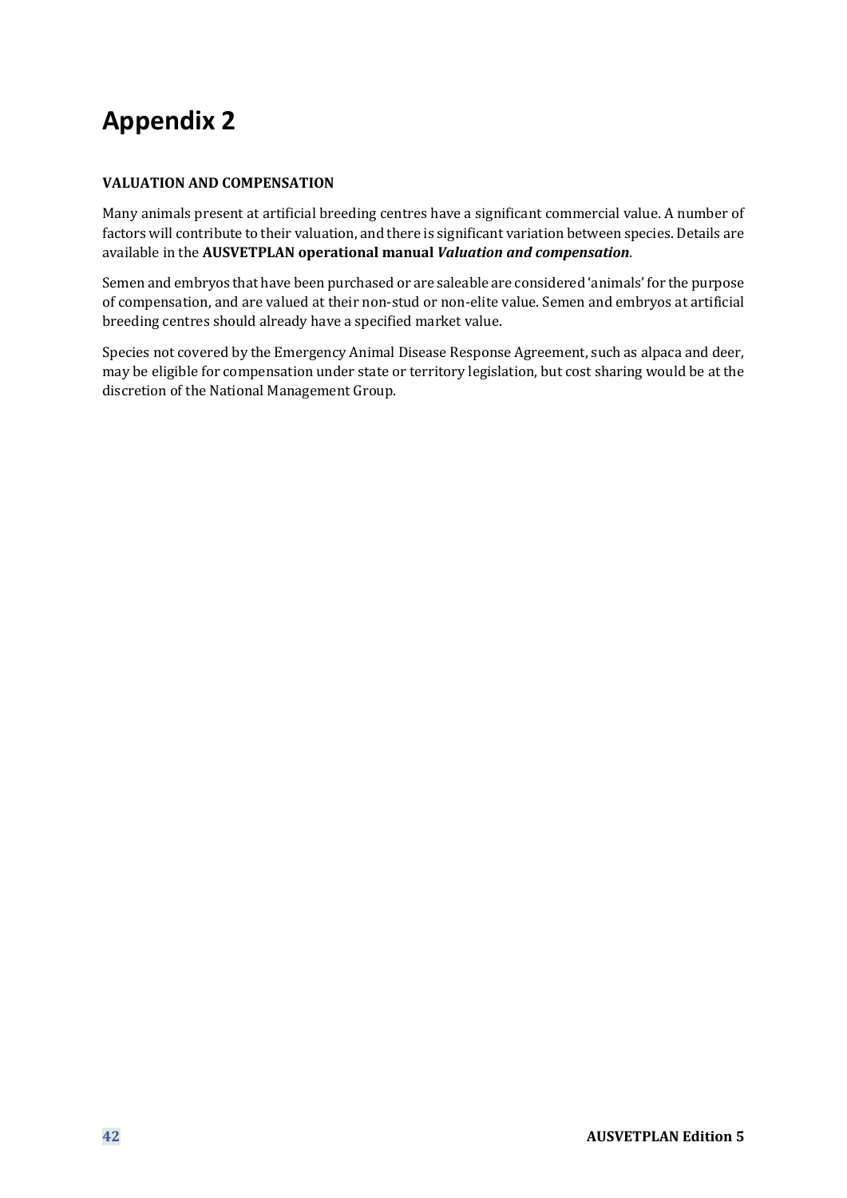# Appendix 2

**VALUATION AND COMPENSATION**

Many animals present at artificial breeding centres have a significant commercial value. A number of factors will contribute to their valuation, and there is significant variation between species. Details are available in the **AUSVETPLAN operational manual *Valuation and compensation***.

Semen and embryos that have been purchased or are saleable are considered 'animals' for the purpose of compensation, and are valued at their non-stud or non-elite value. Semen and embryos at artificial breeding centres should already have a specified market value.

Species not covered by the Emergency Animal Disease Response Agreement, such as alpaca and deer, may be eligible for compensation under state or territory legislation, but cost sharing would be at the discretion of the National Management Group.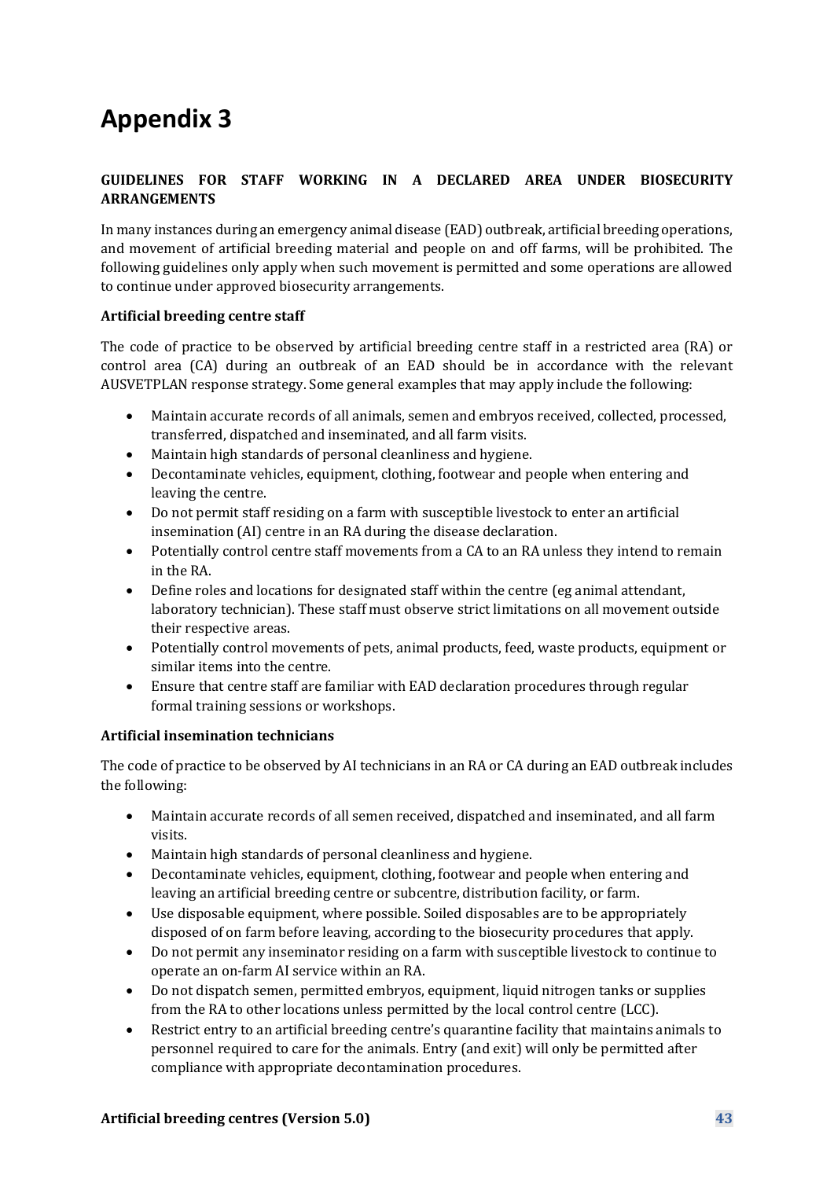# Appendix 3

**GUIDELINES FOR STAFF WORKING IN A DECLARED AREA UNDER BIOSECURITY ARRANGEMENTS**

In many instances during an emergency animal disease (EAD) outbreak, artificial breeding operations, and movement of artificial breeding material and people on and off farms, will be prohibited. The following guidelines only apply when such movement is permitted and some operations are allowed to continue under approved biosecurity arrangements.

**Artificial breeding centre staff**

The code of practice to be observed by artificial breeding centre staff in a restricted area (RA) or control area (CA) during an outbreak of an EAD should be in accordance with the relevant AUSVETPLAN response strategy. Some general examples that may apply include the following:

- Maintain accurate records of all animals, semen and embryos received, collected, processed, transferred, dispatched and inseminated, and all farm visits.
- Maintain high standards of personal cleanliness and hygiene.
- Decontaminate vehicles, equipment, clothing, footwear and people when entering and leaving the centre.
- Do not permit staff residing on a farm with susceptible livestock to enter an artificial insemination (AI) centre in an RA during the disease declaration.
- Potentially control centre staff movements from a CA to an RA unless they intend to remain in the RA.
- Define roles and locations for designated staff within the centre (eg animal attendant, laboratory technician). These staff must observe strict limitations on all movement outside their respective areas.
- Potentially control movements of pets, animal products, feed, waste products, equipment or similar items into the centre.
- Ensure that centre staff are familiar with EAD declaration procedures through regular formal training sessions or workshops.

**Artificial insemination technicians**

The code of practice to be observed by AI technicians in an RA or CA during an EAD outbreak includes the following:

- Maintain accurate records of all semen received, dispatched and inseminated, and all farm visits.
- Maintain high standards of personal cleanliness and hygiene.
- Decontaminate vehicles, equipment, clothing, footwear and people when entering and leaving an artificial breeding centre or subcentre, distribution facility, or farm.
- Use disposable equipment, where possible. Soiled disposables are to be appropriately disposed of on farm before leaving, according to the biosecurity procedures that apply.
- Do not permit any inseminator residing on a farm with susceptible livestock to continue to operate an on-farm AI service within an RA.
- Do not dispatch semen, permitted embryos, equipment, liquid nitrogen tanks or supplies from the RA to other locations unless permitted by the local control centre (LCC).
- Restrict entry to an artificial breeding centre's quarantine facility that maintains animals to personnel required to care for the animals. Entry (and exit) will only be permitted after compliance with appropriate decontamination procedures.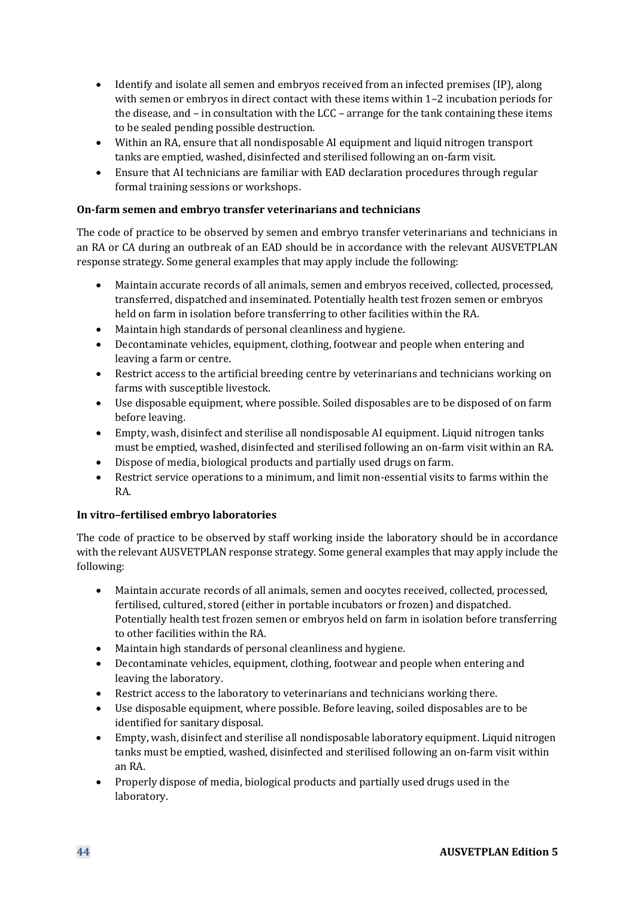- Identify and isolate all semen and embryos received from an infected premises (IP), along with semen or embryos in direct contact with these items within 1–2 incubation periods for the disease, and – in consultation with the LCC – arrange for the tank containing these items to be sealed pending possible destruction.
- Within an RA, ensure that all nondisposable AI equipment and liquid nitrogen transport tanks are emptied, washed, disinfected and sterilised following an on-farm visit.
- Ensure that AI technicians are familiar with EAD declaration procedures through regular formal training sessions or workshops.

**On-farm semen and embryo transfer veterinarians and technicians**

The code of practice to be observed by semen and embryo transfer veterinarians and technicians in an RA or CA during an outbreak of an EAD should be in accordance with the relevant AUSVETPLAN response strategy. Some general examples that may apply include the following:

- Maintain accurate records of all animals, semen and embryos received, collected, processed, transferred, dispatched and inseminated. Potentially health test frozen semen or embryos held on farm in isolation before transferring to other facilities within the RA.
- Maintain high standards of personal cleanliness and hygiene.
- Decontaminate vehicles, equipment, clothing, footwear and people when entering and leaving a farm or centre.
- Restrict access to the artificial breeding centre by veterinarians and technicians working on farms with susceptible livestock.
- Use disposable equipment, where possible. Soiled disposables are to be disposed of on farm before leaving.
- Empty, wash, disinfect and sterilise all nondisposable AI equipment. Liquid nitrogen tanks must be emptied, washed, disinfected and sterilised following an on-farm visit within an RA.
- Dispose of media, biological products and partially used drugs on farm.
- Restrict service operations to a minimum, and limit non-essential visits to farms within the RA.

**In vitro–fertilised embryo laboratories**

The code of practice to be observed by staff working inside the laboratory should be in accordance with the relevant AUSVETPLAN response strategy. Some general examples that may apply include the following:

- Maintain accurate records of all animals, semen and oocytes received, collected, processed, fertilised, cultured, stored (either in portable incubators or frozen) and dispatched. Potentially health test frozen semen or embryos held on farm in isolation before transferring to other facilities within the RA.
- Maintain high standards of personal cleanliness and hygiene.
- Decontaminate vehicles, equipment, clothing, footwear and people when entering and leaving the laboratory.
- Restrict access to the laboratory to veterinarians and technicians working there.
- Use disposable equipment, where possible. Before leaving, soiled disposables are to be identified for sanitary disposal.
- Empty, wash, disinfect and sterilise all nondisposable laboratory equipment. Liquid nitrogen tanks must be emptied, washed, disinfected and sterilised following an on-farm visit within an RA.
- Properly dispose of media, biological products and partially used drugs used in the laboratory.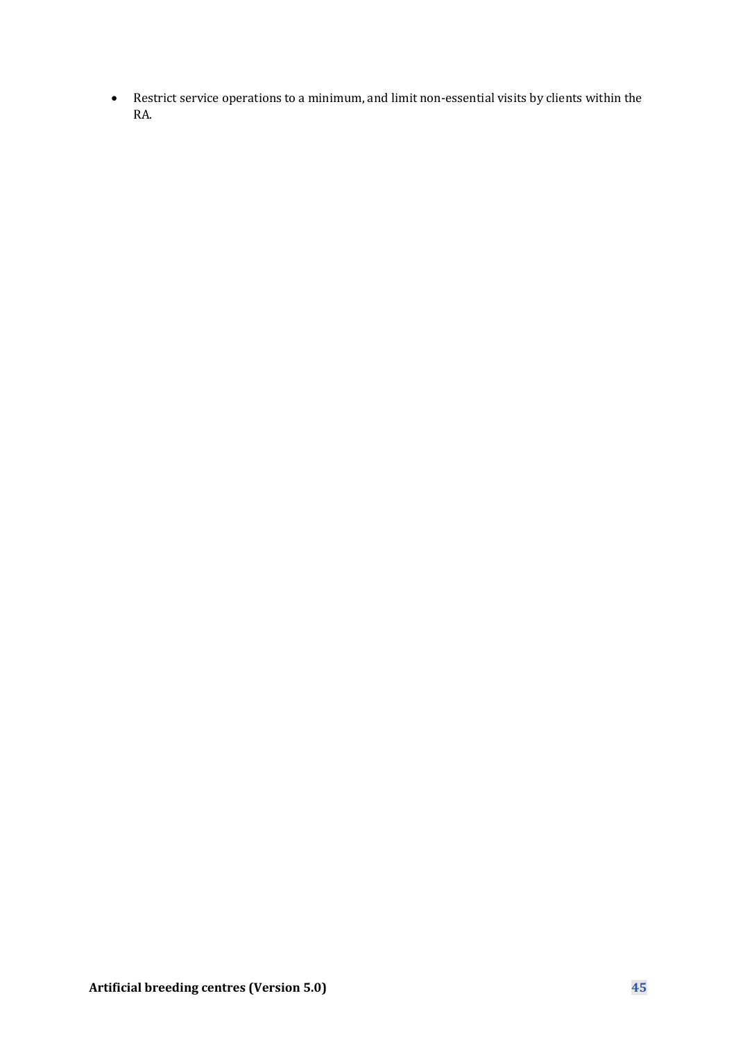- Restrict service operations to a minimum, and limit non-essential visits by clients within the RA.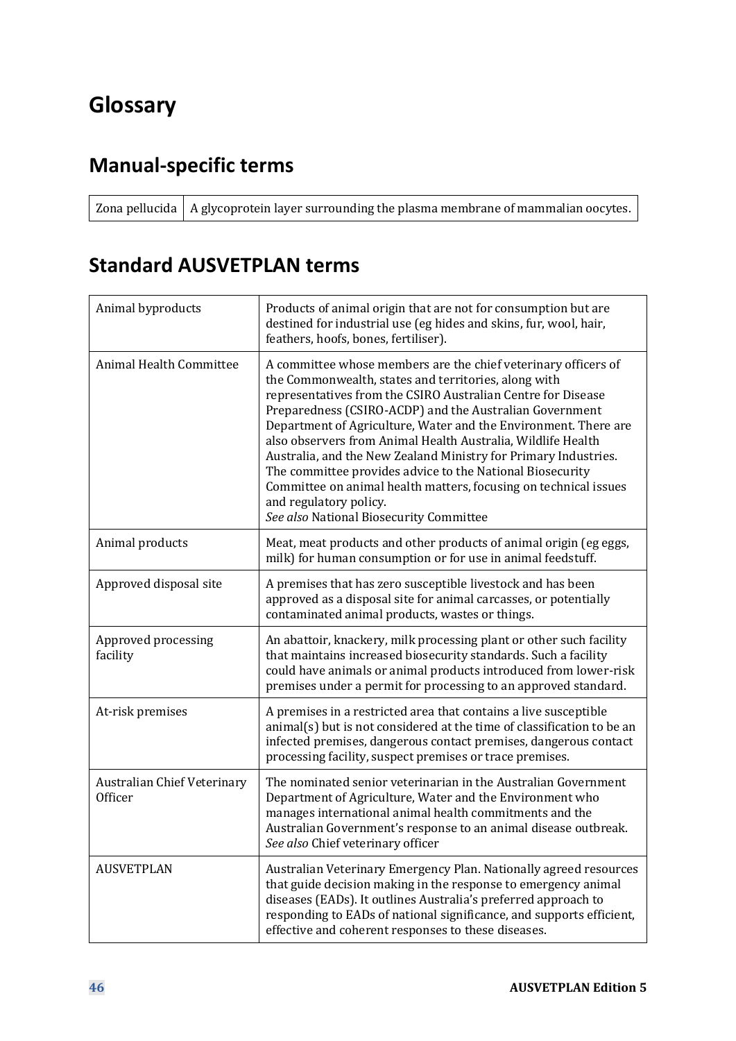# Glossary

## Manual-specific terms

| Zona pellucida | A glycoprotein layer surrounding the plasma membrane of mammalian oocytes. |
|---|---|

## Standard AUSVETPLAN terms

| Term | Definition |
|---|---|
| Animal byproducts | Products of animal origin that are not for consumption but are destined for industrial use (eg hides and skins, fur, wool, hair, feathers, hoofs, bones, fertiliser). |
| Animal Health Committee | A committee whose members are the chief veterinary officers of the Commonwealth, states and territories, along with representatives from the CSIRO Australian Centre for Disease Preparedness (CSIRO-ACDP) and the Australian Government Department of Agriculture, Water and the Environment. There are also observers from Animal Health Australia, Wildlife Health Australia, and the New Zealand Ministry for Primary Industries. The committee provides advice to the National Biosecurity Committee on animal health matters, focusing on technical issues and regulatory policy.<br>*See also* National Biosecurity Committee |
| Animal products | Meat, meat products and other products of animal origin (eg eggs, milk) for human consumption or for use in animal feedstuff. |
| Approved disposal site | A premises that has zero susceptible livestock and has been approved as a disposal site for animal carcasses, or potentially contaminated animal products, wastes or things. |
| Approved processing facility | An abattoir, knackery, milk processing plant or other such facility that maintains increased biosecurity standards. Such a facility could have animals or animal products introduced from lower-risk premises under a permit for processing to an approved standard. |
| At-risk premises | A premises in a restricted area that contains a live susceptible animal(s) but is not considered at the time of classification to be an infected premises, dangerous contact premises, dangerous contact processing facility, suspect premises or trace premises. |
| Australian Chief Veterinary Officer | The nominated senior veterinarian in the Australian Government Department of Agriculture, Water and the Environment who manages international animal health commitments and the Australian Government's response to an animal disease outbreak.<br>*See also* Chief veterinary officer |
| AUSVETPLAN | Australian Veterinary Emergency Plan. Nationally agreed resources that guide decision making in the response to emergency animal diseases (EADs). It outlines Australia's preferred approach to responding to EADs of national significance, and supports efficient, effective and coherent responses to these diseases. |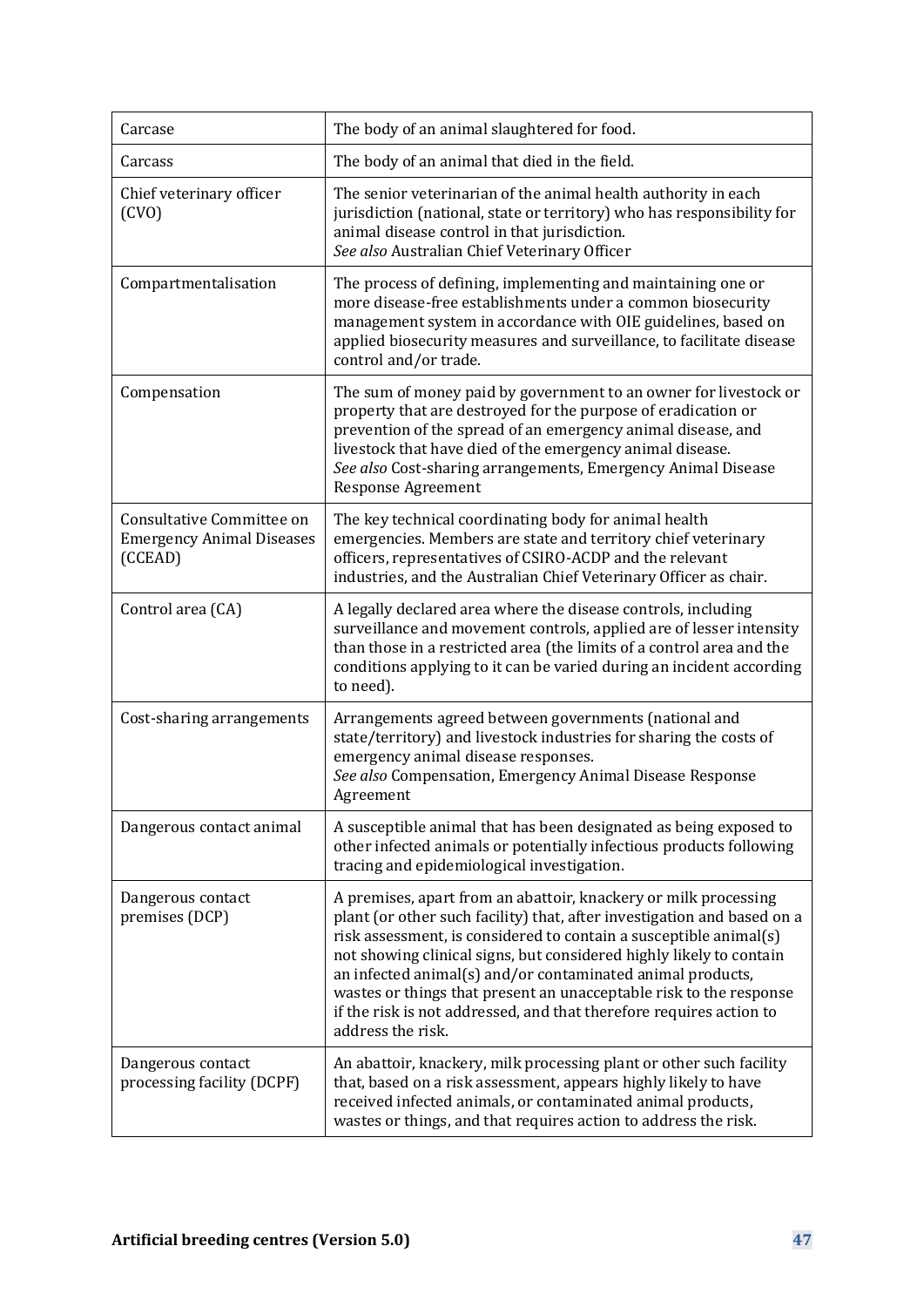| | |
|---|---|
| Carcase | The body of an animal slaughtered for food. |
| Carcass | The body of an animal that died in the field. |
| Chief veterinary officer (CVO) | The senior veterinarian of the animal health authority in each jurisdiction (national, state or territory) who has responsibility for animal disease control in that jurisdiction.<br>*See also* Australian Chief Veterinary Officer |
| Compartmentalisation | The process of defining, implementing and maintaining one or more disease-free establishments under a common biosecurity management system in accordance with OIE guidelines, based on applied biosecurity measures and surveillance, to facilitate disease control and/or trade. |
| Compensation | The sum of money paid by government to an owner for livestock or property that are destroyed for the purpose of eradication or prevention of the spread of an emergency animal disease, and livestock that have died of the emergency animal disease.<br>*See also* Cost-sharing arrangements, Emergency Animal Disease Response Agreement |
| Consultative Committee on Emergency Animal Diseases (CCEAD) | The key technical coordinating body for animal health emergencies. Members are state and territory chief veterinary officers, representatives of CSIRO-ACDP and the relevant industries, and the Australian Chief Veterinary Officer as chair. |
| Control area (CA) | A legally declared area where the disease controls, including surveillance and movement controls, applied are of lesser intensity than those in a restricted area (the limits of a control area and the conditions applying to it can be varied during an incident according to need). |
| Cost-sharing arrangements | Arrangements agreed between governments (national and state/territory) and livestock industries for sharing the costs of emergency animal disease responses.<br>*See also* Compensation, Emergency Animal Disease Response Agreement |
| Dangerous contact animal | A susceptible animal that has been designated as being exposed to other infected animals or potentially infectious products following tracing and epidemiological investigation. |
| Dangerous contact premises (DCP) | A premises, apart from an abattoir, knackery or milk processing plant (or other such facility) that, after investigation and based on a risk assessment, is considered to contain a susceptible animal(s) not showing clinical signs, but considered highly likely to contain an infected animal(s) and/or contaminated animal products, wastes or things that present an unacceptable risk to the response if the risk is not addressed, and that therefore requires action to address the risk. |
| Dangerous contact processing facility (DCPF) | An abattoir, knackery, milk processing plant or other such facility that, based on a risk assessment, appears highly likely to have received infected animals, or contaminated animal products, wastes or things, and that requires action to address the risk. |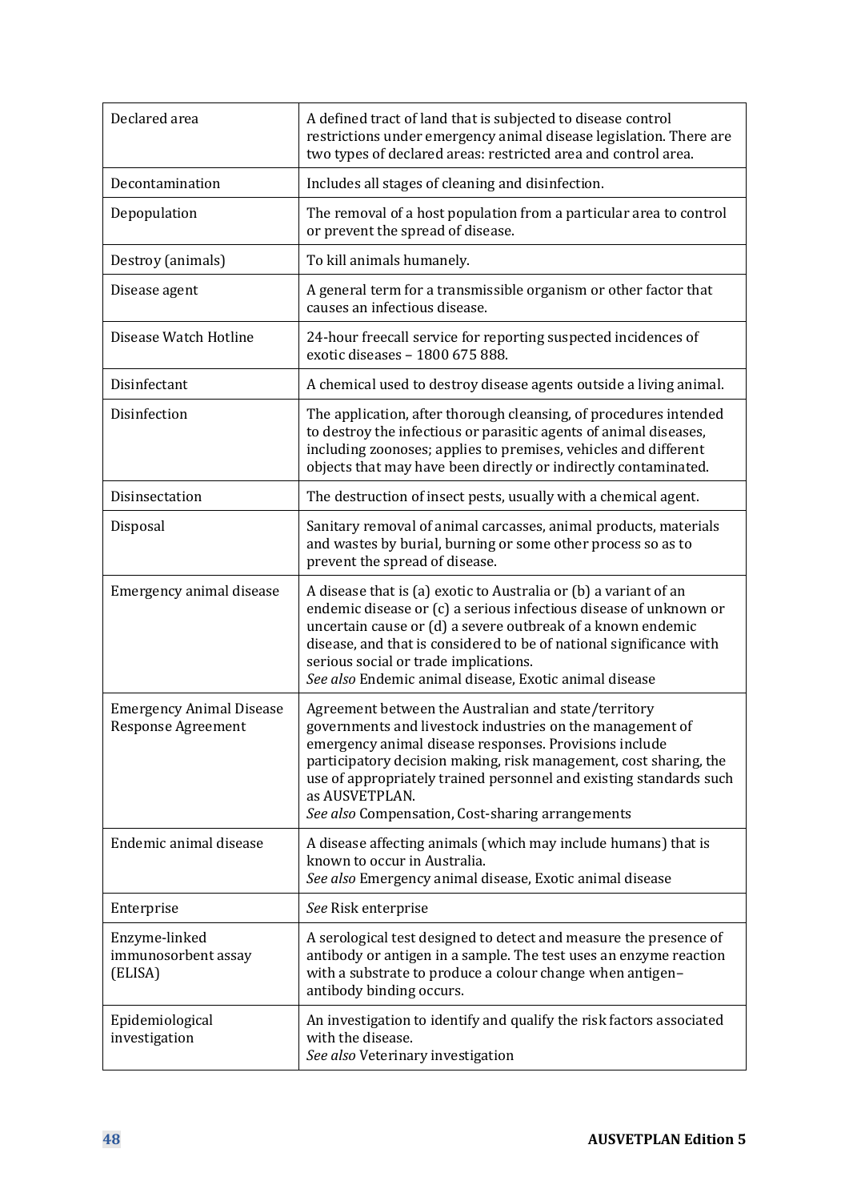| | |
|---|---|
| Declared area | A defined tract of land that is subjected to disease control restrictions under emergency animal disease legislation. There are two types of declared areas: restricted area and control area. |
| Decontamination | Includes all stages of cleaning and disinfection. |
| Depopulation | The removal of a host population from a particular area to control or prevent the spread of disease. |
| Destroy (animals) | To kill animals humanely. |
| Disease agent | A general term for a transmissible organism or other factor that causes an infectious disease. |
| Disease Watch Hotline | 24-hour freecall service for reporting suspected incidences of exotic diseases – 1800 675 888. |
| Disinfectant | A chemical used to destroy disease agents outside a living animal. |
| Disinfection | The application, after thorough cleansing, of procedures intended to destroy the infectious or parasitic agents of animal diseases, including zoonoses; applies to premises, vehicles and different objects that may have been directly or indirectly contaminated. |
| Disinsectation | The destruction of insect pests, usually with a chemical agent. |
| Disposal | Sanitary removal of animal carcasses, animal products, materials and wastes by burial, burning or some other process so as to prevent the spread of disease. |
| Emergency animal disease | A disease that is (a) exotic to Australia or (b) a variant of an endemic disease or (c) a serious infectious disease of unknown or uncertain cause or (d) a severe outbreak of a known endemic disease, and that is considered to be of national significance with serious social or trade implications.<br>*See also* Endemic animal disease, Exotic animal disease |
| Emergency Animal Disease Response Agreement | Agreement between the Australian and state/territory governments and livestock industries on the management of emergency animal disease responses. Provisions include participatory decision making, risk management, cost sharing, the use of appropriately trained personnel and existing standards such as AUSVETPLAN.<br>*See also* Compensation, Cost-sharing arrangements |
| Endemic animal disease | A disease affecting animals (which may include humans) that is known to occur in Australia.<br>*See also* Emergency animal disease, Exotic animal disease |
| Enterprise | *See* Risk enterprise |
| Enzyme-linked immunosorbent assay (ELISA) | A serological test designed to detect and measure the presence of antibody or antigen in a sample. The test uses an enzyme reaction with a substrate to produce a colour change when antigen–antibody binding occurs. |
| Epidemiological investigation | An investigation to identify and qualify the risk factors associated with the disease.<br>*See also* Veterinary investigation |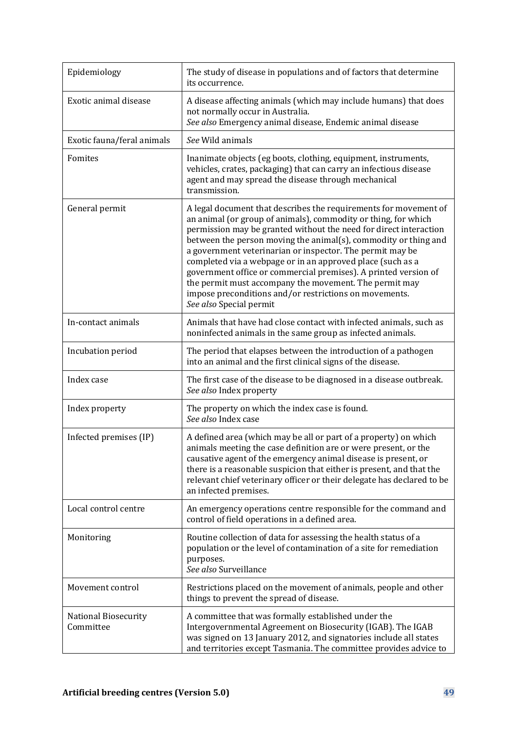| | |
|---|---|
| Epidemiology | The study of disease in populations and of factors that determine its occurrence. |
| Exotic animal disease | A disease affecting animals (which may include humans) that does not normally occur in Australia.<br>*See also* Emergency animal disease, Endemic animal disease |
| Exotic fauna/feral animals | *See* Wild animals |
| Fomites | Inanimate objects (eg boots, clothing, equipment, instruments, vehicles, crates, packaging) that can carry an infectious disease agent and may spread the disease through mechanical transmission. |
| General permit | A legal document that describes the requirements for movement of an animal (or group of animals), commodity or thing, for which permission may be granted without the need for direct interaction between the person moving the animal(s), commodity or thing and a government veterinarian or inspector. The permit may be completed via a webpage or in an approved place (such as a government office or commercial premises). A printed version of the permit must accompany the movement. The permit may impose preconditions and/or restrictions on movements.<br>*See also* Special permit |
| In-contact animals | Animals that have had close contact with infected animals, such as noninfected animals in the same group as infected animals. |
| Incubation period | The period that elapses between the introduction of a pathogen into an animal and the first clinical signs of the disease. |
| Index case | The first case of the disease to be diagnosed in a disease outbreak.<br>*See also* Index property |
| Index property | The property on which the index case is found.<br>*See also* Index case |
| Infected premises (IP) | A defined area (which may be all or part of a property) on which animals meeting the case definition are or were present, or the causative agent of the emergency animal disease is present, or there is a reasonable suspicion that either is present, and that the relevant chief veterinary officer or their delegate has declared to be an infected premises. |
| Local control centre | An emergency operations centre responsible for the command and control of field operations in a defined area. |
| Monitoring | Routine collection of data for assessing the health status of a population or the level of contamination of a site for remediation purposes.<br>*See also* Surveillance |
| Movement control | Restrictions placed on the movement of animals, people and other things to prevent the spread of disease. |
| National Biosecurity Committee | A committee that was formally established under the Intergovernmental Agreement on Biosecurity (IGAB). The IGAB was signed on 13 January 2012, and signatories include all states and territories except Tasmania. The committee provides advice to |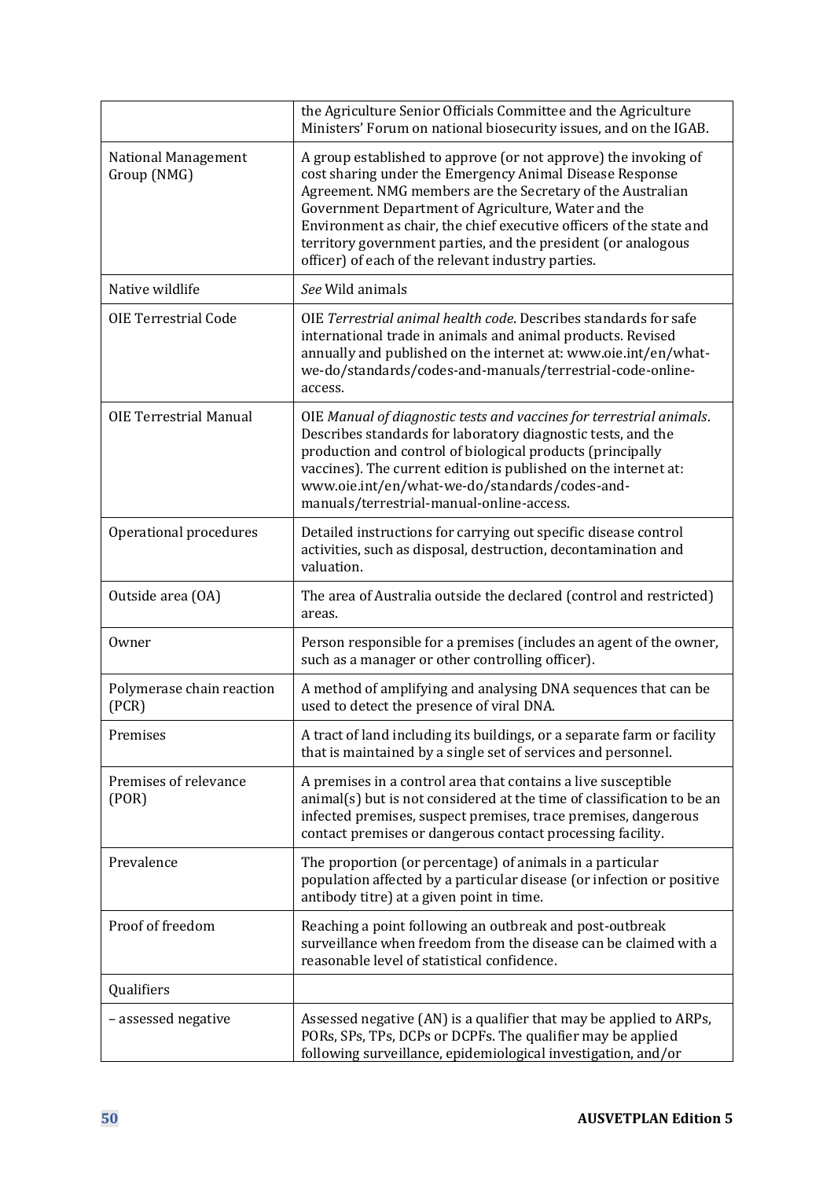| | |
|---|---|
| | the Agriculture Senior Officials Committee and the Agriculture Ministers' Forum on national biosecurity issues, and on the IGAB. |
| National Management Group (NMG) | A group established to approve (or not approve) the invoking of cost sharing under the Emergency Animal Disease Response Agreement. NMG members are the Secretary of the Australian Government Department of Agriculture, Water and the Environment as chair, the chief executive officers of the state and territory government parties, and the president (or analogous officer) of each of the relevant industry parties. |
| Native wildlife | *See* Wild animals |
| OIE Terrestrial Code | OIE *Terrestrial animal health code*. Describes standards for safe international trade in animals and animal products. Revised annually and published on the internet at: www.oie.int/en/what-we-do/standards/codes-and-manuals/terrestrial-code-online-access. |
| OIE Terrestrial Manual | OIE *Manual of diagnostic tests and vaccines for terrestrial animals*. Describes standards for laboratory diagnostic tests, and the production and control of biological products (principally vaccines). The current edition is published on the internet at: www.oie.int/en/what-we-do/standards/codes-and-manuals/terrestrial-manual-online-access. |
| Operational procedures | Detailed instructions for carrying out specific disease control activities, such as disposal, destruction, decontamination and valuation. |
| Outside area (OA) | The area of Australia outside the declared (control and restricted) areas. |
| Owner | Person responsible for a premises (includes an agent of the owner, such as a manager or other controlling officer). |
| Polymerase chain reaction (PCR) | A method of amplifying and analysing DNA sequences that can be used to detect the presence of viral DNA. |
| Premises | A tract of land including its buildings, or a separate farm or facility that is maintained by a single set of services and personnel. |
| Premises of relevance (POR) | A premises in a control area that contains a live susceptible animal(s) but is not considered at the time of classification to be an infected premises, suspect premises, trace premises, dangerous contact premises or dangerous contact processing facility. |
| Prevalence | The proportion (or percentage) of animals in a particular population affected by a particular disease (or infection or positive antibody titre) at a given point in time. |
| Proof of freedom | Reaching a point following an outbreak and post-outbreak surveillance when freedom from the disease can be claimed with a reasonable level of statistical confidence. |
| Qualifiers | |
| – assessed negative | Assessed negative (AN) is a qualifier that may be applied to ARPs, PORs, SPs, TPs, DCPs or DCPFs. The qualifier may be applied following surveillance, epidemiological investigation, and/or |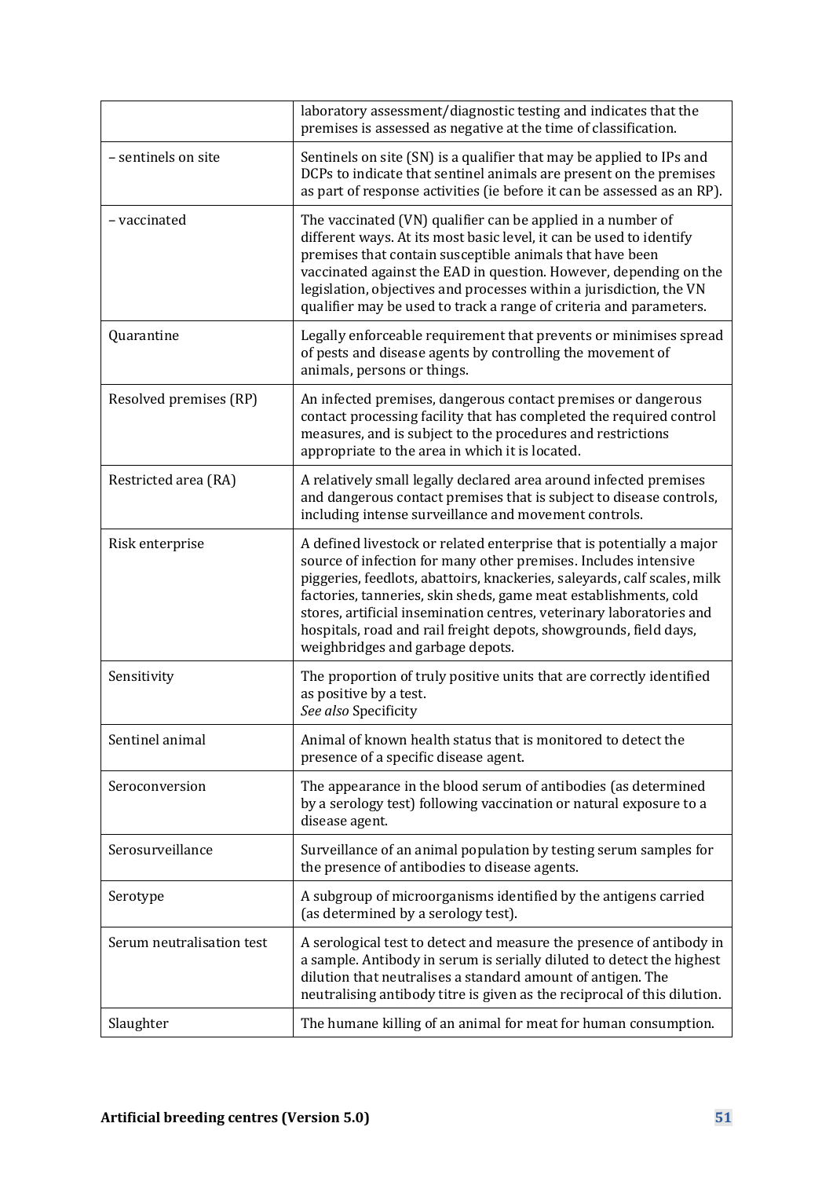| | |
|---|---|
| | laboratory assessment/diagnostic testing and indicates that the premises is assessed as negative at the time of classification. |
| – sentinels on site | Sentinels on site (SN) is a qualifier that may be applied to IPs and DCPs to indicate that sentinel animals are present on the premises as part of response activities (ie before it can be assessed as an RP). |
| – vaccinated | The vaccinated (VN) qualifier can be applied in a number of different ways. At its most basic level, it can be used to identify premises that contain susceptible animals that have been vaccinated against the EAD in question. However, depending on the legislation, objectives and processes within a jurisdiction, the VN qualifier may be used to track a range of criteria and parameters. |
| Quarantine | Legally enforceable requirement that prevents or minimises spread of pests and disease agents by controlling the movement of animals, persons or things. |
| Resolved premises (RP) | An infected premises, dangerous contact premises or dangerous contact processing facility that has completed the required control measures, and is subject to the procedures and restrictions appropriate to the area in which it is located. |
| Restricted area (RA) | A relatively small legally declared area around infected premises and dangerous contact premises that is subject to disease controls, including intense surveillance and movement controls. |
| Risk enterprise | A defined livestock or related enterprise that is potentially a major source of infection for many other premises. Includes intensive piggeries, feedlots, abattoirs, knackeries, saleyards, calf scales, milk factories, tanneries, skin sheds, game meat establishments, cold stores, artificial insemination centres, veterinary laboratories and hospitals, road and rail freight depots, showgrounds, field days, weighbridges and garbage depots. |
| Sensitivity | The proportion of truly positive units that are correctly identified as positive by a test.<br>*See also* Specificity |
| Sentinel animal | Animal of known health status that is monitored to detect the presence of a specific disease agent. |
| Seroconversion | The appearance in the blood serum of antibodies (as determined by a serology test) following vaccination or natural exposure to a disease agent. |
| Serosurveillance | Surveillance of an animal population by testing serum samples for the presence of antibodies to disease agents. |
| Serotype | A subgroup of microorganisms identified by the antigens carried (as determined by a serology test). |
| Serum neutralisation test | A serological test to detect and measure the presence of antibody in a sample. Antibody in serum is serially diluted to detect the highest dilution that neutralises a standard amount of antigen. The neutralising antibody titre is given as the reciprocal of this dilution. |
| Slaughter | The humane killing of an animal for meat for human consumption. |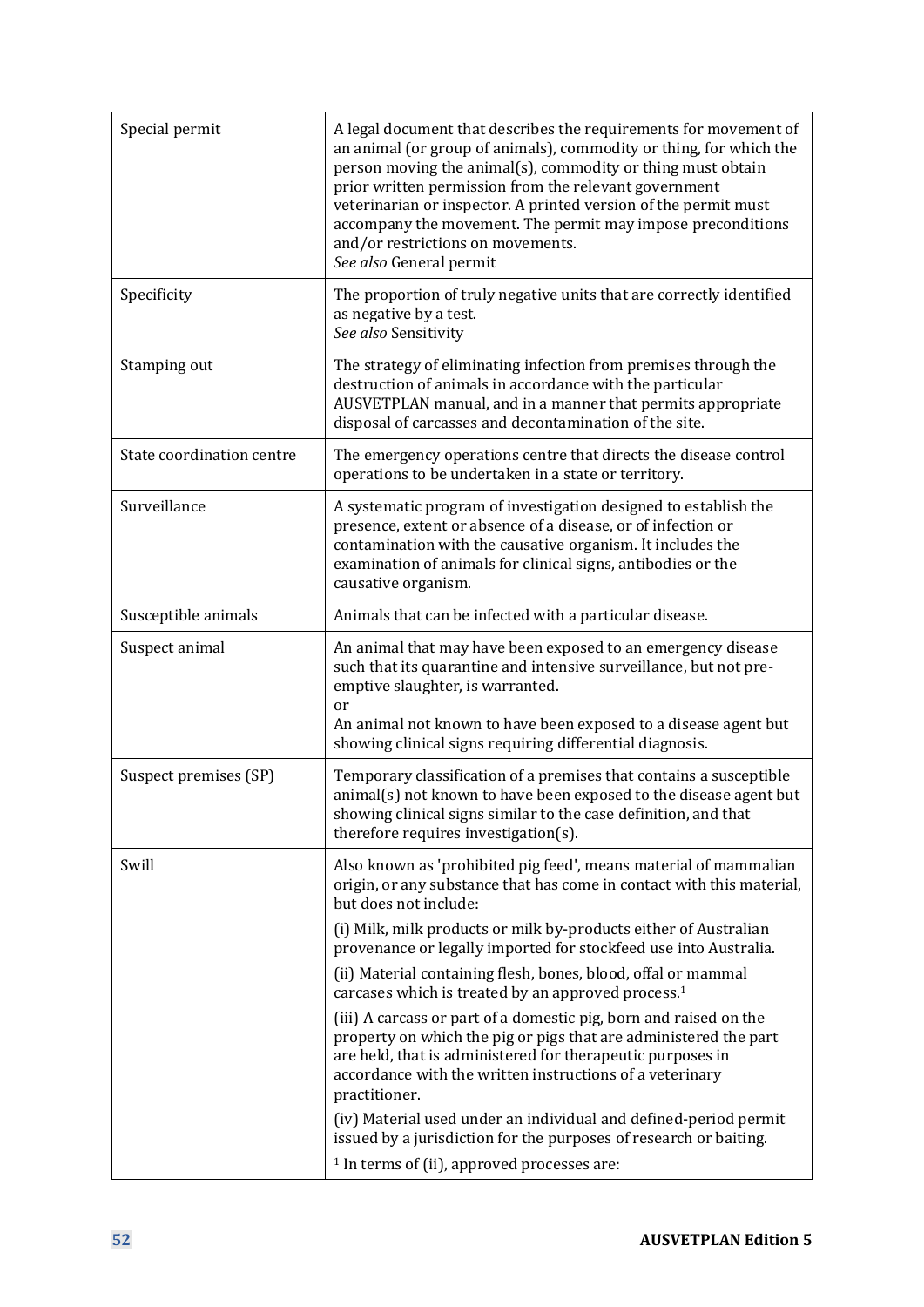| | |
|---|---|
| Special permit | A legal document that describes the requirements for movement of an animal (or group of animals), commodity or thing, for which the person moving the animal(s), commodity or thing must obtain prior written permission from the relevant government veterinarian or inspector. A printed version of the permit must accompany the movement. The permit may impose preconditions and/or restrictions on movements.<br>*See also* General permit |
| Specificity | The proportion of truly negative units that are correctly identified as negative by a test.<br>*See also* Sensitivity |
| Stamping out | The strategy of eliminating infection from premises through the destruction of animals in accordance with the particular AUSVETPLAN manual, and in a manner that permits appropriate disposal of carcasses and decontamination of the site. |
| State coordination centre | The emergency operations centre that directs the disease control operations to be undertaken in a state or territory. |
| Surveillance | A systematic program of investigation designed to establish the presence, extent or absence of a disease, or of infection or contamination with the causative organism. It includes the examination of animals for clinical signs, antibodies or the causative organism. |
| Susceptible animals | Animals that can be infected with a particular disease. |
| Suspect animal | An animal that may have been exposed to an emergency disease such that its quarantine and intensive surveillance, but not pre-emptive slaughter, is warranted.<br>or<br>An animal not known to have been exposed to a disease agent but showing clinical signs requiring differential diagnosis. |
| Suspect premises (SP) | Temporary classification of a premises that contains a susceptible animal(s) not known to have been exposed to the disease agent but showing clinical signs similar to the case definition, and that therefore requires investigation(s). |
| Swill | Also known as 'prohibited pig feed', means material of mammalian origin, or any substance that has come in contact with this material, but does not include:<br>(i) Milk, milk products or milk by-products either of Australian provenance or legally imported for stockfeed use into Australia.<br>(ii) Material containing flesh, bones, blood, offal or mammal carcases which is treated by an approved process.[1]<br>(iii) A carcass or part of a domestic pig, born and raised on the property on which the pig or pigs that are administered the part are held, that is administered for therapeutic purposes in accordance with the written instructions of a veterinary practitioner.<br>(iv) Material used under an individual and defined-period permit issued by a jurisdiction for the purposes of research or baiting.<br>[1] In terms of (ii), approved processes are: |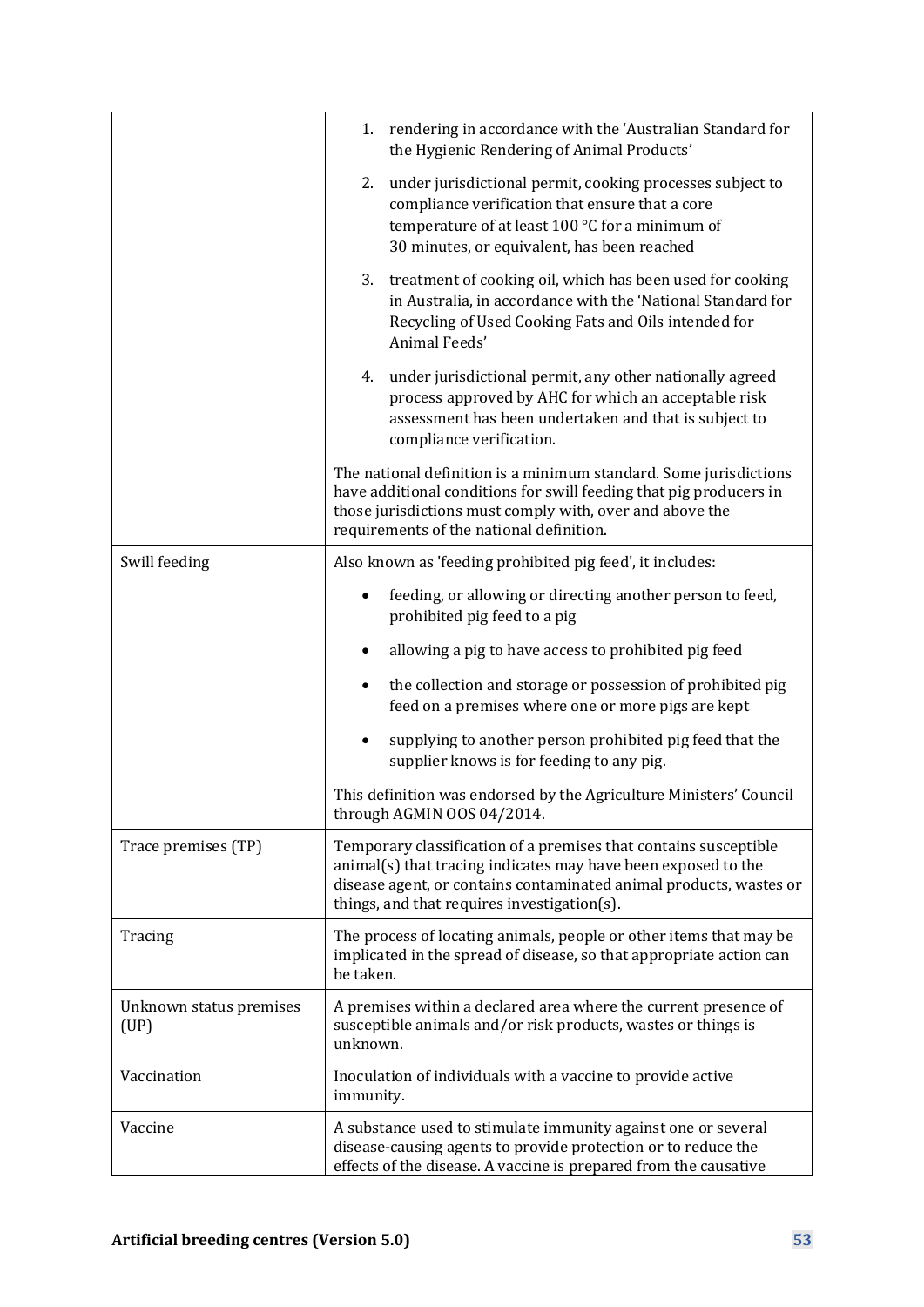| | |
|---|---|
| | 1. rendering in accordance with the 'Australian Standard for the Hygienic Rendering of Animal Products'<br>2. under jurisdictional permit, cooking processes subject to compliance verification that ensure that a core temperature of at least 100 °C for a minimum of 30 minutes, or equivalent, has been reached<br>3. treatment of cooking oil, which has been used for cooking in Australia, in accordance with the 'National Standard for Recycling of Used Cooking Fats and Oils intended for Animal Feeds'<br>4. under jurisdictional permit, any other nationally agreed process approved by AHC for which an acceptable risk assessment has been undertaken and that is subject to compliance verification.<br><br>The national definition is a minimum standard. Some jurisdictions have additional conditions for swill feeding that pig producers in those jurisdictions must comply with, over and above the requirements of the national definition. |
| Swill feeding | Also known as 'feeding prohibited pig feed', it includes:<br>• feeding, or allowing or directing another person to feed, prohibited pig feed to a pig<br>• allowing a pig to have access to prohibited pig feed<br>• the collection and storage or possession of prohibited pig feed on a premises where one or more pigs are kept<br>• supplying to another person prohibited pig feed that the supplier knows is for feeding to any pig.<br><br>This definition was endorsed by the Agriculture Ministers' Council through AGMIN OOS 04/2014. |
| Trace premises (TP) | Temporary classification of a premises that contains susceptible animal(s) that tracing indicates may have been exposed to the disease agent, or contains contaminated animal products, wastes or things, and that requires investigation(s). |
| Tracing | The process of locating animals, people or other items that may be implicated in the spread of disease, so that appropriate action can be taken. |
| Unknown status premises (UP) | A premises within a declared area where the current presence of susceptible animals and/or risk products, wastes or things is unknown. |
| Vaccination | Inoculation of individuals with a vaccine to provide active immunity. |
| Vaccine | A substance used to stimulate immunity against one or several disease-causing agents to provide protection or to reduce the effects of the disease. A vaccine is prepared from the causative |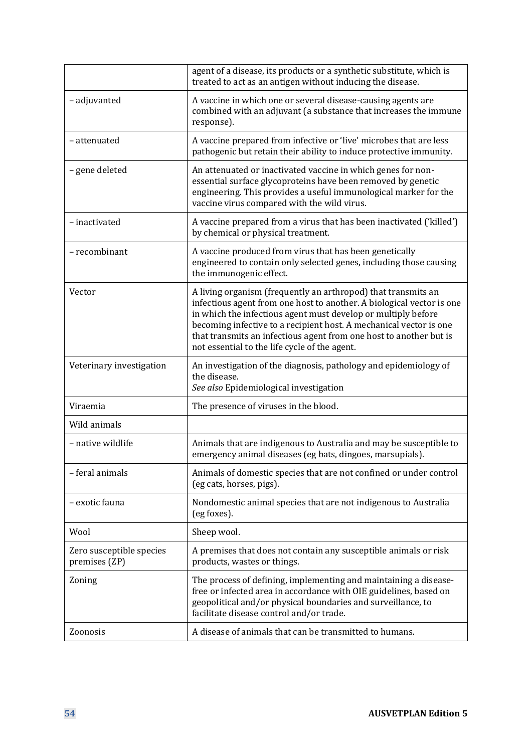| | |
|---|---|
| | agent of a disease, its products or a synthetic substitute, which is treated to act as an antigen without inducing the disease. |
| – adjuvanted | A vaccine in which one or several disease-causing agents are combined with an adjuvant (a substance that increases the immune response). |
| – attenuated | A vaccine prepared from infective or 'live' microbes that are less pathogenic but retain their ability to induce protective immunity. |
| – gene deleted | An attenuated or inactivated vaccine in which genes for non-essential surface glycoproteins have been removed by genetic engineering. This provides a useful immunological marker for the vaccine virus compared with the wild virus. |
| – inactivated | A vaccine prepared from a virus that has been inactivated ('killed') by chemical or physical treatment. |
| – recombinant | A vaccine produced from virus that has been genetically engineered to contain only selected genes, including those causing the immunogenic effect. |
| Vector | A living organism (frequently an arthropod) that transmits an infectious agent from one host to another. A biological vector is one in which the infectious agent must develop or multiply before becoming infective to a recipient host. A mechanical vector is one that transmits an infectious agent from one host to another but is not essential to the life cycle of the agent. |
| Veterinary investigation | An investigation of the diagnosis, pathology and epidemiology of the disease.<br>*See also* Epidemiological investigation |
| Viraemia | The presence of viruses in the blood. |
| Wild animals | |
| – native wildlife | Animals that are indigenous to Australia and may be susceptible to emergency animal diseases (eg bats, dingoes, marsupials). |
| – feral animals | Animals of domestic species that are not confined or under control (eg cats, horses, pigs). |
| – exotic fauna | Nondomestic animal species that are not indigenous to Australia (eg foxes). |
| Wool | Sheep wool. |
| Zero susceptible species premises (ZP) | A premises that does not contain any susceptible animals or risk products, wastes or things. |
| Zoning | The process of defining, implementing and maintaining a disease-free or infected area in accordance with OIE guidelines, based on geopolitical and/or physical boundaries and surveillance, to facilitate disease control and/or trade. |
| Zoonosis | A disease of animals that can be transmitted to humans. |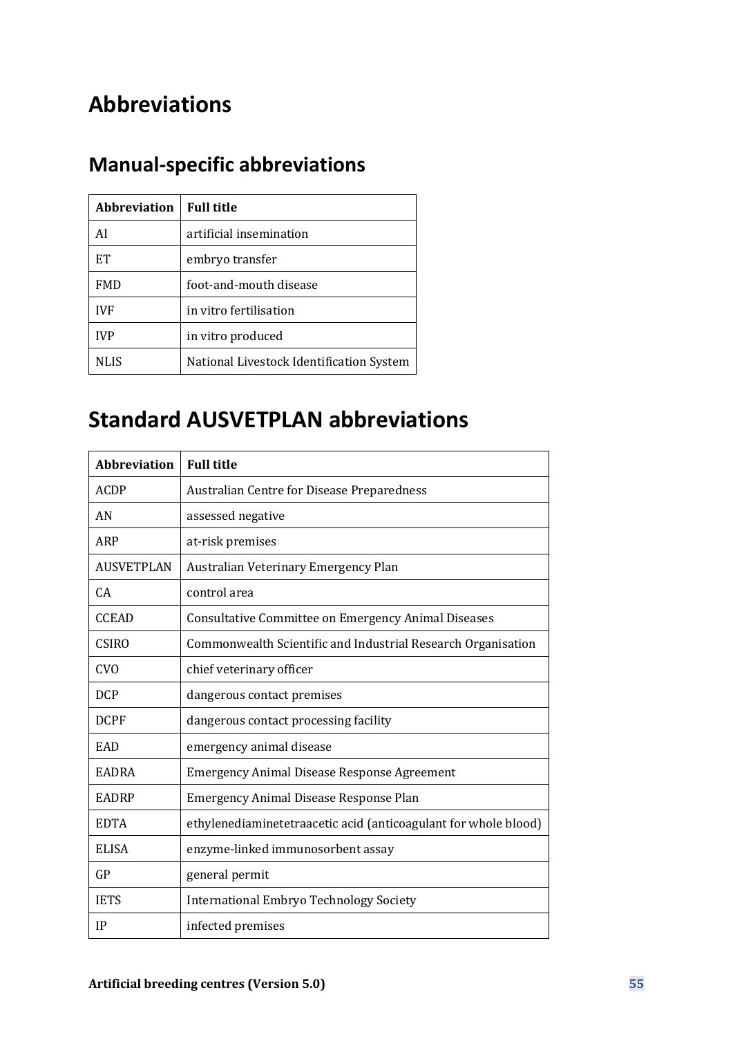# Abbreviations

## Manual-specific abbreviations

| Abbreviation | Full title |
|---|---|
| AI | artificial insemination |
| ET | embryo transfer |
| FMD | foot-and-mouth disease |
| IVF | in vitro fertilisation |
| IVP | in vitro produced |
| NLIS | National Livestock Identification System |

# Standard AUSVETPLAN abbreviations

| Abbreviation | Full title |
|---|---|
| ACDP | Australian Centre for Disease Preparedness |
| AN | assessed negative |
| ARP | at-risk premises |
| AUSVETPLAN | Australian Veterinary Emergency Plan |
| CA | control area |
| CCEAD | Consultative Committee on Emergency Animal Diseases |
| CSIRO | Commonwealth Scientific and Industrial Research Organisation |
| CVO | chief veterinary officer |
| DCP | dangerous contact premises |
| DCPF | dangerous contact processing facility |
| EAD | emergency animal disease |
| EADRA | Emergency Animal Disease Response Agreement |
| EADRP | Emergency Animal Disease Response Plan |
| EDTA | ethylenediaminetetraacetic acid (anticoagulant for whole blood) |
| ELISA | enzyme-linked immunosorbent assay |
| GP | general permit |
| IETS | International Embryo Technology Society |
| IP | infected premises |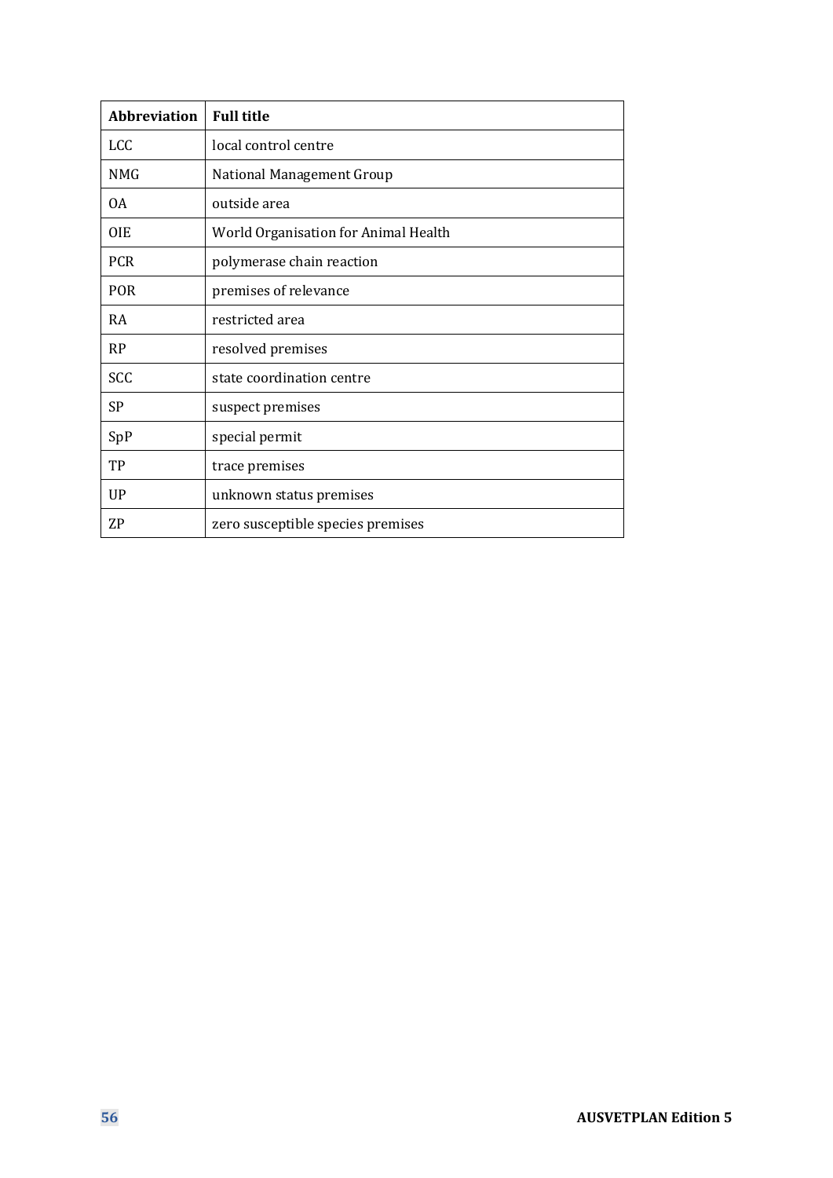| Abbreviation | Full title |
|---|---|
| LCC | local control centre |
| NMG | National Management Group |
| OA | outside area |
| OIE | World Organisation for Animal Health |
| PCR | polymerase chain reaction |
| POR | premises of relevance |
| RA | restricted area |
| RP | resolved premises |
| SCC | state coordination centre |
| SP | suspect premises |
| SpP | special permit |
| TP | trace premises |
| UP | unknown status premises |
| ZP | zero susceptible species premises |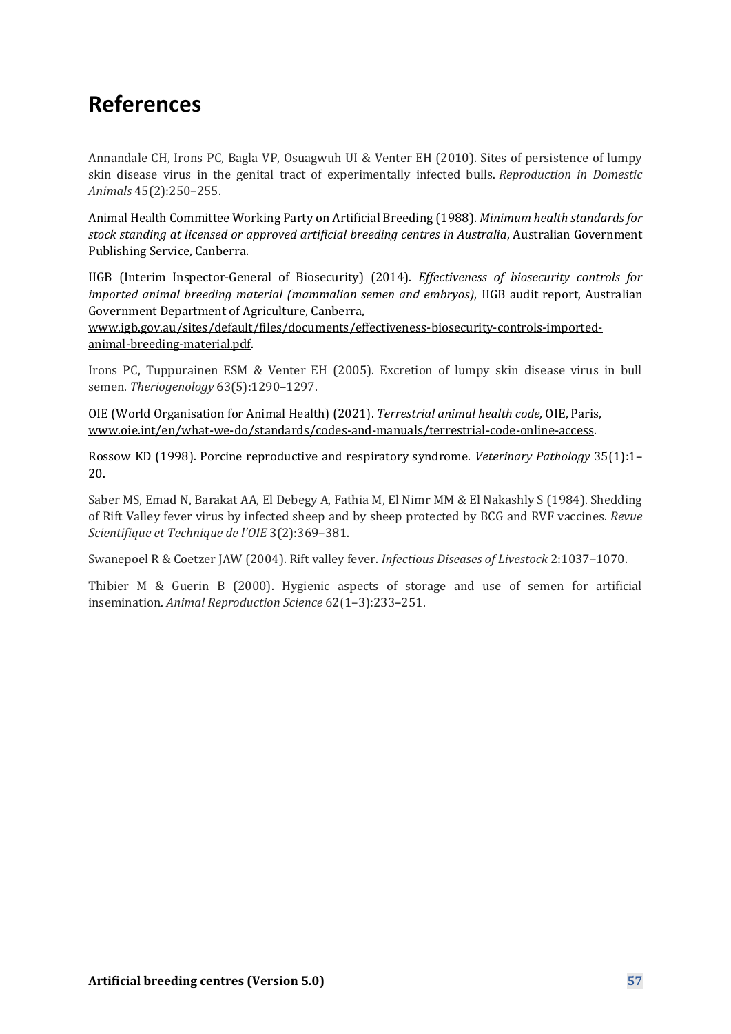# References

Annandale CH, Irons PC, Bagla VP, Osuagwuh UI & Venter EH (2010). Sites of persistence of lumpy skin disease virus in the genital tract of experimentally infected bulls. *Reproduction in Domestic Animals* 45(2):250–255.

Animal Health Committee Working Party on Artificial Breeding (1988). *Minimum health standards for stock standing at licensed or approved artificial breeding centres in Australia*, Australian Government Publishing Service, Canberra.

IIGB (Interim Inspector-General of Biosecurity) (2014). *Effectiveness of biosecurity controls for imported animal breeding material (mammalian semen and embryos)*, IIGB audit report, Australian Government Department of Agriculture, Canberra, [www.igb.gov.au/sites/default/files/documents/effectiveness-biosecurity-controls-imported-animal-breeding-material.pdf](www.igb.gov.au/sites/default/files/documents/effectiveness-biosecurity-controls-imported-animal-breeding-material.pdf).

Irons PC, Tuppurainen ESM & Venter EH (2005). Excretion of lumpy skin disease virus in bull semen. *Theriogenology* 63(5):1290–1297.

OIE (World Organisation for Animal Health) (2021). *Terrestrial animal health code*, OIE, Paris, [www.oie.int/en/what-we-do/standards/codes-and-manuals/terrestrial-code-online-access](www.oie.int/en/what-we-do/standards/codes-and-manuals/terrestrial-code-online-access).

Rossow KD (1998). Porcine reproductive and respiratory syndrome. *Veterinary Pathology* 35(1):1–20.

Saber MS, Emad N, Barakat AA, El Debegy A, Fathia M, El Nimr MM & El Nakashly S (1984). Shedding of Rift Valley fever virus by infected sheep and by sheep protected by BCG and RVF vaccines. *Revue Scientifique et Technique de l'OIE* 3(2):369–381.

Swanepoel R & Coetzer JAW (2004). Rift valley fever. *Infectious Diseases of Livestock* 2:1037–1070.

Thibier M & Guerin B (2000). Hygienic aspects of storage and use of semen for artificial insemination. *Animal Reproduction Science* 62(1–3):233–251.